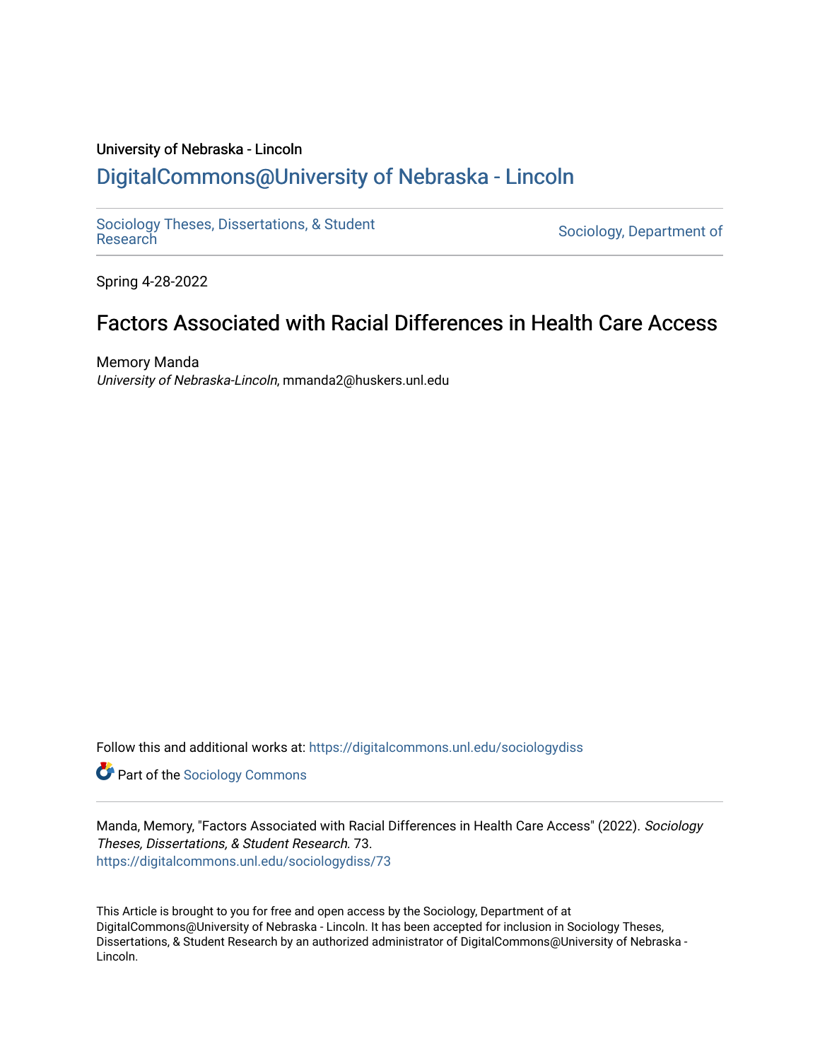University of Nebraska - Lincoln

## DigitalCommons@University of Nebraska - Lincoln

Sociology Theses, Dissertations, & Student Research | Sociology, Department of

Spring 4-28-2022

# Factors Associated with Racial Differences in Health Care Access

Memory Manda
*University of Nebraska-Lincoln*, mmanda2@huskers.unl.edu

Follow this and additional works at: https://digitalcommons.unl.edu/sociologydiss

Part of the Sociology Commons

Manda, Memory, "Factors Associated with Racial Differences in Health Care Access" (2022). *Sociology Theses, Dissertations, & Student Research*. 73.
https://digitalcommons.unl.edu/sociologydiss/73

This Article is brought to you for free and open access by the Sociology, Department of at DigitalCommons@University of Nebraska - Lincoln. It has been accepted for inclusion in Sociology Theses, Dissertations, & Student Research by an authorized administrator of DigitalCommons@University of Nebraska - Lincoln.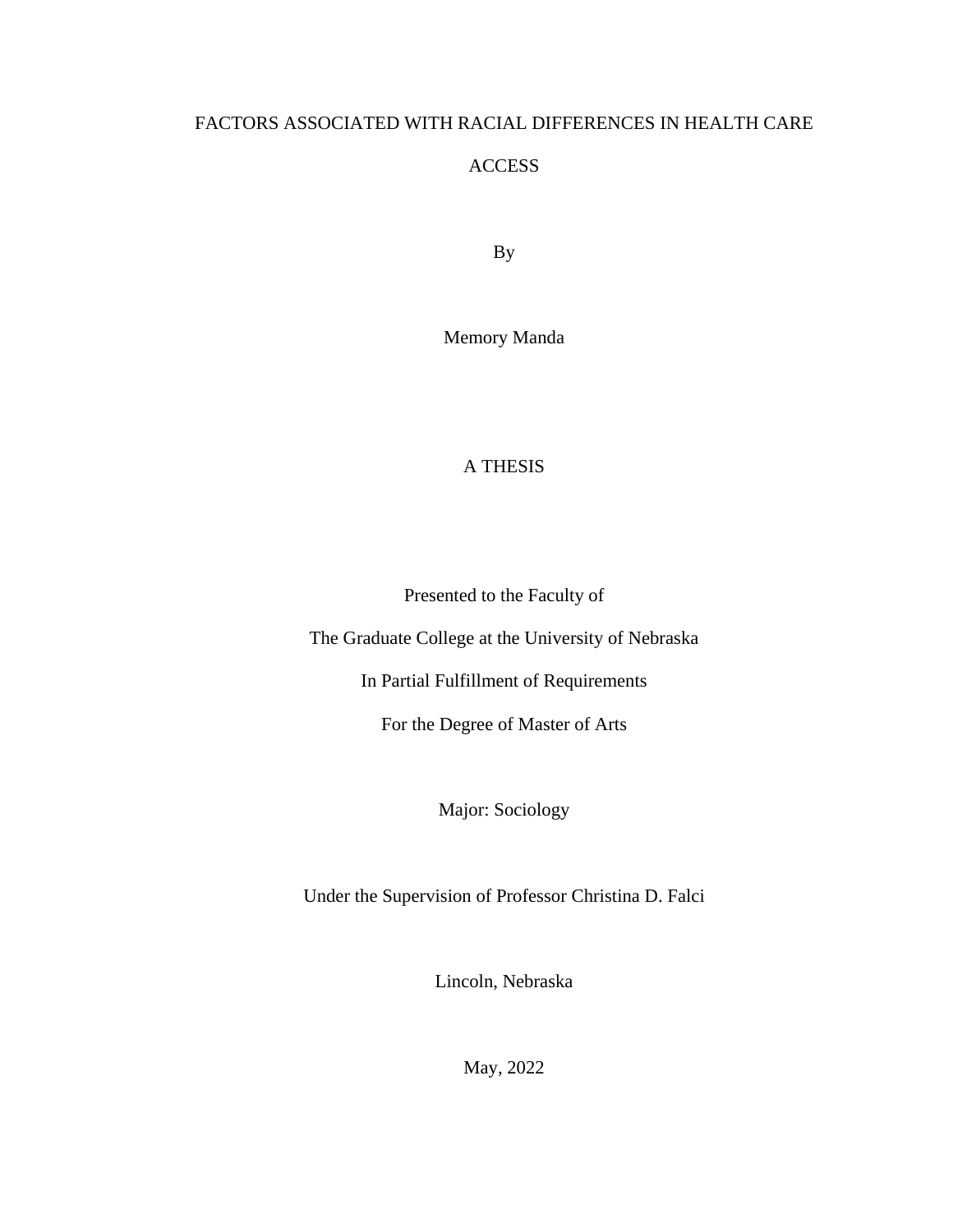# FACTORS ASSOCIATED WITH RACIAL DIFFERENCES IN HEALTH CARE ACCESS

By

Memory Manda

A THESIS

Presented to the Faculty of

The Graduate College at the University of Nebraska

In Partial Fulfillment of Requirements

For the Degree of Master of Arts

Major: Sociology

Under the Supervision of Professor Christina D. Falci

Lincoln, Nebraska

May, 2022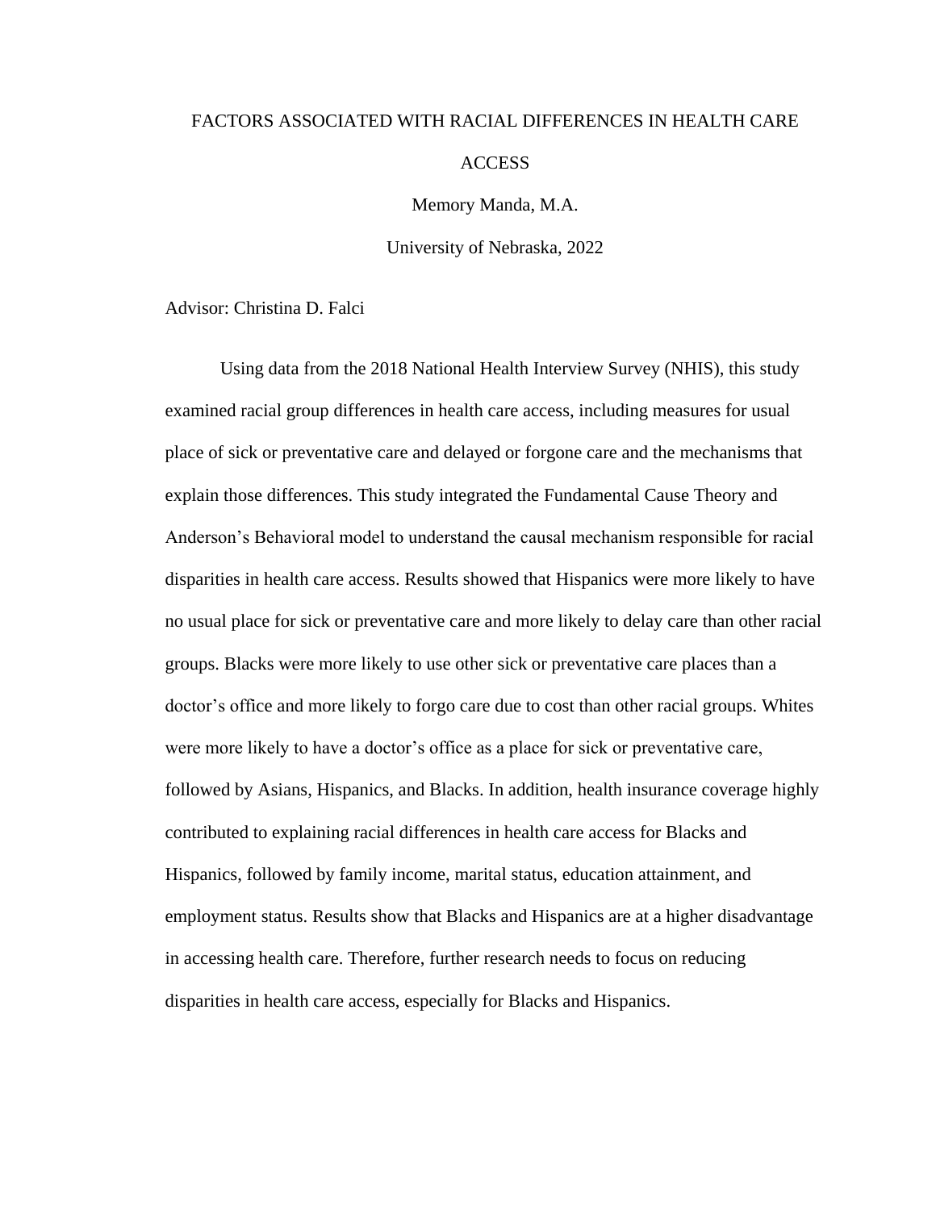# FACTORS ASSOCIATED WITH RACIAL DIFFERENCES IN HEALTH CARE ACCESS

Memory Manda, M.A.

University of Nebraska, 2022

Advisor: Christina D. Falci

Using data from the 2018 National Health Interview Survey (NHIS), this study examined racial group differences in health care access, including measures for usual place of sick or preventative care and delayed or forgone care and the mechanisms that explain those differences. This study integrated the Fundamental Cause Theory and Anderson's Behavioral model to understand the causal mechanism responsible for racial disparities in health care access. Results showed that Hispanics were more likely to have no usual place for sick or preventative care and more likely to delay care than other racial groups. Blacks were more likely to use other sick or preventative care places than a doctor's office and more likely to forgo care due to cost than other racial groups. Whites were more likely to have a doctor's office as a place for sick or preventative care, followed by Asians, Hispanics, and Blacks. In addition, health insurance coverage highly contributed to explaining racial differences in health care access for Blacks and Hispanics, followed by family income, marital status, education attainment, and employment status. Results show that Blacks and Hispanics are at a higher disadvantage in accessing health care. Therefore, further research needs to focus on reducing disparities in health care access, especially for Blacks and Hispanics.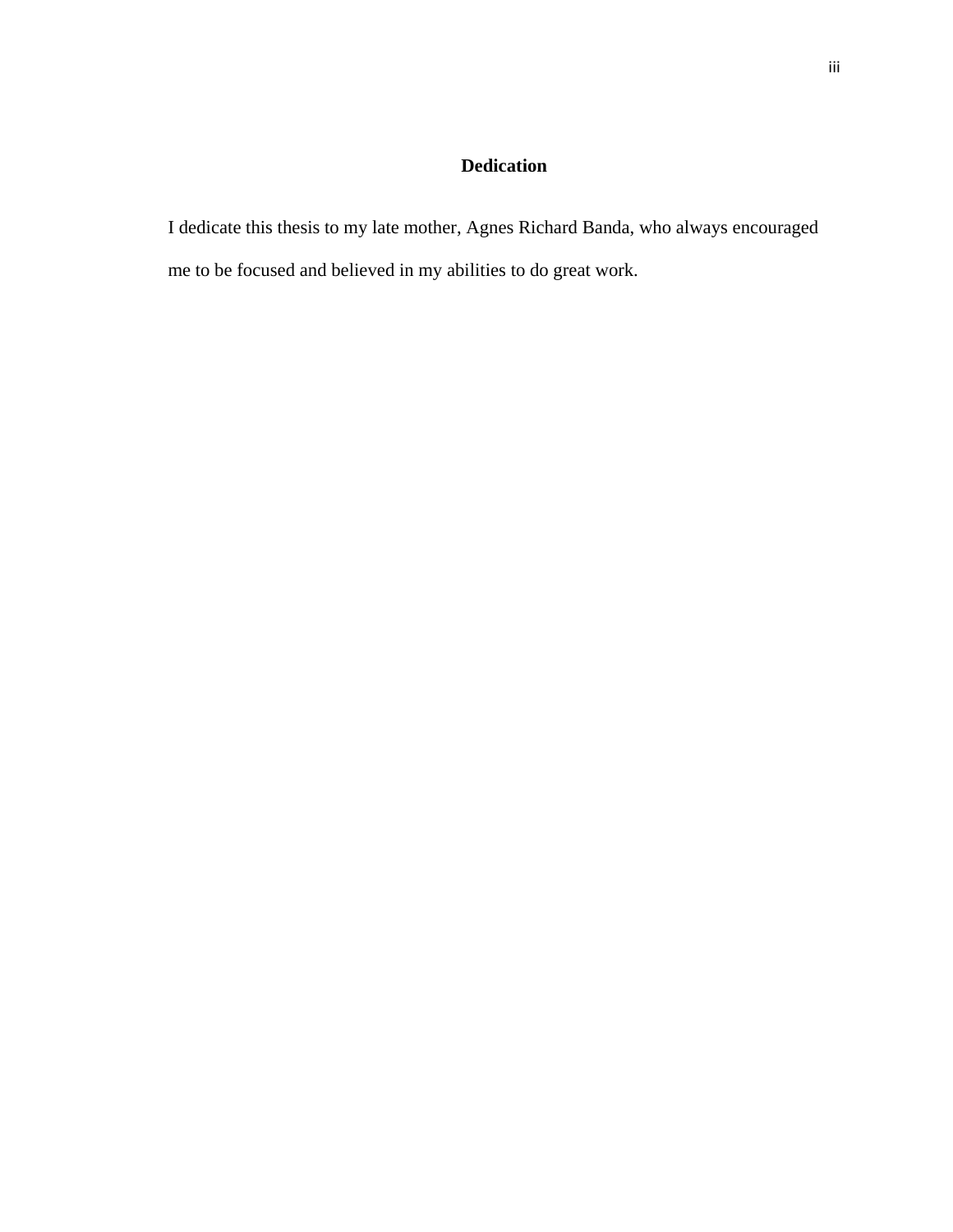# Dedication

I dedicate this thesis to my late mother, Agnes Richard Banda, who always encouraged me to be focused and believed in my abilities to do great work.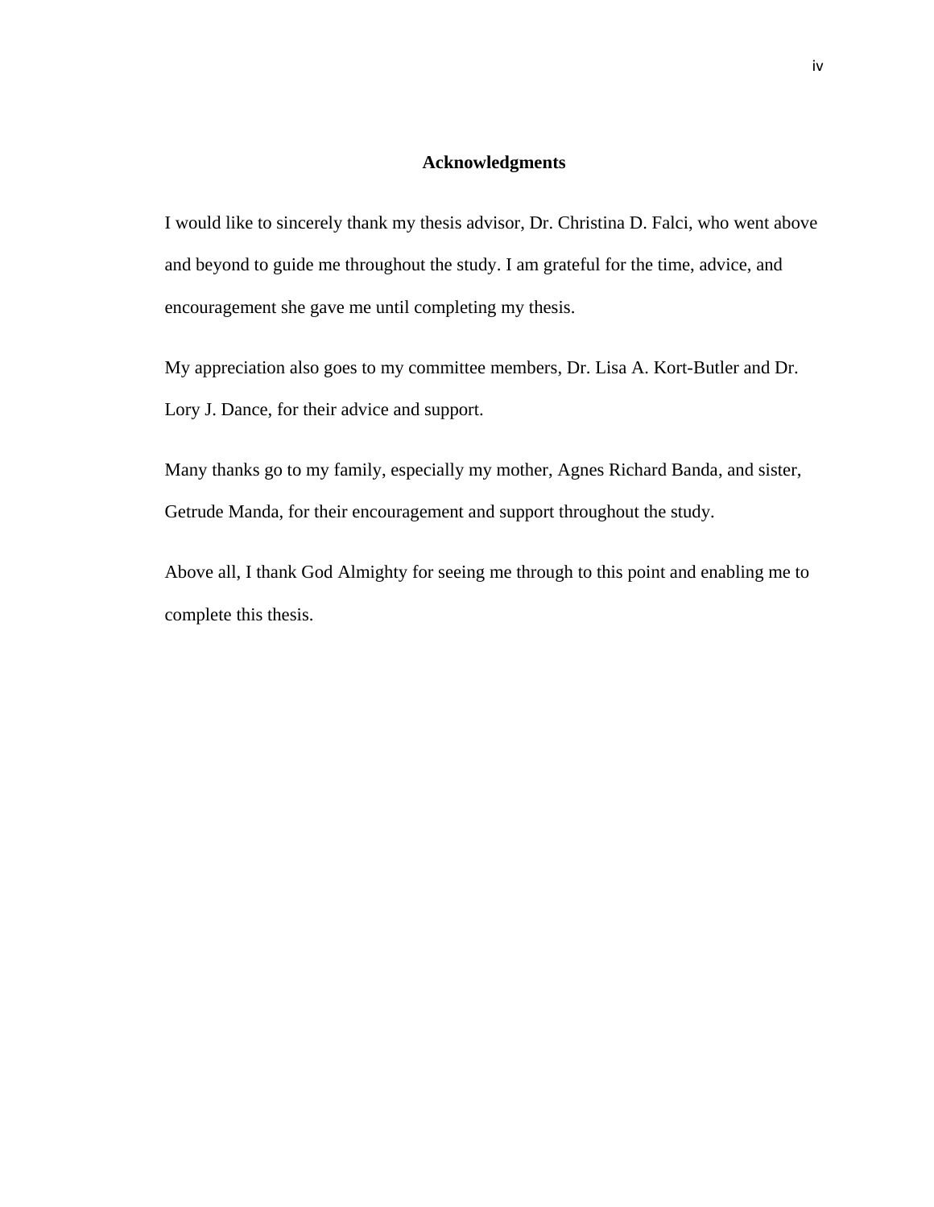## Acknowledgments

I would like to sincerely thank my thesis advisor, Dr. Christina D. Falci, who went above and beyond to guide me throughout the study. I am grateful for the time, advice, and encouragement she gave me until completing my thesis.

My appreciation also goes to my committee members, Dr. Lisa A. Kort-Butler and Dr. Lory J. Dance, for their advice and support.

Many thanks go to my family, especially my mother, Agnes Richard Banda, and sister, Getrude Manda, for their encouragement and support throughout the study.

Above all, I thank God Almighty for seeing me through to this point and enabling me to complete this thesis.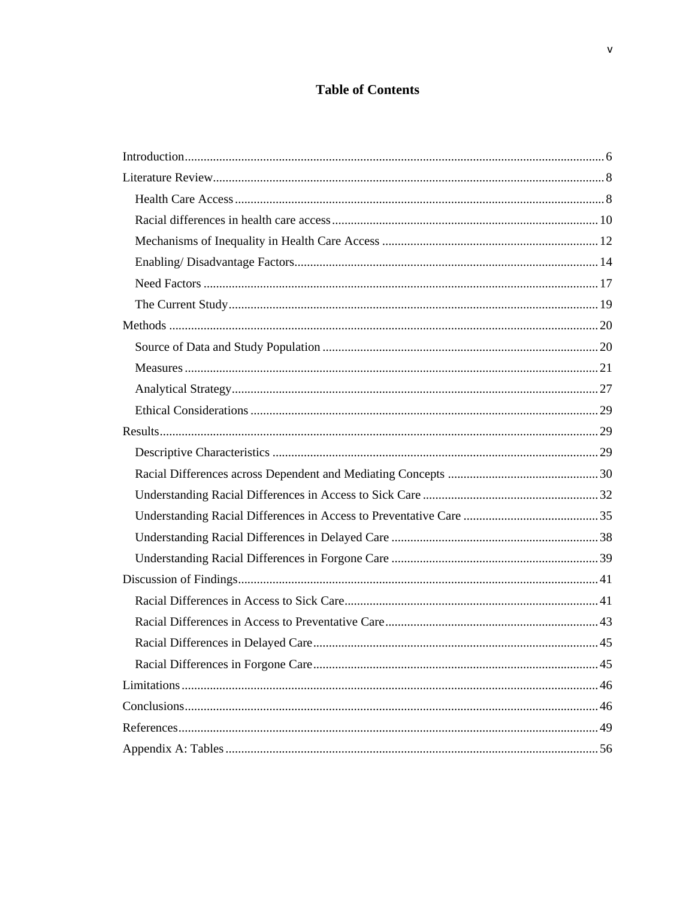# Table of Contents

Introduction ..... 6
Literature Review ..... 8
- Health Care Access ..... 8
- Racial differences in health care access ..... 10
- Mechanisms of Inequality in Health Care Access ..... 12
- Enabling/ Disadvantage Factors ..... 14
- Need Factors ..... 17
- The Current Study ..... 19

Methods ..... 20
- Source of Data and Study Population ..... 20
- Measures ..... 21
- Analytical Strategy ..... 27
- Ethical Considerations ..... 29

Results ..... 29
- Descriptive Characteristics ..... 29
- Racial Differences across Dependent and Mediating Concepts ..... 30
- Understanding Racial Differences in Access to Sick Care ..... 32
- Understanding Racial Differences in Access to Preventative Care ..... 35
- Understanding Racial Differences in Delayed Care ..... 38
- Understanding Racial Differences in Forgone Care ..... 39

Discussion of Findings ..... 41
- Racial Differences in Access to Sick Care ..... 41
- Racial Differences in Access to Preventative Care ..... 43
- Racial Differences in Delayed Care ..... 45
- Racial Differences in Forgone Care ..... 45

Limitations ..... 46
Conclusions ..... 46
References ..... 49
Appendix A: Tables ..... 56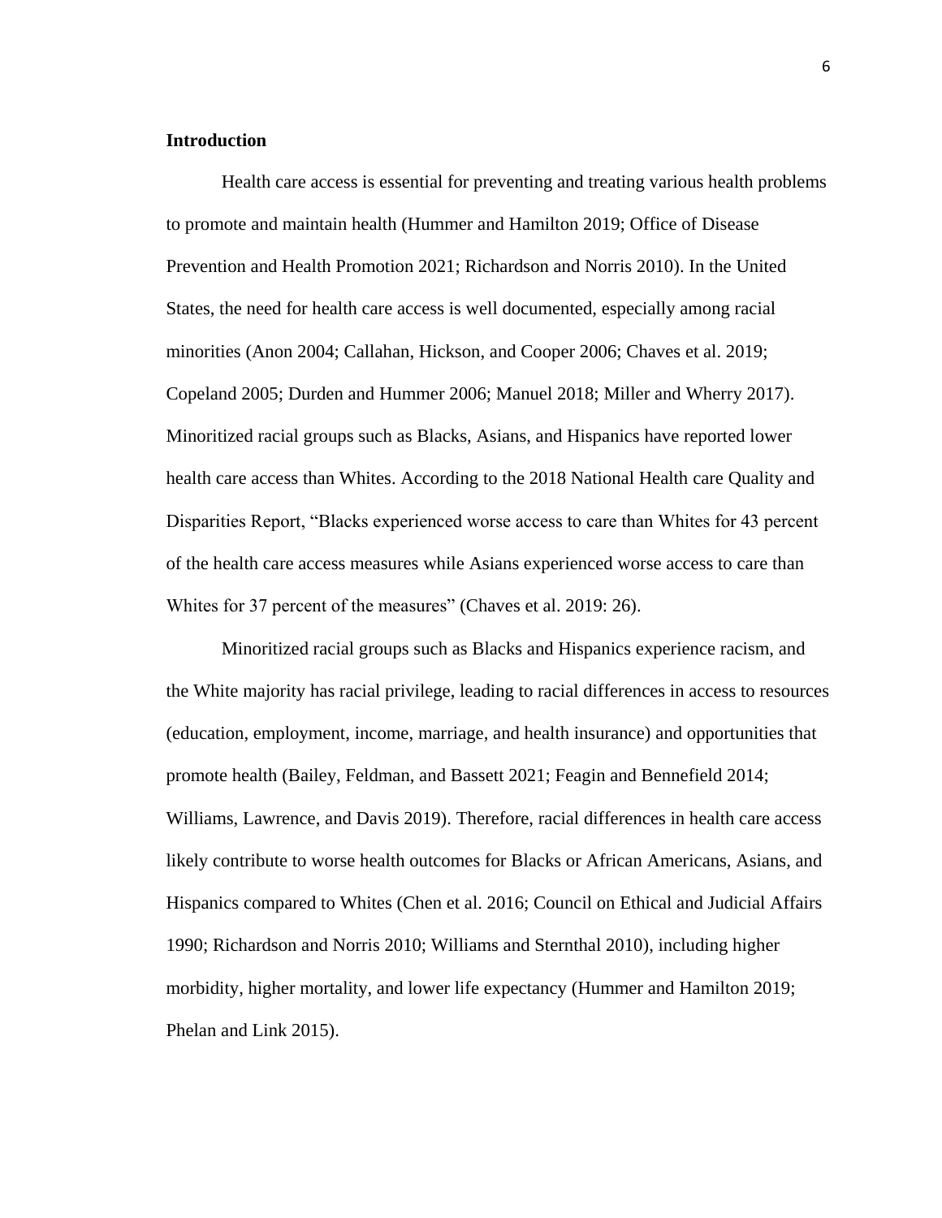**Introduction**

Health care access is essential for preventing and treating various health problems to promote and maintain health (Hummer and Hamilton 2019; Office of Disease Prevention and Health Promotion 2021; Richardson and Norris 2010). In the United States, the need for health care access is well documented, especially among racial minorities (Anon 2004; Callahan, Hickson, and Cooper 2006; Chaves et al. 2019; Copeland 2005; Durden and Hummer 2006; Manuel 2018; Miller and Wherry 2017). Minoritized racial groups such as Blacks, Asians, and Hispanics have reported lower health care access than Whites. According to the 2018 National Health care Quality and Disparities Report, "Blacks experienced worse access to care than Whites for 43 percent of the health care access measures while Asians experienced worse access to care than Whites for 37 percent of the measures" (Chaves et al. 2019: 26).

Minoritized racial groups such as Blacks and Hispanics experience racism, and the White majority has racial privilege, leading to racial differences in access to resources (education, employment, income, marriage, and health insurance) and opportunities that promote health (Bailey, Feldman, and Bassett 2021; Feagin and Bennefield 2014; Williams, Lawrence, and Davis 2019). Therefore, racial differences in health care access likely contribute to worse health outcomes for Blacks or African Americans, Asians, and Hispanics compared to Whites (Chen et al. 2016; Council on Ethical and Judicial Affairs 1990; Richardson and Norris 2010; Williams and Sternthal 2010), including higher morbidity, higher mortality, and lower life expectancy (Hummer and Hamilton 2019; Phelan and Link 2015).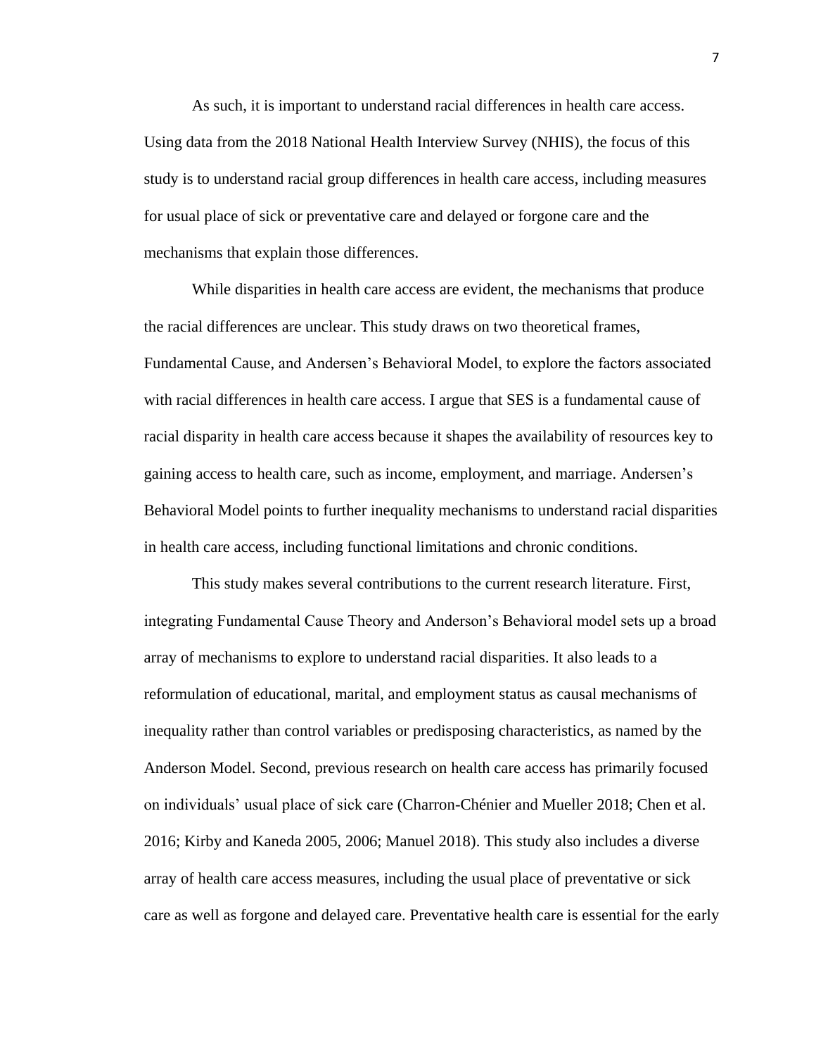As such, it is important to understand racial differences in health care access. Using data from the 2018 National Health Interview Survey (NHIS), the focus of this study is to understand racial group differences in health care access, including measures for usual place of sick or preventative care and delayed or forgone care and the mechanisms that explain those differences.

While disparities in health care access are evident, the mechanisms that produce the racial differences are unclear. This study draws on two theoretical frames, Fundamental Cause, and Andersen's Behavioral Model, to explore the factors associated with racial differences in health care access. I argue that SES is a fundamental cause of racial disparity in health care access because it shapes the availability of resources key to gaining access to health care, such as income, employment, and marriage. Andersen's Behavioral Model points to further inequality mechanisms to understand racial disparities in health care access, including functional limitations and chronic conditions.

This study makes several contributions to the current research literature. First, integrating Fundamental Cause Theory and Anderson's Behavioral model sets up a broad array of mechanisms to explore to understand racial disparities. It also leads to a reformulation of educational, marital, and employment status as causal mechanisms of inequality rather than control variables or predisposing characteristics, as named by the Anderson Model. Second, previous research on health care access has primarily focused on individuals' usual place of sick care (Charron-Chénier and Mueller 2018; Chen et al. 2016; Kirby and Kaneda 2005, 2006; Manuel 2018). This study also includes a diverse array of health care access measures, including the usual place of preventative or sick care as well as forgone and delayed care. Preventative health care is essential for the early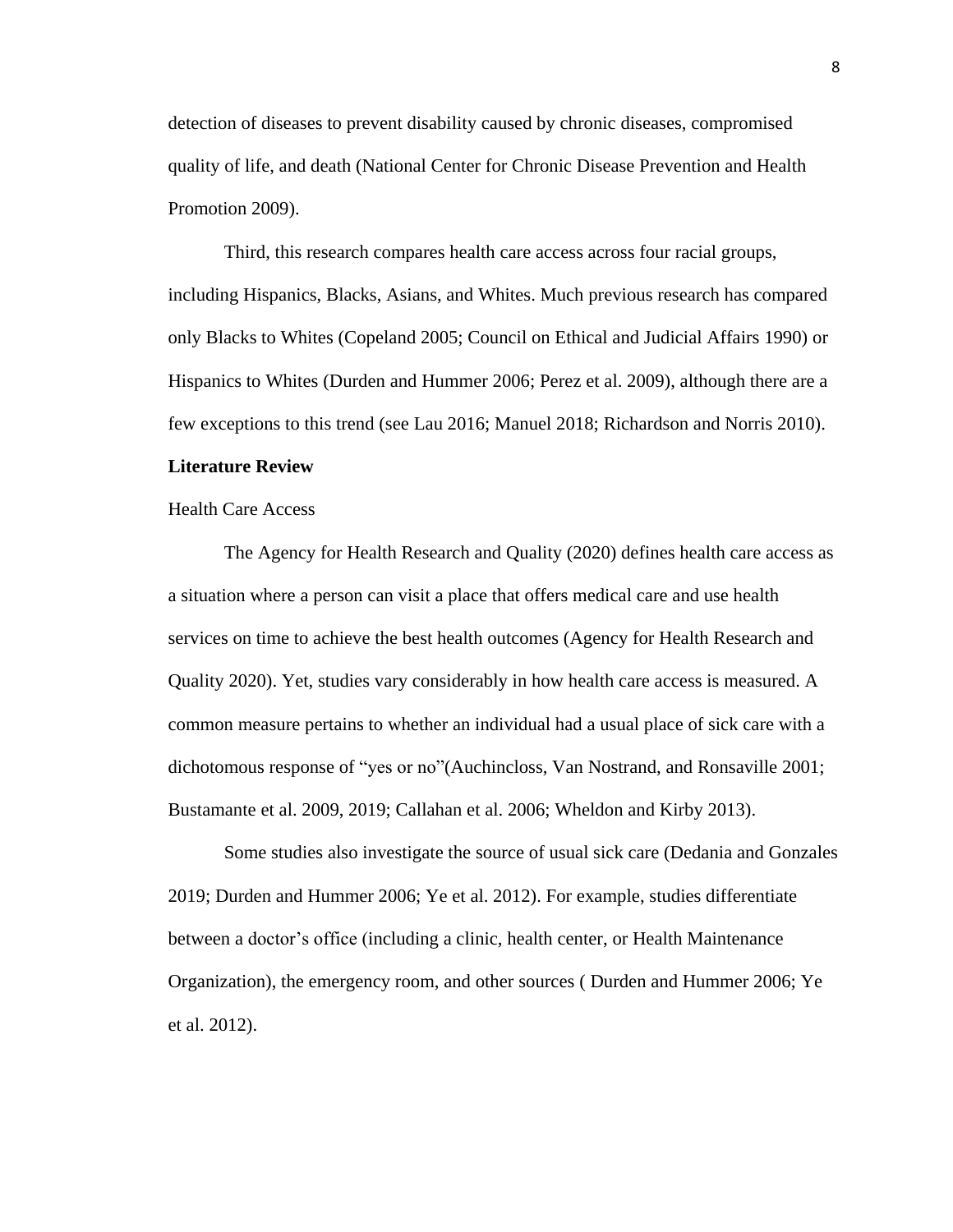detection of diseases to prevent disability caused by chronic diseases, compromised quality of life, and death (National Center for Chronic Disease Prevention and Health Promotion 2009).

Third, this research compares health care access across four racial groups, including Hispanics, Blacks, Asians, and Whites. Much previous research has compared only Blacks to Whites (Copeland 2005; Council on Ethical and Judicial Affairs 1990) or Hispanics to Whites (Durden and Hummer 2006; Perez et al. 2009), although there are a few exceptions to this trend (see Lau 2016; Manuel 2018; Richardson and Norris 2010).

## Literature Review

### Health Care Access

The Agency for Health Research and Quality (2020) defines health care access as a situation where a person can visit a place that offers medical care and use health services on time to achieve the best health outcomes (Agency for Health Research and Quality 2020). Yet, studies vary considerably in how health care access is measured. A common measure pertains to whether an individual had a usual place of sick care with a dichotomous response of "yes or no"(Auchincloss, Van Nostrand, and Ronsaville 2001; Bustamante et al. 2009, 2019; Callahan et al. 2006; Wheldon and Kirby 2013).

Some studies also investigate the source of usual sick care (Dedania and Gonzales 2019; Durden and Hummer 2006; Ye et al. 2012). For example, studies differentiate between a doctor's office (including a clinic, health center, or Health Maintenance Organization), the emergency room, and other sources ( Durden and Hummer 2006; Ye et al. 2012).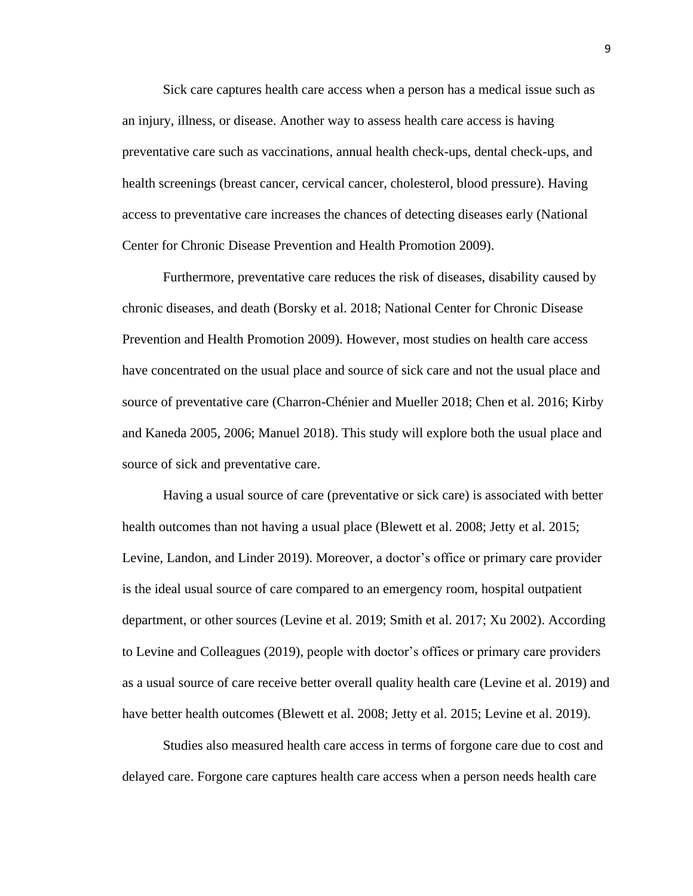Sick care captures health care access when a person has a medical issue such as an injury, illness, or disease. Another way to assess health care access is having preventative care such as vaccinations, annual health check-ups, dental check-ups, and health screenings (breast cancer, cervical cancer, cholesterol, blood pressure). Having access to preventative care increases the chances of detecting diseases early (National Center for Chronic Disease Prevention and Health Promotion 2009).

Furthermore, preventative care reduces the risk of diseases, disability caused by chronic diseases, and death (Borsky et al. 2018; National Center for Chronic Disease Prevention and Health Promotion 2009). However, most studies on health care access have concentrated on the usual place and source of sick care and not the usual place and source of preventative care (Charron-Chénier and Mueller 2018; Chen et al. 2016; Kirby and Kaneda 2005, 2006; Manuel 2018). This study will explore both the usual place and source of sick and preventative care.

Having a usual source of care (preventative or sick care) is associated with better health outcomes than not having a usual place (Blewett et al. 2008; Jetty et al. 2015; Levine, Landon, and Linder 2019). Moreover, a doctor's office or primary care provider is the ideal usual source of care compared to an emergency room, hospital outpatient department, or other sources (Levine et al. 2019; Smith et al. 2017; Xu 2002). According to Levine and Colleagues (2019), people with doctor's offices or primary care providers as a usual source of care receive better overall quality health care (Levine et al. 2019) and have better health outcomes (Blewett et al. 2008; Jetty et al. 2015; Levine et al. 2019).

Studies also measured health care access in terms of forgone care due to cost and delayed care. Forgone care captures health care access when a person needs health care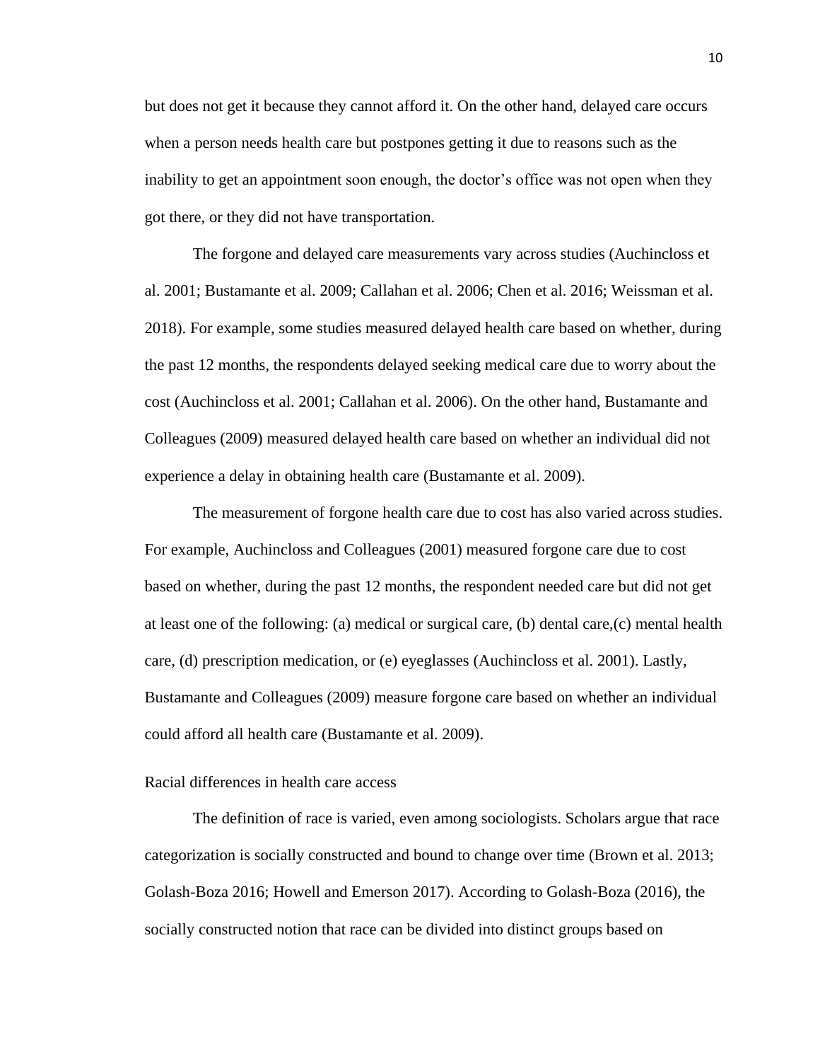but does not get it because they cannot afford it. On the other hand, delayed care occurs when a person needs health care but postpones getting it due to reasons such as the inability to get an appointment soon enough, the doctor's office was not open when they got there, or they did not have transportation.

The forgone and delayed care measurements vary across studies (Auchincloss et al. 2001; Bustamante et al. 2009; Callahan et al. 2006; Chen et al. 2016; Weissman et al. 2018). For example, some studies measured delayed health care based on whether, during the past 12 months, the respondents delayed seeking medical care due to worry about the cost (Auchincloss et al. 2001; Callahan et al. 2006). On the other hand, Bustamante and Colleagues (2009) measured delayed health care based on whether an individual did not experience a delay in obtaining health care (Bustamante et al. 2009).

The measurement of forgone health care due to cost has also varied across studies. For example, Auchincloss and Colleagues (2001) measured forgone care due to cost based on whether, during the past 12 months, the respondent needed care but did not get at least one of the following: (a) medical or surgical care, (b) dental care,(c) mental health care, (d) prescription medication, or (e) eyeglasses (Auchincloss et al. 2001). Lastly, Bustamante and Colleagues (2009) measure forgone care based on whether an individual could afford all health care (Bustamante et al. 2009).

## Racial differences in health care access

The definition of race is varied, even among sociologists. Scholars argue that race categorization is socially constructed and bound to change over time (Brown et al. 2013; Golash-Boza 2016; Howell and Emerson 2017). According to Golash-Boza (2016), the socially constructed notion that race can be divided into distinct groups based on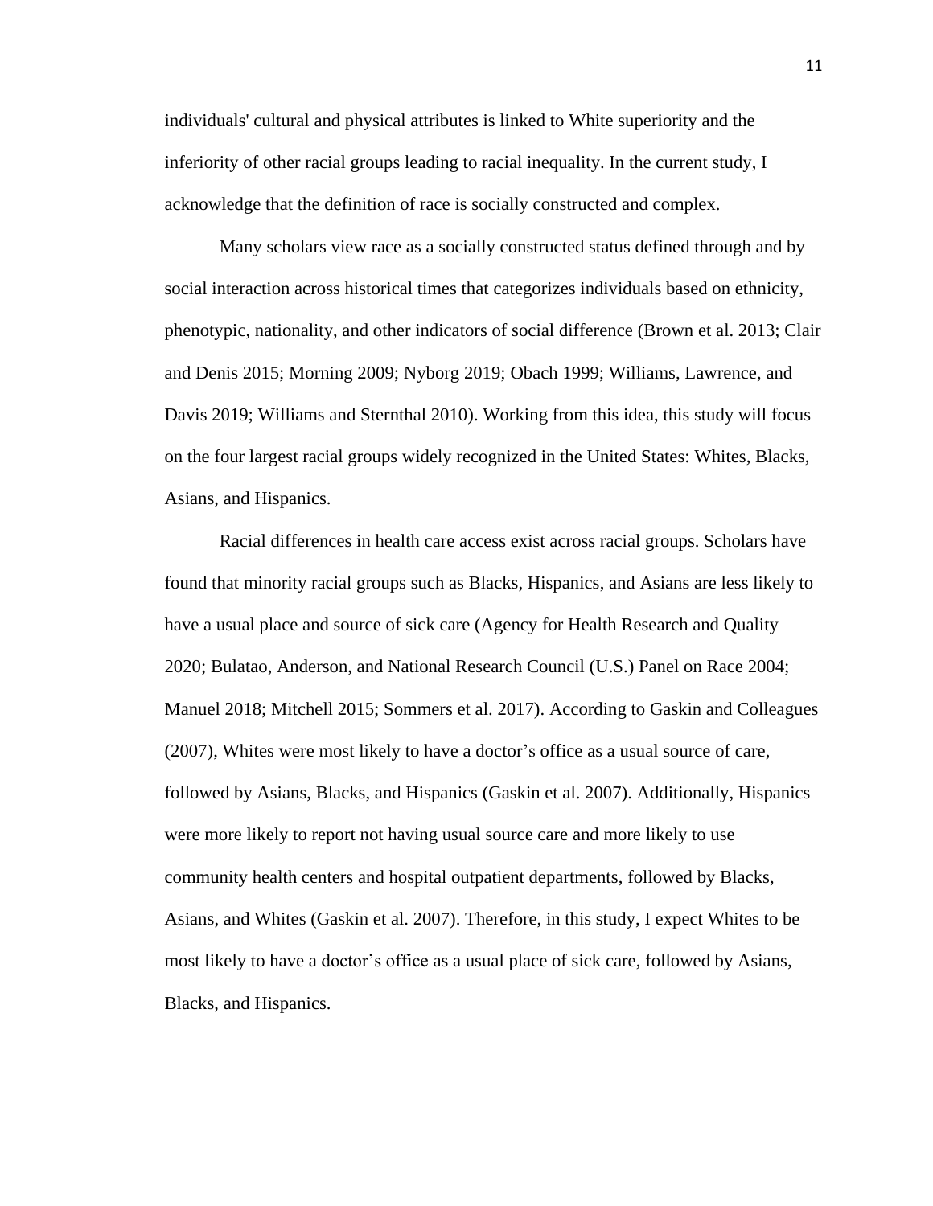individuals' cultural and physical attributes is linked to White superiority and the inferiority of other racial groups leading to racial inequality. In the current study, I acknowledge that the definition of race is socially constructed and complex.

Many scholars view race as a socially constructed status defined through and by social interaction across historical times that categorizes individuals based on ethnicity, phenotypic, nationality, and other indicators of social difference (Brown et al. 2013; Clair and Denis 2015; Morning 2009; Nyborg 2019; Obach 1999; Williams, Lawrence, and Davis 2019; Williams and Sternthal 2010). Working from this idea, this study will focus on the four largest racial groups widely recognized in the United States: Whites, Blacks, Asians, and Hispanics.

Racial differences in health care access exist across racial groups. Scholars have found that minority racial groups such as Blacks, Hispanics, and Asians are less likely to have a usual place and source of sick care (Agency for Health Research and Quality 2020; Bulatao, Anderson, and National Research Council (U.S.) Panel on Race 2004; Manuel 2018; Mitchell 2015; Sommers et al. 2017). According to Gaskin and Colleagues (2007), Whites were most likely to have a doctor's office as a usual source of care, followed by Asians, Blacks, and Hispanics (Gaskin et al. 2007). Additionally, Hispanics were more likely to report not having usual source care and more likely to use community health centers and hospital outpatient departments, followed by Blacks, Asians, and Whites (Gaskin et al. 2007). Therefore, in this study, I expect Whites to be most likely to have a doctor's office as a usual place of sick care, followed by Asians, Blacks, and Hispanics.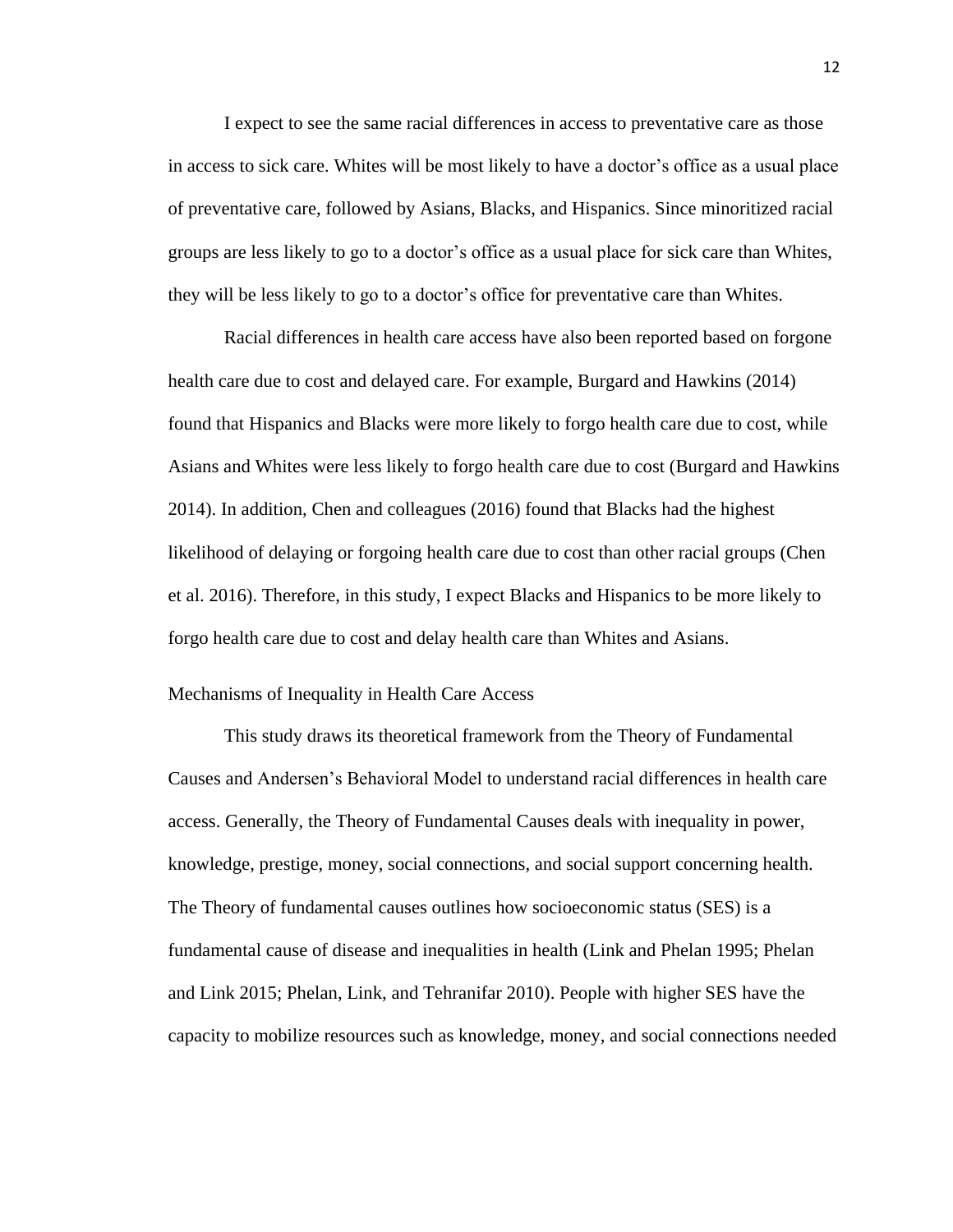I expect to see the same racial differences in access to preventative care as those in access to sick care. Whites will be most likely to have a doctor's office as a usual place of preventative care, followed by Asians, Blacks, and Hispanics. Since minoritized racial groups are less likely to go to a doctor's office as a usual place for sick care than Whites, they will be less likely to go to a doctor's office for preventative care than Whites.

Racial differences in health care access have also been reported based on forgone health care due to cost and delayed care. For example, Burgard and Hawkins (2014) found that Hispanics and Blacks were more likely to forgo health care due to cost, while Asians and Whites were less likely to forgo health care due to cost (Burgard and Hawkins 2014). In addition, Chen and colleagues (2016) found that Blacks had the highest likelihood of delaying or forgoing health care due to cost than other racial groups (Chen et al. 2016). Therefore, in this study, I expect Blacks and Hispanics to be more likely to forgo health care due to cost and delay health care than Whites and Asians.

## Mechanisms of Inequality in Health Care Access

This study draws its theoretical framework from the Theory of Fundamental Causes and Andersen's Behavioral Model to understand racial differences in health care access. Generally, the Theory of Fundamental Causes deals with inequality in power, knowledge, prestige, money, social connections, and social support concerning health. The Theory of fundamental causes outlines how socioeconomic status (SES) is a fundamental cause of disease and inequalities in health (Link and Phelan 1995; Phelan and Link 2015; Phelan, Link, and Tehranifar 2010). People with higher SES have the capacity to mobilize resources such as knowledge, money, and social connections needed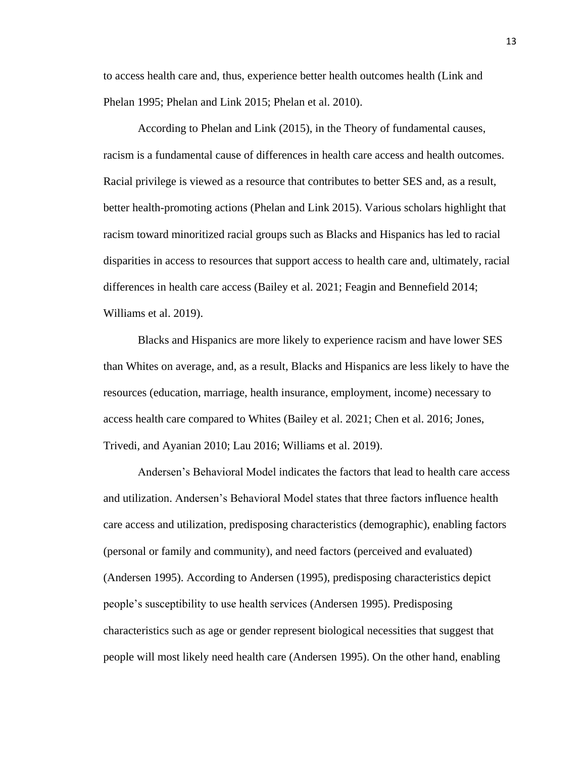to access health care and, thus, experience better health outcomes health (Link and Phelan 1995; Phelan and Link 2015; Phelan et al. 2010).

According to Phelan and Link (2015), in the Theory of fundamental causes, racism is a fundamental cause of differences in health care access and health outcomes. Racial privilege is viewed as a resource that contributes to better SES and, as a result, better health-promoting actions (Phelan and Link 2015). Various scholars highlight that racism toward minoritized racial groups such as Blacks and Hispanics has led to racial disparities in access to resources that support access to health care and, ultimately, racial differences in health care access (Bailey et al. 2021; Feagin and Bennefield 2014; Williams et al. 2019).

Blacks and Hispanics are more likely to experience racism and have lower SES than Whites on average, and, as a result, Blacks and Hispanics are less likely to have the resources (education, marriage, health insurance, employment, income) necessary to access health care compared to Whites (Bailey et al. 2021; Chen et al. 2016; Jones, Trivedi, and Ayanian 2010; Lau 2016; Williams et al. 2019).

Andersen's Behavioral Model indicates the factors that lead to health care access and utilization. Andersen's Behavioral Model states that three factors influence health care access and utilization, predisposing characteristics (demographic), enabling factors (personal or family and community), and need factors (perceived and evaluated) (Andersen 1995). According to Andersen (1995), predisposing characteristics depict people's susceptibility to use health services (Andersen 1995). Predisposing characteristics such as age or gender represent biological necessities that suggest that people will most likely need health care (Andersen 1995). On the other hand, enabling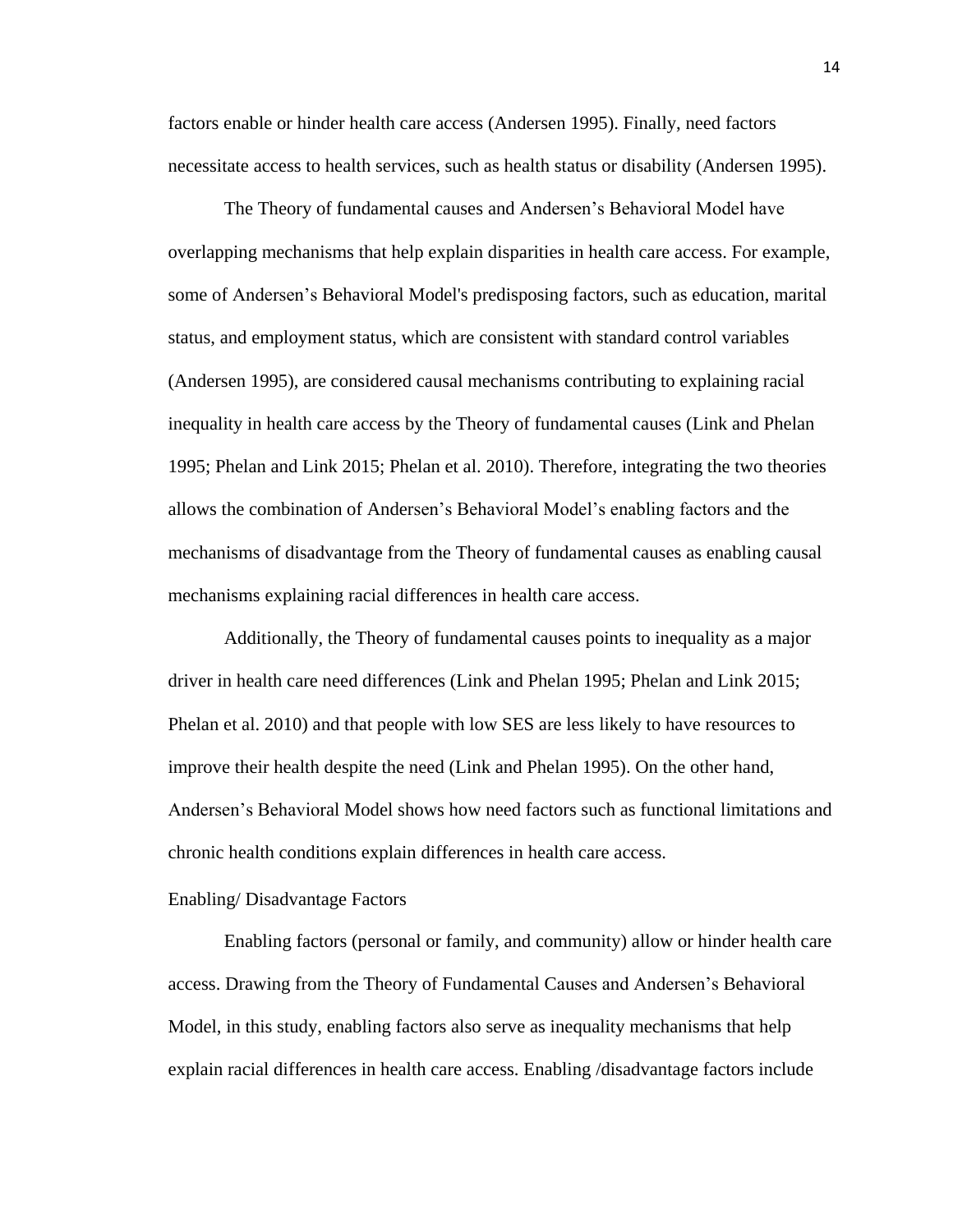factors enable or hinder health care access (Andersen 1995). Finally, need factors necessitate access to health services, such as health status or disability (Andersen 1995).

The Theory of fundamental causes and Andersen's Behavioral Model have overlapping mechanisms that help explain disparities in health care access. For example, some of Andersen's Behavioral Model's predisposing factors, such as education, marital status, and employment status, which are consistent with standard control variables (Andersen 1995), are considered causal mechanisms contributing to explaining racial inequality in health care access by the Theory of fundamental causes (Link and Phelan 1995; Phelan and Link 2015; Phelan et al. 2010). Therefore, integrating the two theories allows the combination of Andersen's Behavioral Model's enabling factors and the mechanisms of disadvantage from the Theory of fundamental causes as enabling causal mechanisms explaining racial differences in health care access.

Additionally, the Theory of fundamental causes points to inequality as a major driver in health care need differences (Link and Phelan 1995; Phelan and Link 2015; Phelan et al. 2010) and that people with low SES are less likely to have resources to improve their health despite the need (Link and Phelan 1995). On the other hand, Andersen's Behavioral Model shows how need factors such as functional limitations and chronic health conditions explain differences in health care access.

Enabling/ Disadvantage Factors

Enabling factors (personal or family, and community) allow or hinder health care access. Drawing from the Theory of Fundamental Causes and Andersen's Behavioral Model, in this study, enabling factors also serve as inequality mechanisms that help explain racial differences in health care access. Enabling /disadvantage factors include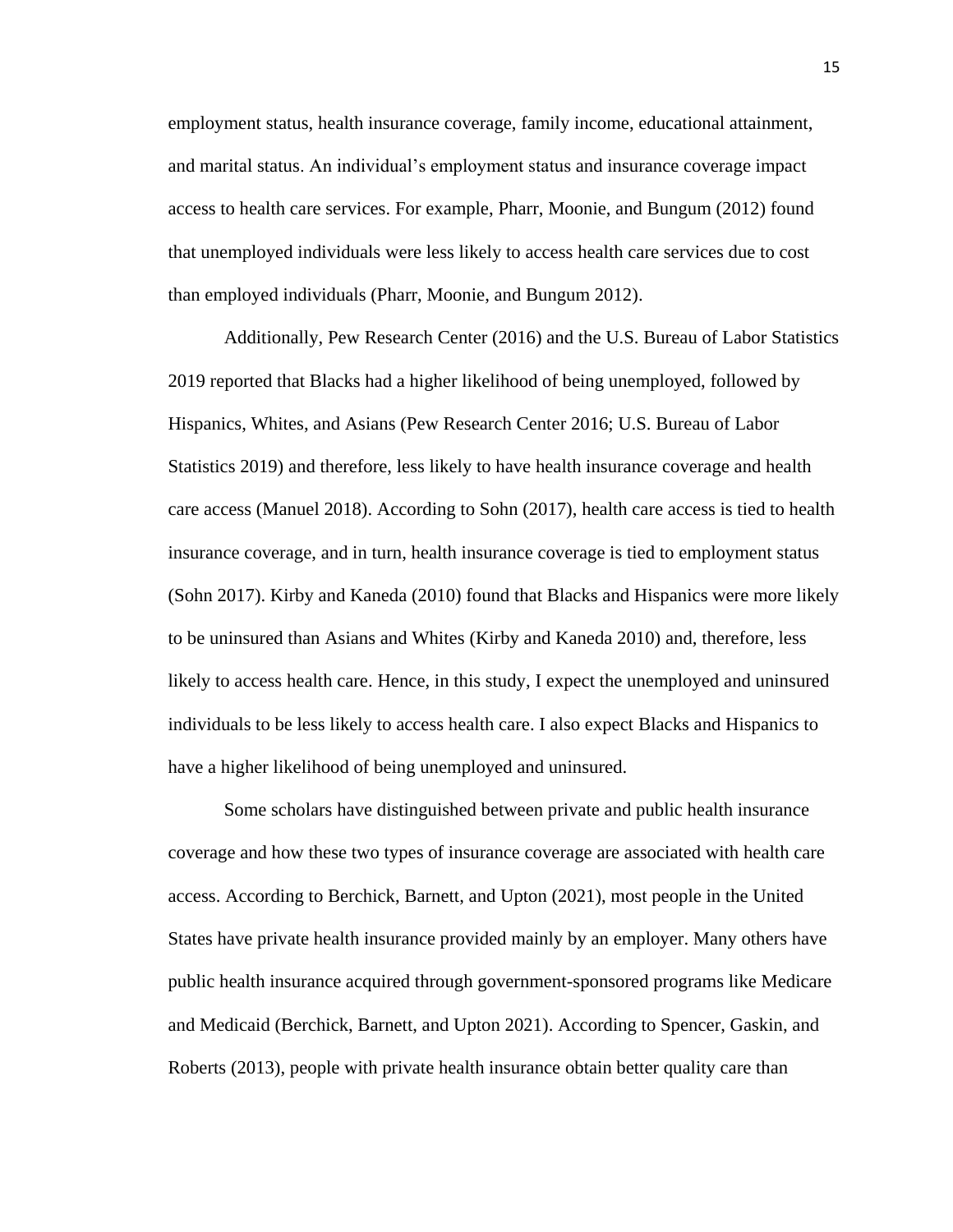employment status, health insurance coverage, family income, educational attainment, and marital status. An individual's employment status and insurance coverage impact access to health care services. For example, Pharr, Moonie, and Bungum (2012) found that unemployed individuals were less likely to access health care services due to cost than employed individuals (Pharr, Moonie, and Bungum 2012).

Additionally, Pew Research Center (2016) and the U.S. Bureau of Labor Statistics 2019 reported that Blacks had a higher likelihood of being unemployed, followed by Hispanics, Whites, and Asians (Pew Research Center 2016; U.S. Bureau of Labor Statistics 2019) and therefore, less likely to have health insurance coverage and health care access (Manuel 2018). According to Sohn (2017), health care access is tied to health insurance coverage, and in turn, health insurance coverage is tied to employment status (Sohn 2017). Kirby and Kaneda (2010) found that Blacks and Hispanics were more likely to be uninsured than Asians and Whites (Kirby and Kaneda 2010) and, therefore, less likely to access health care. Hence, in this study, I expect the unemployed and uninsured individuals to be less likely to access health care. I also expect Blacks and Hispanics to have a higher likelihood of being unemployed and uninsured.

Some scholars have distinguished between private and public health insurance coverage and how these two types of insurance coverage are associated with health care access. According to Berchick, Barnett, and Upton (2021), most people in the United States have private health insurance provided mainly by an employer. Many others have public health insurance acquired through government-sponsored programs like Medicare and Medicaid (Berchick, Barnett, and Upton 2021). According to Spencer, Gaskin, and Roberts (2013), people with private health insurance obtain better quality care than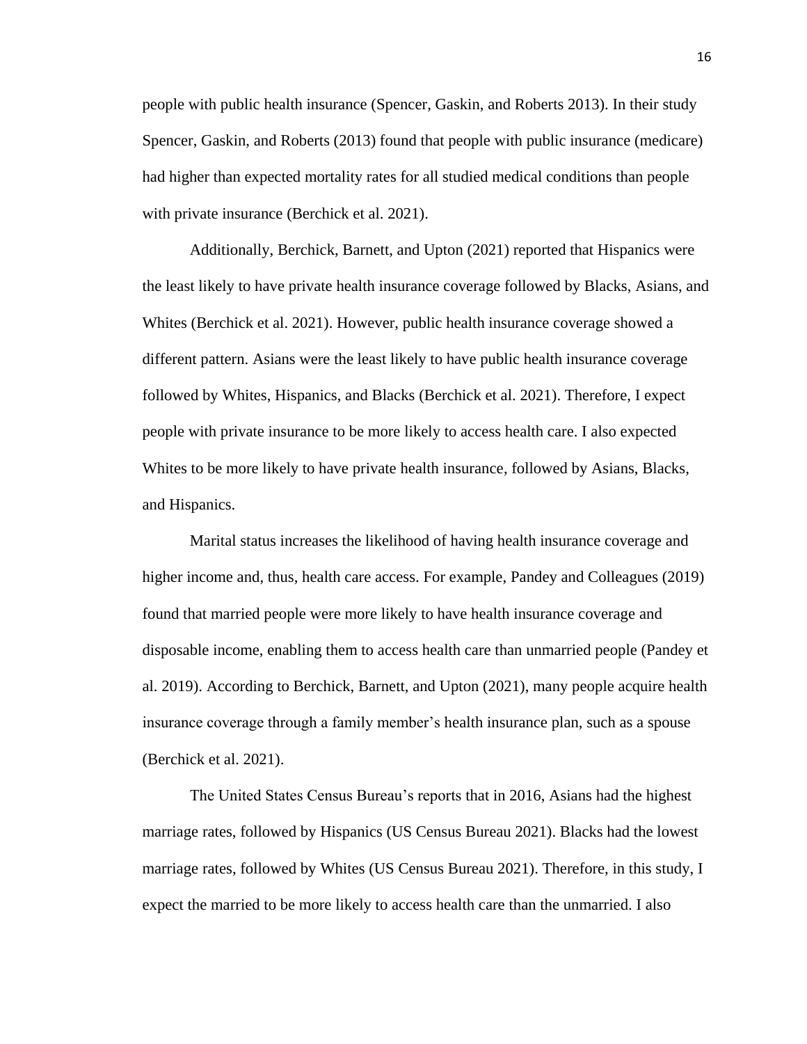people with public health insurance (Spencer, Gaskin, and Roberts 2013). In their study Spencer, Gaskin, and Roberts (2013) found that people with public insurance (medicare) had higher than expected mortality rates for all studied medical conditions than people with private insurance (Berchick et al. 2021).

Additionally, Berchick, Barnett, and Upton (2021) reported that Hispanics were the least likely to have private health insurance coverage followed by Blacks, Asians, and Whites (Berchick et al. 2021). However, public health insurance coverage showed a different pattern. Asians were the least likely to have public health insurance coverage followed by Whites, Hispanics, and Blacks (Berchick et al. 2021). Therefore, I expect people with private insurance to be more likely to access health care. I also expected Whites to be more likely to have private health insurance, followed by Asians, Blacks, and Hispanics.

Marital status increases the likelihood of having health insurance coverage and higher income and, thus, health care access. For example, Pandey and Colleagues (2019) found that married people were more likely to have health insurance coverage and disposable income, enabling them to access health care than unmarried people (Pandey et al. 2019). According to Berchick, Barnett, and Upton (2021), many people acquire health insurance coverage through a family member's health insurance plan, such as a spouse (Berchick et al. 2021).

The United States Census Bureau's reports that in 2016, Asians had the highest marriage rates, followed by Hispanics (US Census Bureau 2021). Blacks had the lowest marriage rates, followed by Whites (US Census Bureau 2021). Therefore, in this study, I expect the married to be more likely to access health care than the unmarried. I also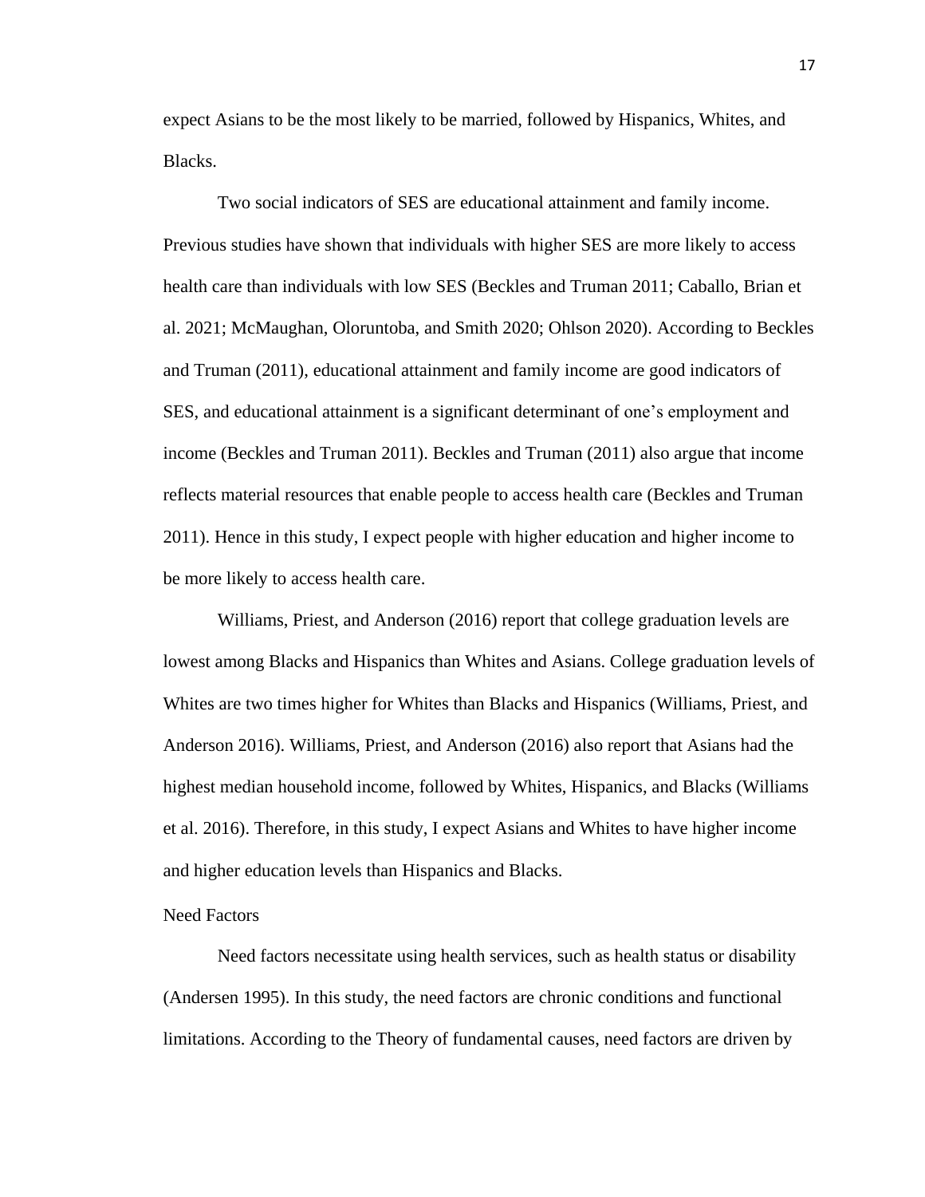expect Asians to be the most likely to be married, followed by Hispanics, Whites, and Blacks.

Two social indicators of SES are educational attainment and family income. Previous studies have shown that individuals with higher SES are more likely to access health care than individuals with low SES (Beckles and Truman 2011; Caballo, Brian et al. 2021; McMaughan, Oloruntoba, and Smith 2020; Ohlson 2020). According to Beckles and Truman (2011), educational attainment and family income are good indicators of SES, and educational attainment is a significant determinant of one's employment and income (Beckles and Truman 2011). Beckles and Truman (2011) also argue that income reflects material resources that enable people to access health care (Beckles and Truman 2011). Hence in this study, I expect people with higher education and higher income to be more likely to access health care.

Williams, Priest, and Anderson (2016) report that college graduation levels are lowest among Blacks and Hispanics than Whites and Asians. College graduation levels of Whites are two times higher for Whites than Blacks and Hispanics (Williams, Priest, and Anderson 2016). Williams, Priest, and Anderson (2016) also report that Asians had the highest median household income, followed by Whites, Hispanics, and Blacks (Williams et al. 2016). Therefore, in this study, I expect Asians and Whites to have higher income and higher education levels than Hispanics and Blacks.

### Need Factors

Need factors necessitate using health services, such as health status or disability (Andersen 1995). In this study, the need factors are chronic conditions and functional limitations. According to the Theory of fundamental causes, need factors are driven by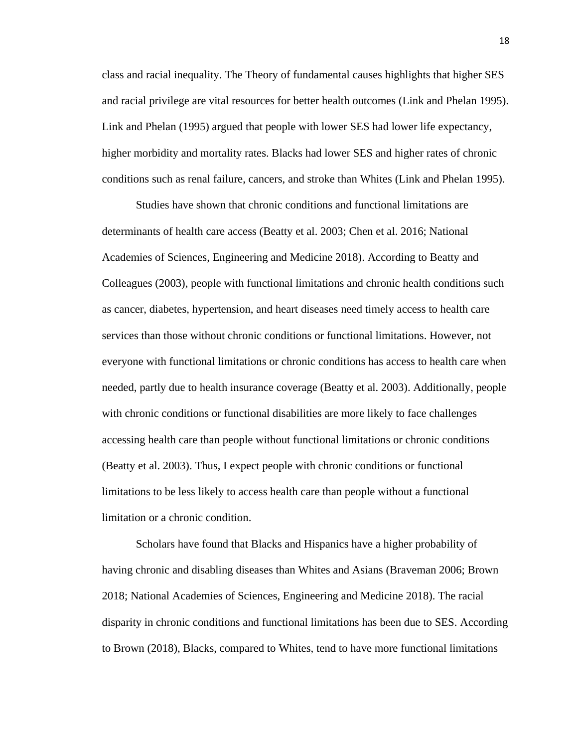class and racial inequality. The Theory of fundamental causes highlights that higher SES and racial privilege are vital resources for better health outcomes (Link and Phelan 1995). Link and Phelan (1995) argued that people with lower SES had lower life expectancy, higher morbidity and mortality rates. Blacks had lower SES and higher rates of chronic conditions such as renal failure, cancers, and stroke than Whites (Link and Phelan 1995).

Studies have shown that chronic conditions and functional limitations are determinants of health care access (Beatty et al. 2003; Chen et al. 2016; National Academies of Sciences, Engineering and Medicine 2018). According to Beatty and Colleagues (2003), people with functional limitations and chronic health conditions such as cancer, diabetes, hypertension, and heart diseases need timely access to health care services than those without chronic conditions or functional limitations. However, not everyone with functional limitations or chronic conditions has access to health care when needed, partly due to health insurance coverage (Beatty et al. 2003). Additionally, people with chronic conditions or functional disabilities are more likely to face challenges accessing health care than people without functional limitations or chronic conditions (Beatty et al. 2003). Thus, I expect people with chronic conditions or functional limitations to be less likely to access health care than people without a functional limitation or a chronic condition.

Scholars have found that Blacks and Hispanics have a higher probability of having chronic and disabling diseases than Whites and Asians (Braveman 2006; Brown 2018; National Academies of Sciences, Engineering and Medicine 2018). The racial disparity in chronic conditions and functional limitations has been due to SES. According to Brown (2018), Blacks, compared to Whites, tend to have more functional limitations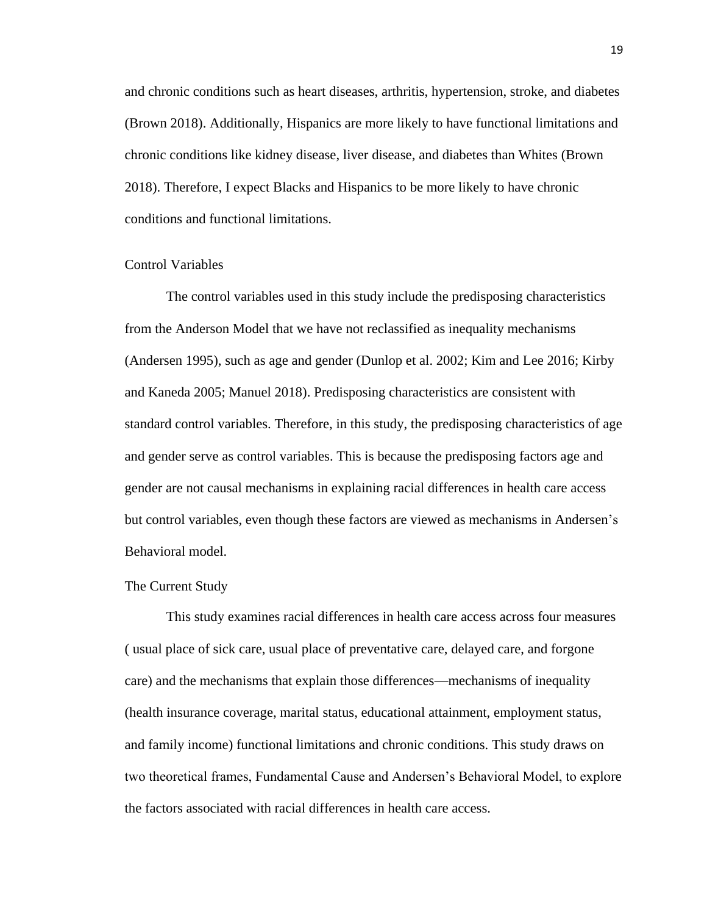and chronic conditions such as heart diseases, arthritis, hypertension, stroke, and diabetes (Brown 2018). Additionally, Hispanics are more likely to have functional limitations and chronic conditions like kidney disease, liver disease, and diabetes than Whites (Brown 2018). Therefore, I expect Blacks and Hispanics to be more likely to have chronic conditions and functional limitations.

## Control Variables

The control variables used in this study include the predisposing characteristics from the Anderson Model that we have not reclassified as inequality mechanisms (Andersen 1995), such as age and gender (Dunlop et al. 2002; Kim and Lee 2016; Kirby and Kaneda 2005; Manuel 2018). Predisposing characteristics are consistent with standard control variables. Therefore, in this study, the predisposing characteristics of age and gender serve as control variables. This is because the predisposing factors age and gender are not causal mechanisms in explaining racial differences in health care access but control variables, even though these factors are viewed as mechanisms in Andersen's Behavioral model.

## The Current Study

This study examines racial differences in health care access across four measures ( usual place of sick care, usual place of preventative care, delayed care, and forgone care) and the mechanisms that explain those differences—mechanisms of inequality (health insurance coverage, marital status, educational attainment, employment status, and family income) functional limitations and chronic conditions. This study draws on two theoretical frames, Fundamental Cause and Andersen's Behavioral Model, to explore the factors associated with racial differences in health care access.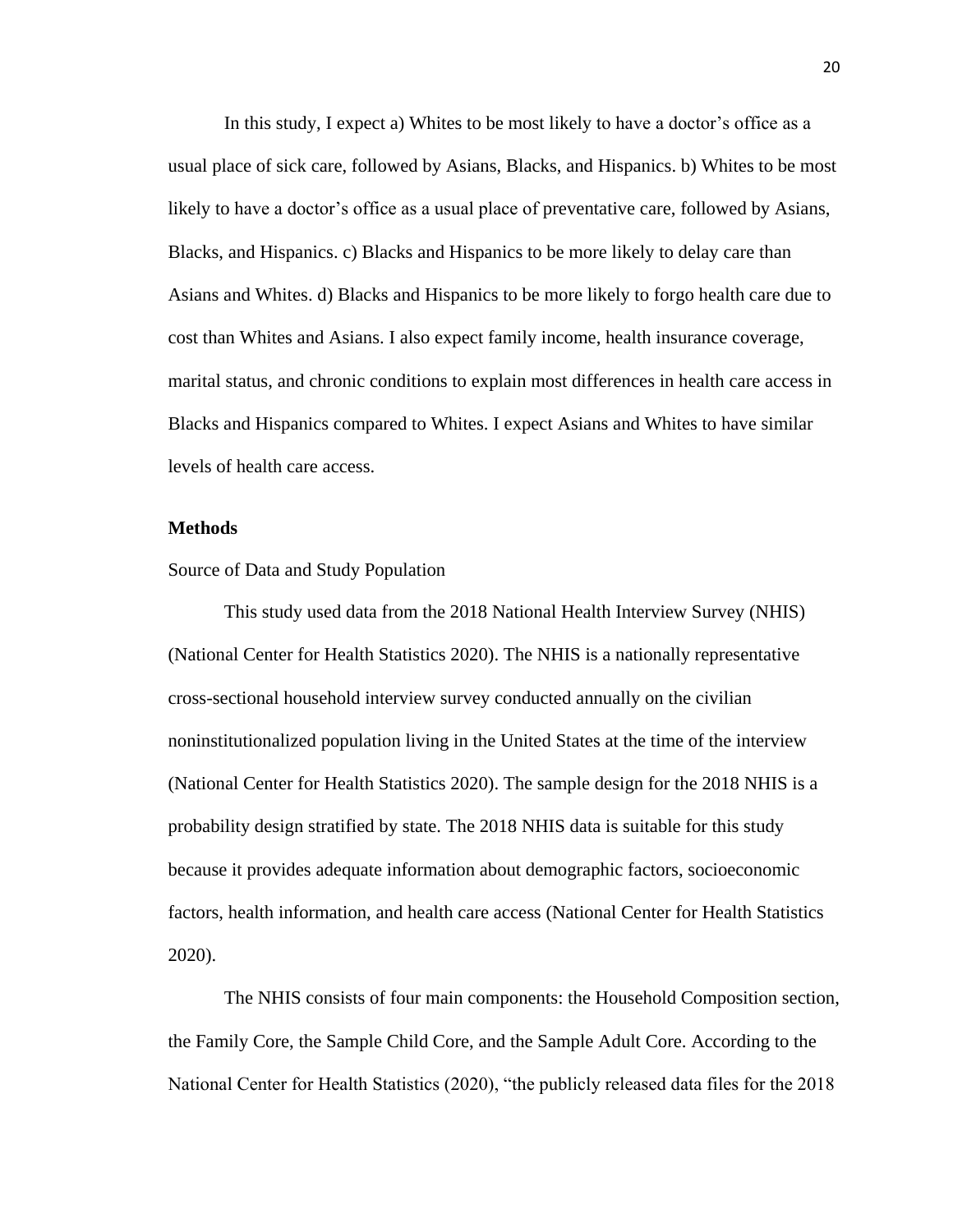In this study, I expect a) Whites to be most likely to have a doctor's office as a usual place of sick care, followed by Asians, Blacks, and Hispanics. b) Whites to be most likely to have a doctor's office as a usual place of preventative care, followed by Asians, Blacks, and Hispanics. c) Blacks and Hispanics to be more likely to delay care than Asians and Whites. d) Blacks and Hispanics to be more likely to forgo health care due to cost than Whites and Asians. I also expect family income, health insurance coverage, marital status, and chronic conditions to explain most differences in health care access in Blacks and Hispanics compared to Whites. I expect Asians and Whites to have similar levels of health care access.

**Methods**

Source of Data and Study Population

This study used data from the 2018 National Health Interview Survey (NHIS) (National Center for Health Statistics 2020). The NHIS is a nationally representative cross-sectional household interview survey conducted annually on the civilian noninstitutionalized population living in the United States at the time of the interview (National Center for Health Statistics 2020). The sample design for the 2018 NHIS is a probability design stratified by state. The 2018 NHIS data is suitable for this study because it provides adequate information about demographic factors, socioeconomic factors, health information, and health care access (National Center for Health Statistics 2020).

The NHIS consists of four main components: the Household Composition section, the Family Core, the Sample Child Core, and the Sample Adult Core. According to the National Center for Health Statistics (2020), "the publicly released data files for the 2018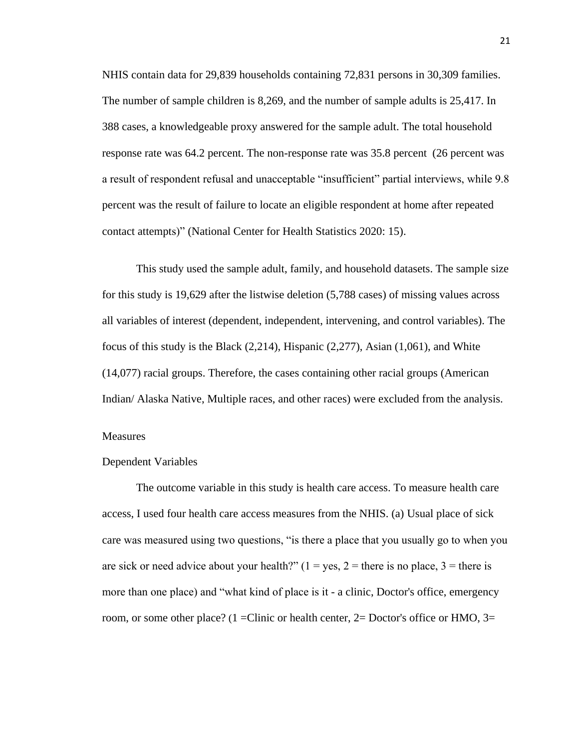NHIS contain data for 29,839 households containing 72,831 persons in 30,309 families. The number of sample children is 8,269, and the number of sample adults is 25,417. In 388 cases, a knowledgeable proxy answered for the sample adult. The total household response rate was 64.2 percent. The non-response rate was 35.8 percent (26 percent was a result of respondent refusal and unacceptable "insufficient" partial interviews, while 9.8 percent was the result of failure to locate an eligible respondent at home after repeated contact attempts)" (National Center for Health Statistics 2020: 15).

This study used the sample adult, family, and household datasets. The sample size for this study is 19,629 after the listwise deletion (5,788 cases) of missing values across all variables of interest (dependent, independent, intervening, and control variables). The focus of this study is the Black (2,214), Hispanic (2,277), Asian (1,061), and White (14,077) racial groups. Therefore, the cases containing other racial groups (American Indian/ Alaska Native, Multiple races, and other races) were excluded from the analysis.

## Measures

### Dependent Variables

The outcome variable in this study is health care access. To measure health care access, I used four health care access measures from the NHIS. (a) Usual place of sick care was measured using two questions, "is there a place that you usually go to when you are sick or need advice about your health?" (1 = yes, 2 = there is no place, 3 = there is more than one place) and "what kind of place is it - a clinic, Doctor's office, emergency room, or some other place? (1 =Clinic or health center, 2= Doctor's office or HMO, 3=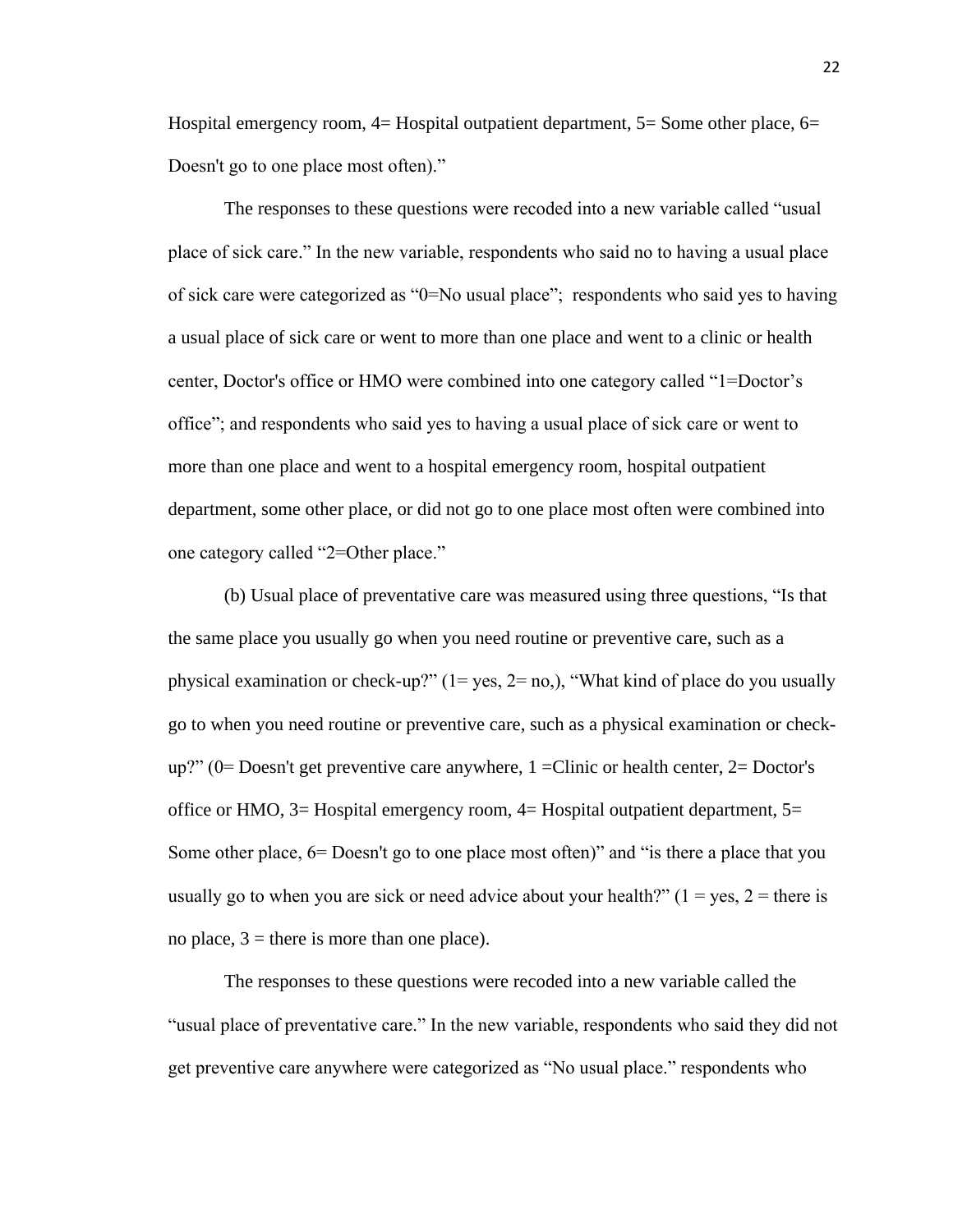Hospital emergency room, 4= Hospital outpatient department, 5= Some other place, 6= Doesn't go to one place most often)."

The responses to these questions were recoded into a new variable called "usual place of sick care." In the new variable, respondents who said no to having a usual place of sick care were categorized as "0=No usual place"; respondents who said yes to having a usual place of sick care or went to more than one place and went to a clinic or health center, Doctor's office or HMO were combined into one category called "1=Doctor's office"; and respondents who said yes to having a usual place of sick care or went to more than one place and went to a hospital emergency room, hospital outpatient department, some other place, or did not go to one place most often were combined into one category called "2=Other place."

(b) Usual place of preventative care was measured using three questions, "Is that the same place you usually go when you need routine or preventive care, such as a physical examination or check-up?" (1= yes, 2= no,), "What kind of place do you usually go to when you need routine or preventive care, such as a physical examination or check-up?" (0= Doesn't get preventive care anywhere, 1 =Clinic or health center, 2= Doctor's office or HMO, 3= Hospital emergency room, 4= Hospital outpatient department, 5= Some other place, 6= Doesn't go to one place most often)" and "is there a place that you usually go to when you are sick or need advice about your health?" (1 = yes, 2 = there is no place, 3 = there is more than one place).

The responses to these questions were recoded into a new variable called the "usual place of preventative care." In the new variable, respondents who said they did not get preventive care anywhere were categorized as "No usual place." respondents who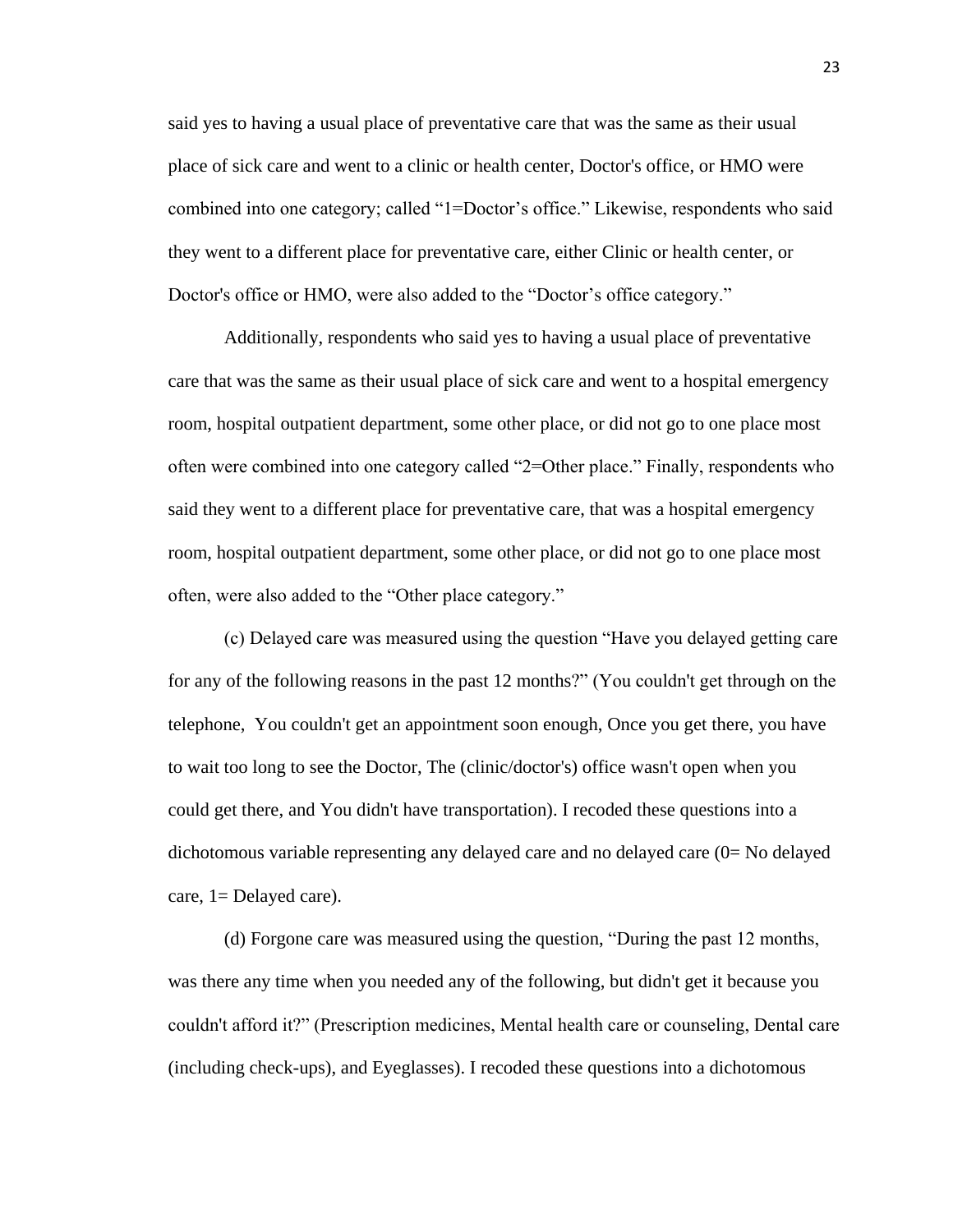said yes to having a usual place of preventative care that was the same as their usual place of sick care and went to a clinic or health center, Doctor's office, or HMO were combined into one category; called "1=Doctor's office." Likewise, respondents who said they went to a different place for preventative care, either Clinic or health center, or Doctor's office or HMO, were also added to the "Doctor's office category."

Additionally, respondents who said yes to having a usual place of preventative care that was the same as their usual place of sick care and went to a hospital emergency room, hospital outpatient department, some other place, or did not go to one place most often were combined into one category called "2=Other place." Finally, respondents who said they went to a different place for preventative care, that was a hospital emergency room, hospital outpatient department, some other place, or did not go to one place most often, were also added to the "Other place category."

(c) Delayed care was measured using the question "Have you delayed getting care for any of the following reasons in the past 12 months?" (You couldn't get through on the telephone, You couldn't get an appointment soon enough, Once you get there, you have to wait too long to see the Doctor, The (clinic/doctor's) office wasn't open when you could get there, and You didn't have transportation). I recoded these questions into a dichotomous variable representing any delayed care and no delayed care (0= No delayed care, 1= Delayed care).

(d) Forgone care was measured using the question, "During the past 12 months, was there any time when you needed any of the following, but didn't get it because you couldn't afford it?" (Prescription medicines, Mental health care or counseling, Dental care (including check-ups), and Eyeglasses). I recoded these questions into a dichotomous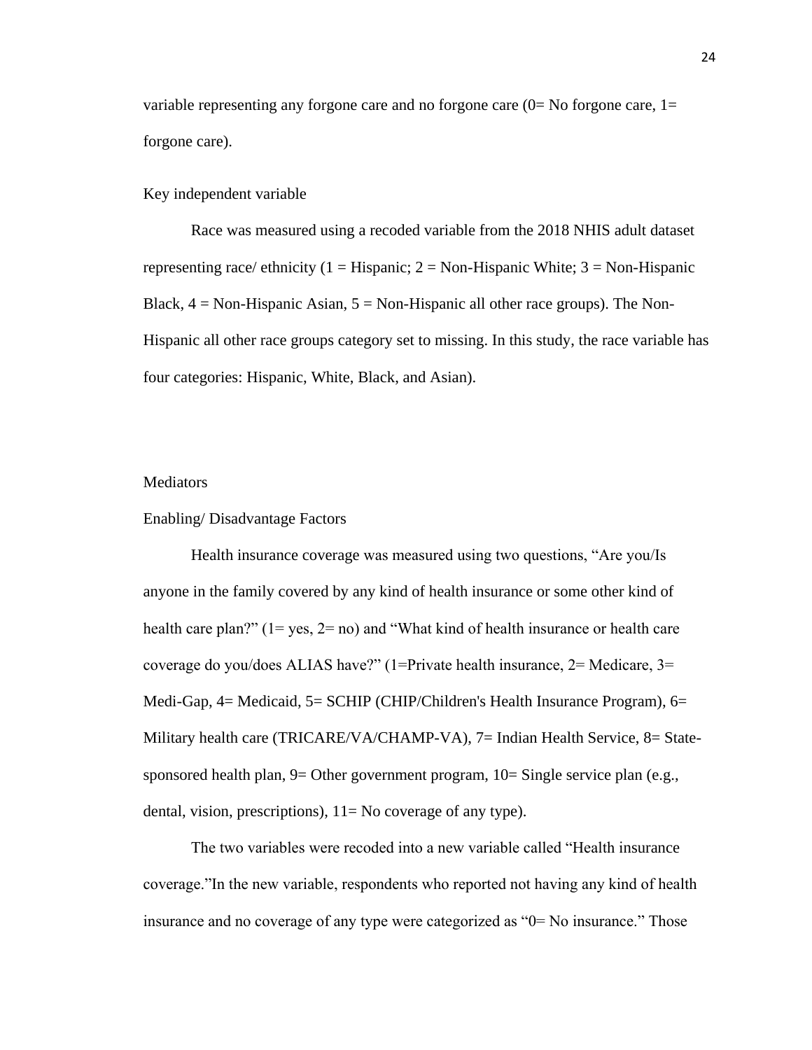variable representing any forgone care and no forgone care (0= No forgone care, 1= forgone care).

### Key independent variable

Race was measured using a recoded variable from the 2018 NHIS adult dataset representing race/ ethnicity (1 = Hispanic; 2 = Non-Hispanic White; 3 = Non-Hispanic Black, 4 = Non-Hispanic Asian, 5 = Non-Hispanic all other race groups). The Non-Hispanic all other race groups category set to missing. In this study, the race variable has four categories: Hispanic, White, Black, and Asian).

### Mediators

#### Enabling/ Disadvantage Factors

Health insurance coverage was measured using two questions, "Are you/Is anyone in the family covered by any kind of health insurance or some other kind of health care plan?" (1= yes, 2= no) and "What kind of health insurance or health care coverage do you/does ALIAS have?" (1=Private health insurance, 2= Medicare, 3= Medi-Gap, 4= Medicaid, 5= SCHIP (CHIP/Children's Health Insurance Program), 6= Military health care (TRICARE/VA/CHAMP-VA), 7= Indian Health Service, 8= State-sponsored health plan, 9= Other government program, 10= Single service plan (e.g., dental, vision, prescriptions), 11= No coverage of any type).

The two variables were recoded into a new variable called "Health insurance coverage."In the new variable, respondents who reported not having any kind of health insurance and no coverage of any type were categorized as "0= No insurance." Those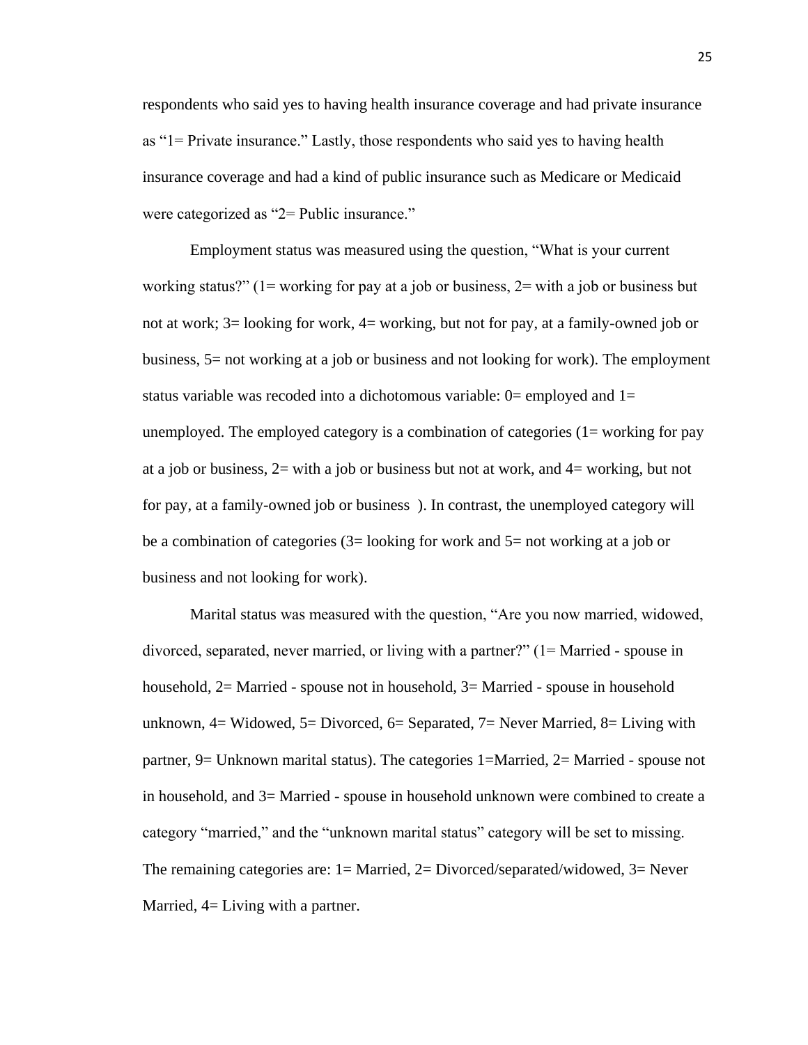respondents who said yes to having health insurance coverage and had private insurance as “1= Private insurance.” Lastly, those respondents who said yes to having health insurance coverage and had a kind of public insurance such as Medicare or Medicaid were categorized as “2= Public insurance.”

Employment status was measured using the question, “What is your current working status?” (1= working for pay at a job or business, 2= with a job or business but not at work; 3= looking for work, 4= working, but not for pay, at a family-owned job or business, 5= not working at a job or business and not looking for work). The employment status variable was recoded into a dichotomous variable: 0= employed and 1= unemployed. The employed category is a combination of categories (1= working for pay at a job or business, 2= with a job or business but not at work, and 4= working, but not for pay, at a family-owned job or business ). In contrast, the unemployed category will be a combination of categories (3= looking for work and 5= not working at a job or business and not looking for work).

Marital status was measured with the question, “Are you now married, widowed, divorced, separated, never married, or living with a partner?” (1= Married - spouse in household, 2= Married - spouse not in household, 3= Married - spouse in household unknown, 4= Widowed, 5= Divorced, 6= Separated, 7= Never Married, 8= Living with partner, 9= Unknown marital status). The categories 1=Married, 2= Married - spouse not in household, and 3= Married - spouse in household unknown were combined to create a category “married,” and the “unknown marital status” category will be set to missing. The remaining categories are: 1= Married, 2= Divorced/separated/widowed, 3= Never Married, 4= Living with a partner.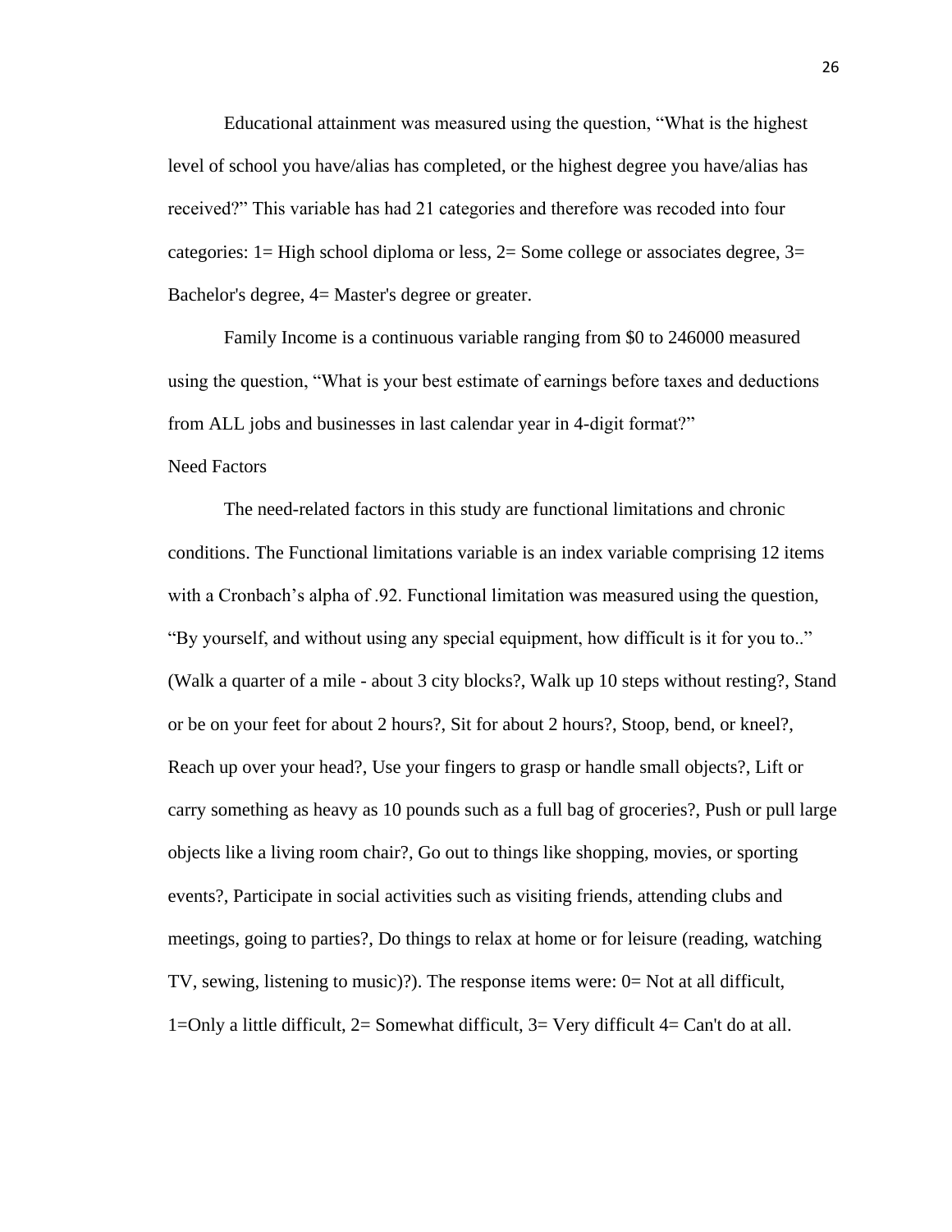Educational attainment was measured using the question, “What is the highest level of school you have/alias has completed, or the highest degree you have/alias has received?” This variable has had 21 categories and therefore was recoded into four categories: 1= High school diploma or less, 2= Some college or associates degree, 3= Bachelor's degree, 4= Master's degree or greater.

Family Income is a continuous variable ranging from $0 to 246000 measured using the question, “What is your best estimate of earnings before taxes and deductions from ALL jobs and businesses in last calendar year in 4-digit format?”

## Need Factors

The need-related factors in this study are functional limitations and chronic conditions. The Functional limitations variable is an index variable comprising 12 items with a Cronbach’s alpha of .92. Functional limitation was measured using the question, “By yourself, and without using any special equipment, how difficult is it for you to..” (Walk a quarter of a mile - about 3 city blocks?, Walk up 10 steps without resting?, Stand or be on your feet for about 2 hours?, Sit for about 2 hours?, Stoop, bend, or kneel?, Reach up over your head?, Use your fingers to grasp or handle small objects?, Lift or carry something as heavy as 10 pounds such as a full bag of groceries?, Push or pull large objects like a living room chair?, Go out to things like shopping, movies, or sporting events?, Participate in social activities such as visiting friends, attending clubs and meetings, going to parties?, Do things to relax at home or for leisure (reading, watching TV, sewing, listening to music)?). The response items were: 0= Not at all difficult, 1=Only a little difficult, 2= Somewhat difficult, 3= Very difficult 4= Can't do at all.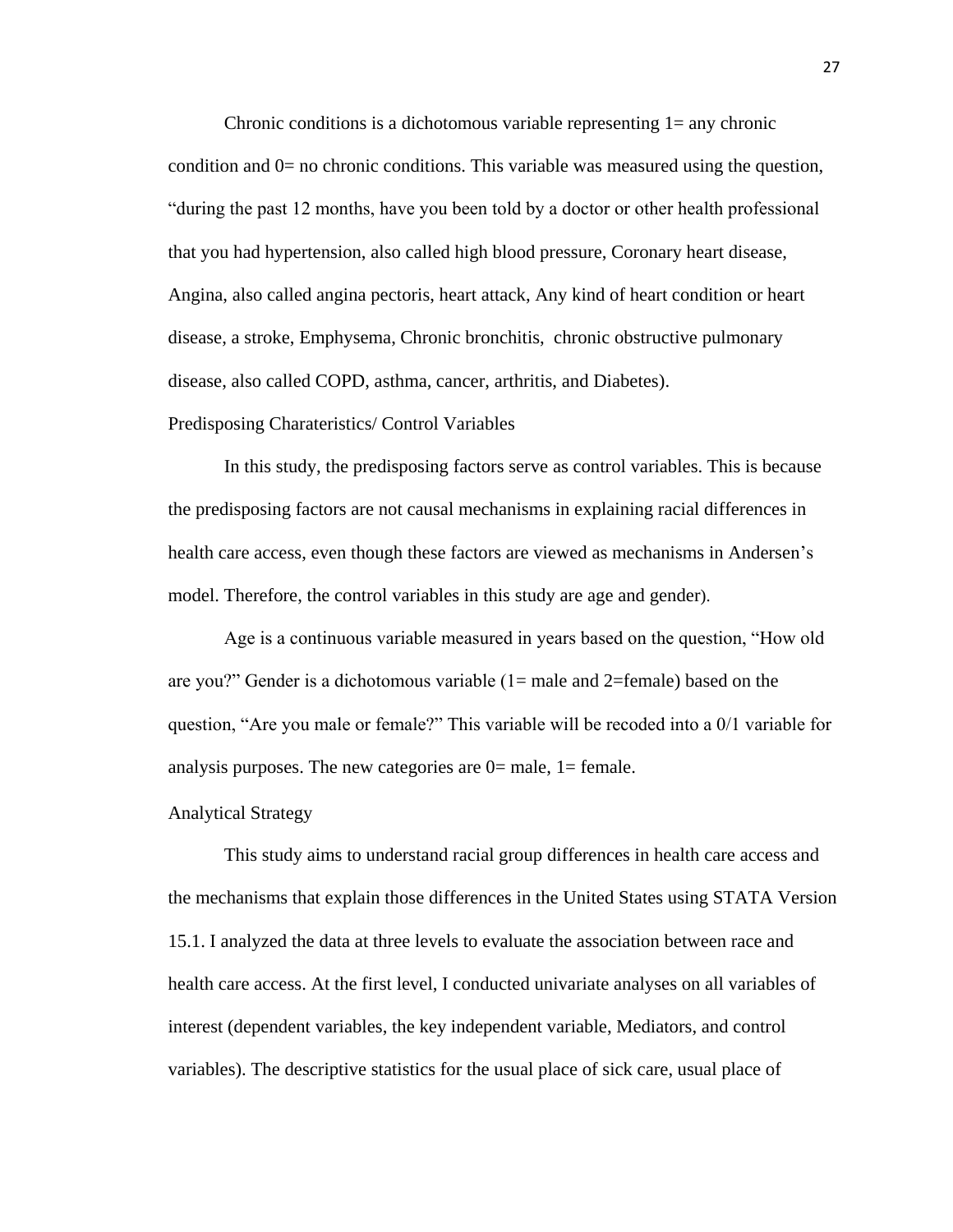Chronic conditions is a dichotomous variable representing 1= any chronic condition and 0= no chronic conditions. This variable was measured using the question, "during the past 12 months, have you been told by a doctor or other health professional that you had hypertension, also called high blood pressure, Coronary heart disease, Angina, also called angina pectoris, heart attack, Any kind of heart condition or heart disease, a stroke, Emphysema, Chronic bronchitis, chronic obstructive pulmonary disease, also called COPD, asthma, cancer, arthritis, and Diabetes).

## Predisposing Charateristics/ Control Variables

In this study, the predisposing factors serve as control variables. This is because the predisposing factors are not causal mechanisms in explaining racial differences in health care access, even though these factors are viewed as mechanisms in Andersen's model. Therefore, the control variables in this study are age and gender).

Age is a continuous variable measured in years based on the question, "How old are you?" Gender is a dichotomous variable (1= male and 2=female) based on the question, "Are you male or female?" This variable will be recoded into a 0/1 variable for analysis purposes. The new categories are 0= male, 1= female.

## Analytical Strategy

This study aims to understand racial group differences in health care access and the mechanisms that explain those differences in the United States using STATA Version 15.1. I analyzed the data at three levels to evaluate the association between race and health care access. At the first level, I conducted univariate analyses on all variables of interest (dependent variables, the key independent variable, Mediators, and control variables). The descriptive statistics for the usual place of sick care, usual place of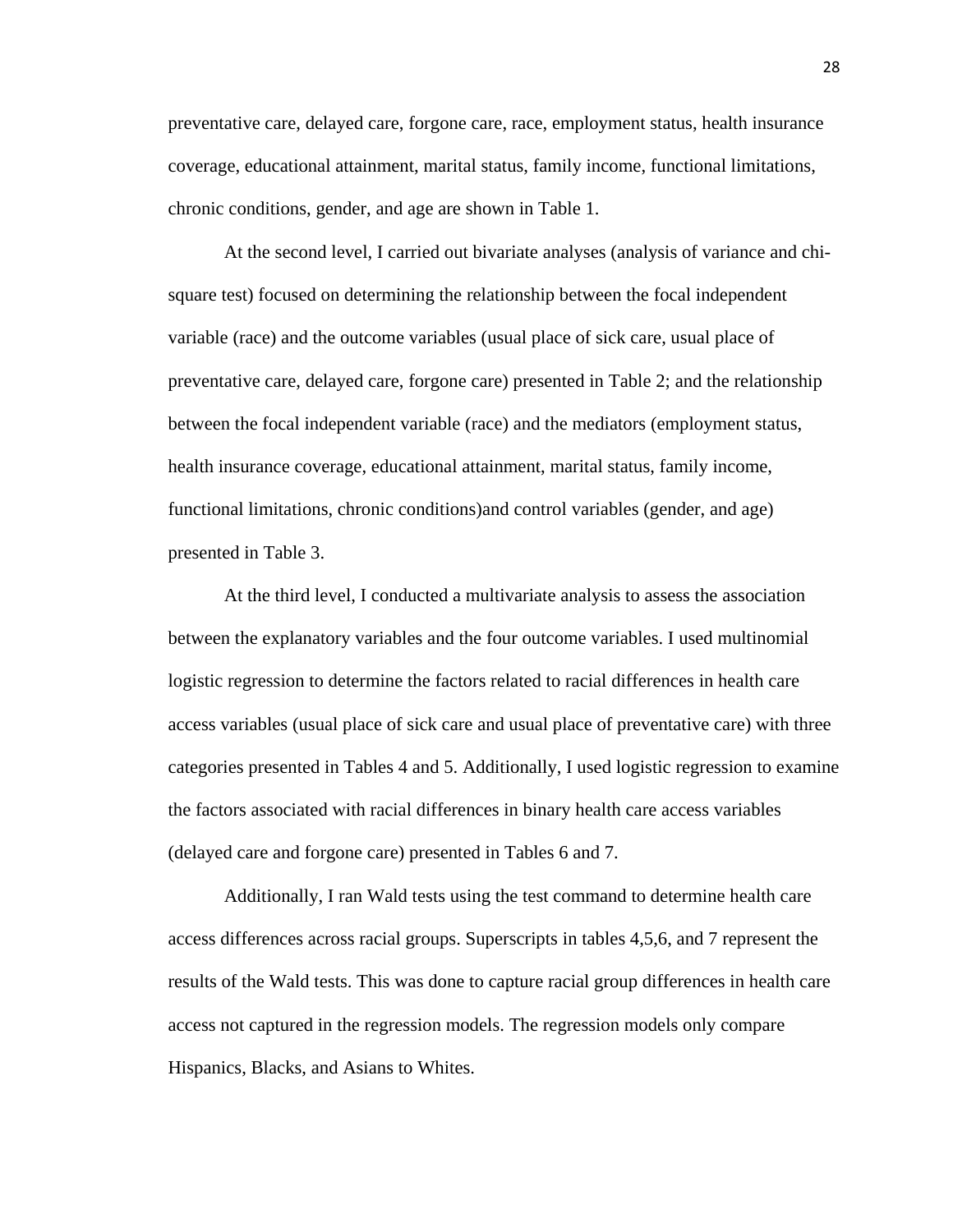preventative care, delayed care, forgone care, race, employment status, health insurance coverage, educational attainment, marital status, family income, functional limitations, chronic conditions, gender, and age are shown in Table 1.

At the second level, I carried out bivariate analyses (analysis of variance and chi-square test) focused on determining the relationship between the focal independent variable (race) and the outcome variables (usual place of sick care, usual place of preventative care, delayed care, forgone care) presented in Table 2; and the relationship between the focal independent variable (race) and the mediators (employment status, health insurance coverage, educational attainment, marital status, family income, functional limitations, chronic conditions)and control variables (gender, and age) presented in Table 3.

At the third level, I conducted a multivariate analysis to assess the association between the explanatory variables and the four outcome variables. I used multinomial logistic regression to determine the factors related to racial differences in health care access variables (usual place of sick care and usual place of preventative care) with three categories presented in Tables 4 and 5. Additionally, I used logistic regression to examine the factors associated with racial differences in binary health care access variables (delayed care and forgone care) presented in Tables 6 and 7.

Additionally, I ran Wald tests using the test command to determine health care access differences across racial groups. Superscripts in tables 4,5,6, and 7 represent the results of the Wald tests. This was done to capture racial group differences in health care access not captured in the regression models. The regression models only compare Hispanics, Blacks, and Asians to Whites.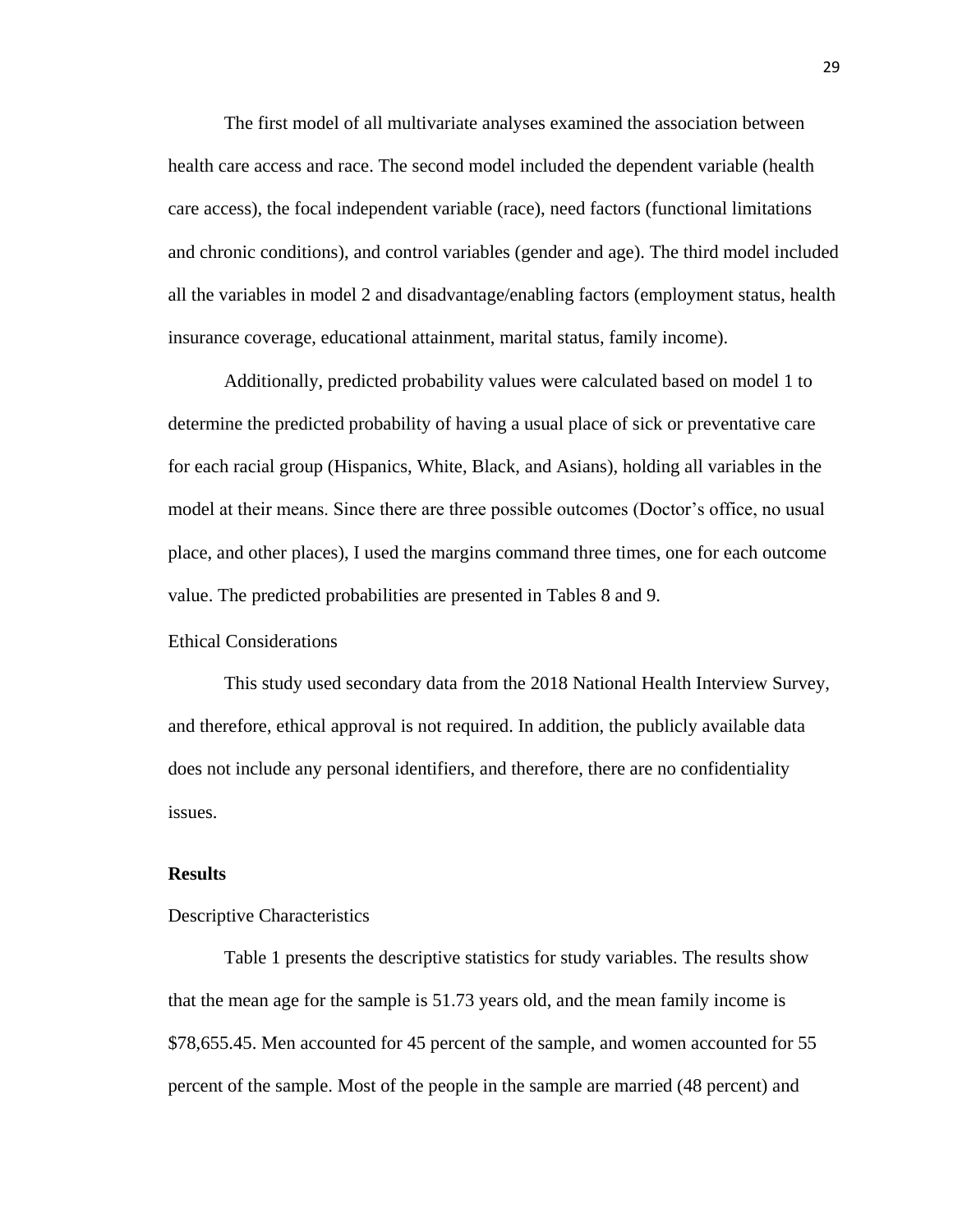The first model of all multivariate analyses examined the association between health care access and race. The second model included the dependent variable (health care access), the focal independent variable (race), need factors (functional limitations and chronic conditions), and control variables (gender and age). The third model included all the variables in model 2 and disadvantage/enabling factors (employment status, health insurance coverage, educational attainment, marital status, family income).

Additionally, predicted probability values were calculated based on model 1 to determine the predicted probability of having a usual place of sick or preventative care for each racial group (Hispanics, White, Black, and Asians), holding all variables in the model at their means. Since there are three possible outcomes (Doctor's office, no usual place, and other places), I used the margins command three times, one for each outcome value. The predicted probabilities are presented in Tables 8 and 9.

### Ethical Considerations

This study used secondary data from the 2018 National Health Interview Survey, and therefore, ethical approval is not required. In addition, the publicly available data does not include any personal identifiers, and therefore, there are no confidentiality issues.

## Results

### Descriptive Characteristics

Table 1 presents the descriptive statistics for study variables. The results show that the mean age for the sample is 51.73 years old, and the mean family income is $78,655.45. Men accounted for 45 percent of the sample, and women accounted for 55 percent of the sample. Most of the people in the sample are married (48 percent) and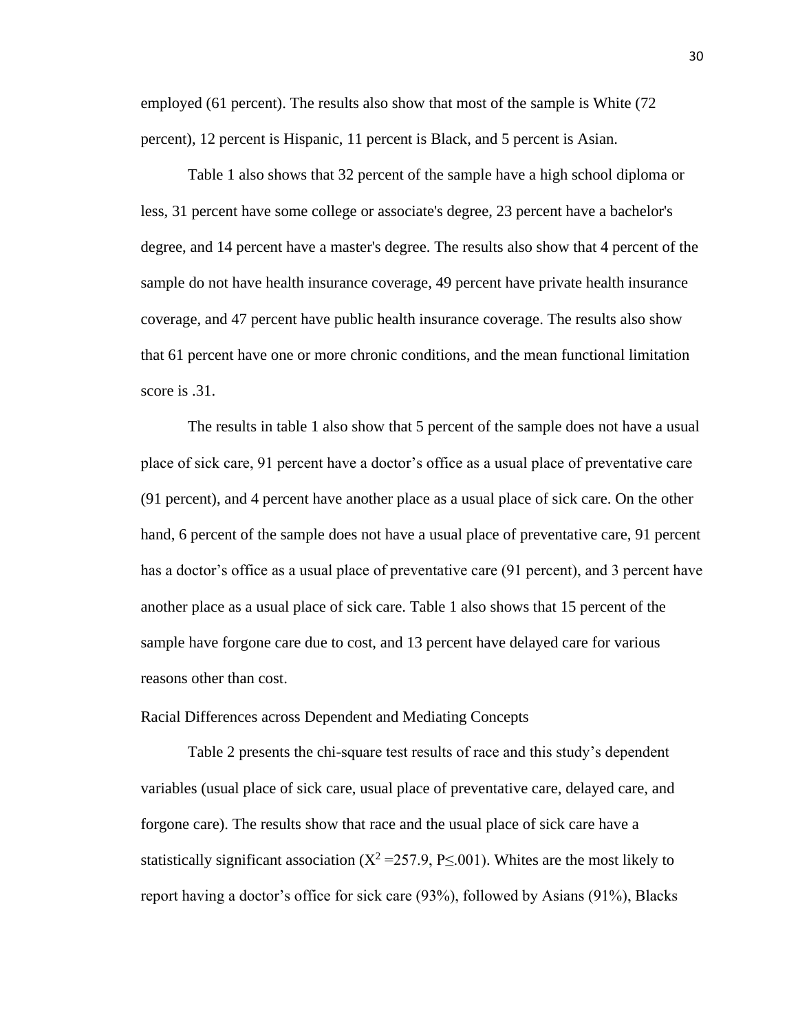employed (61 percent). The results also show that most of the sample is White (72 percent), 12 percent is Hispanic, 11 percent is Black, and 5 percent is Asian.

Table 1 also shows that 32 percent of the sample have a high school diploma or less, 31 percent have some college or associate's degree, 23 percent have a bachelor's degree, and 14 percent have a master's degree. The results also show that 4 percent of the sample do not have health insurance coverage, 49 percent have private health insurance coverage, and 47 percent have public health insurance coverage. The results also show that 61 percent have one or more chronic conditions, and the mean functional limitation score is .31.

The results in table 1 also show that 5 percent of the sample does not have a usual place of sick care, 91 percent have a doctor's office as a usual place of preventative care (91 percent), and 4 percent have another place as a usual place of sick care. On the other hand, 6 percent of the sample does not have a usual place of preventative care, 91 percent has a doctor's office as a usual place of preventative care (91 percent), and 3 percent have another place as a usual place of sick care. Table 1 also shows that 15 percent of the sample have forgone care due to cost, and 13 percent have delayed care for various reasons other than cost.

## Racial Differences across Dependent and Mediating Concepts

Table 2 presents the chi-square test results of race and this study's dependent variables (usual place of sick care, usual place of preventative care, delayed care, and forgone care). The results show that race and the usual place of sick care have a statistically significant association ($X^2 = 257.9$, $P \leq .001$). Whites are the most likely to report having a doctor's office for sick care (93%), followed by Asians (91%), Blacks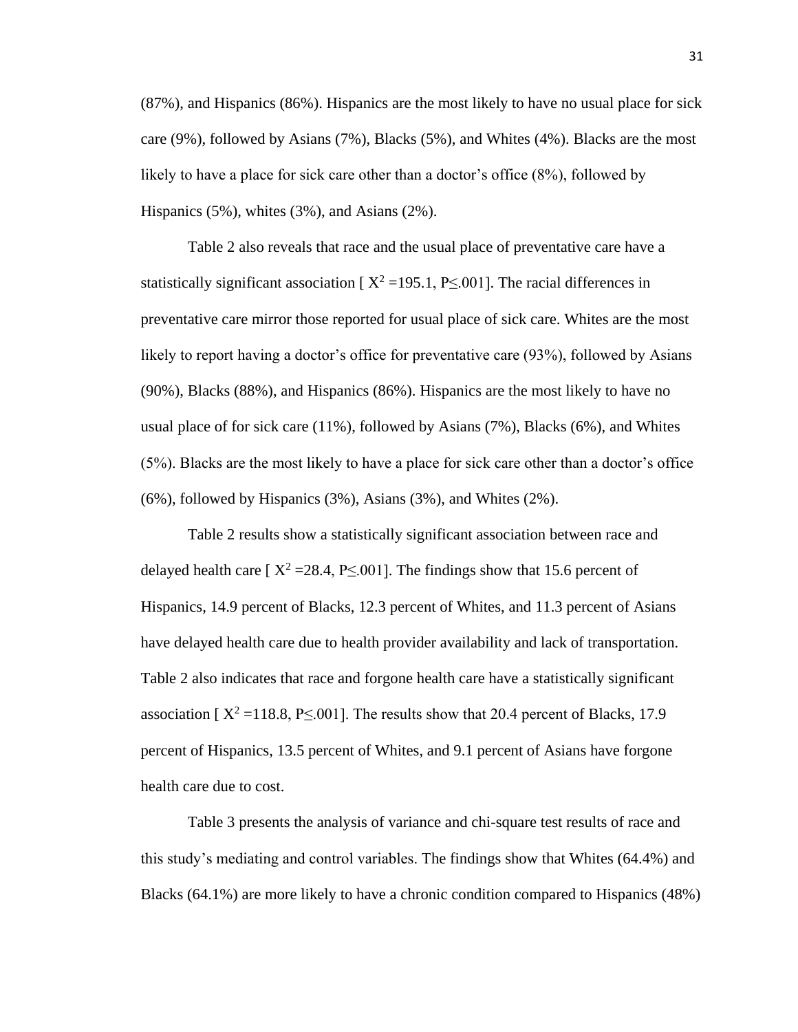(87%), and Hispanics (86%). Hispanics are the most likely to have no usual place for sick care (9%), followed by Asians (7%), Blacks (5%), and Whites (4%). Blacks are the most likely to have a place for sick care other than a doctor's office (8%), followed by Hispanics (5%), whites (3%), and Asians (2%).

Table 2 also reveals that race and the usual place of preventative care have a statistically significant association [ $X^2$ =195.1, P≤.001]. The racial differences in preventative care mirror those reported for usual place of sick care. Whites are the most likely to report having a doctor's office for preventative care (93%), followed by Asians (90%), Blacks (88%), and Hispanics (86%). Hispanics are the most likely to have no usual place of for sick care (11%), followed by Asians (7%), Blacks (6%), and Whites (5%). Blacks are the most likely to have a place for sick care other than a doctor's office (6%), followed by Hispanics (3%), Asians (3%), and Whites (2%).

Table 2 results show a statistically significant association between race and delayed health care [ $X^2$ =28.4, P≤.001]. The findings show that 15.6 percent of Hispanics, 14.9 percent of Blacks, 12.3 percent of Whites, and 11.3 percent of Asians have delayed health care due to health provider availability and lack of transportation. Table 2 also indicates that race and forgone health care have a statistically significant association [ $X^2$ =118.8, P≤.001]. The results show that 20.4 percent of Blacks, 17.9 percent of Hispanics, 13.5 percent of Whites, and 9.1 percent of Asians have forgone health care due to cost.

Table 3 presents the analysis of variance and chi-square test results of race and this study's mediating and control variables. The findings show that Whites (64.4%) and Blacks (64.1%) are more likely to have a chronic condition compared to Hispanics (48%)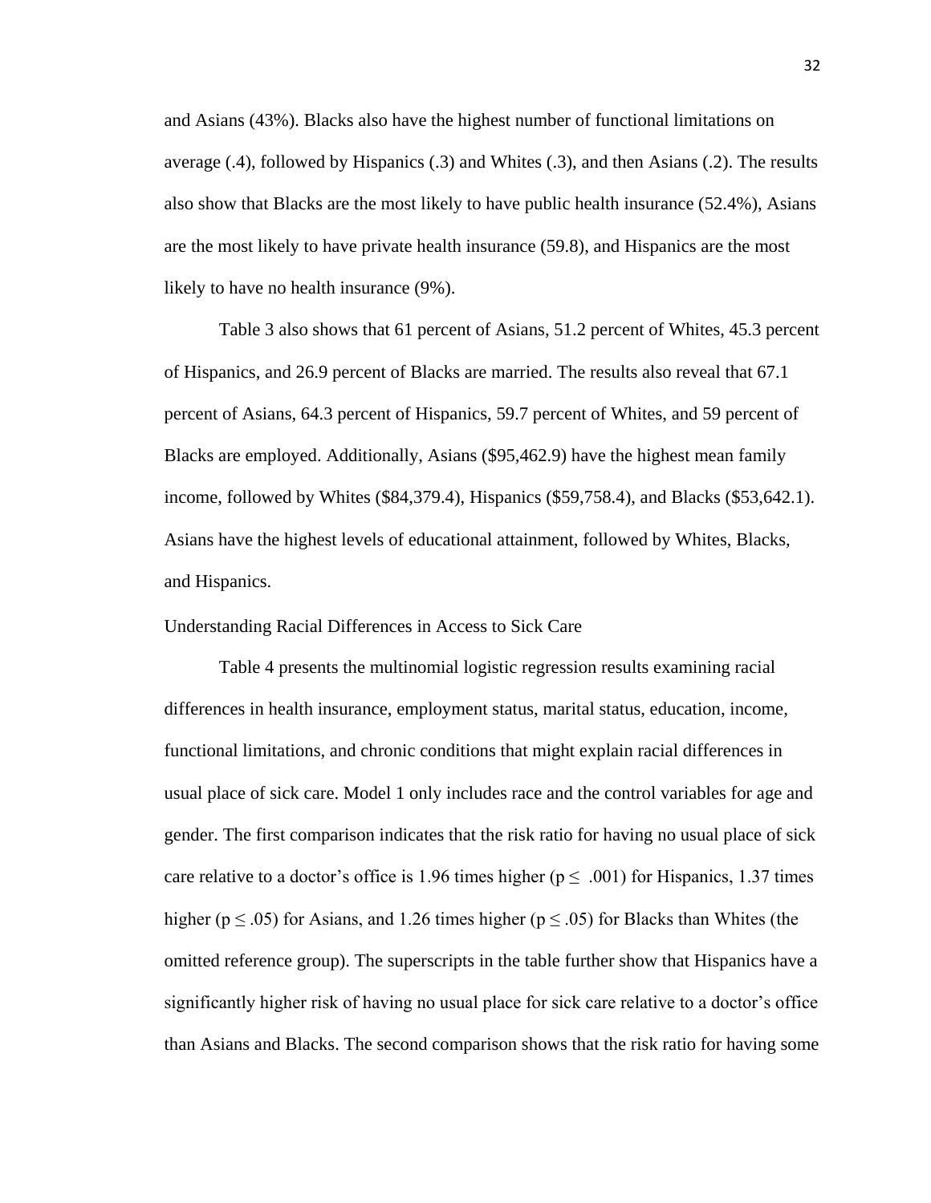and Asians (43%). Blacks also have the highest number of functional limitations on average (.4), followed by Hispanics (.3) and Whites (.3), and then Asians (.2). The results also show that Blacks are the most likely to have public health insurance (52.4%), Asians are the most likely to have private health insurance (59.8), and Hispanics are the most likely to have no health insurance (9%).

Table 3 also shows that 61 percent of Asians, 51.2 percent of Whites, 45.3 percent of Hispanics, and 26.9 percent of Blacks are married. The results also reveal that 67.1 percent of Asians, 64.3 percent of Hispanics, 59.7 percent of Whites, and 59 percent of Blacks are employed. Additionally, Asians ($95,462.9) have the highest mean family income, followed by Whites ($84,379.4), Hispanics ($59,758.4), and Blacks ($53,642.1). Asians have the highest levels of educational attainment, followed by Whites, Blacks, and Hispanics.

Understanding Racial Differences in Access to Sick Care

Table 4 presents the multinomial logistic regression results examining racial differences in health insurance, employment status, marital status, education, income, functional limitations, and chronic conditions that might explain racial differences in usual place of sick care. Model 1 only includes race and the control variables for age and gender. The first comparison indicates that the risk ratio for having no usual place of sick care relative to a doctor's office is 1.96 times higher ($p \leq .001$) for Hispanics, 1.37 times higher ($p \leq .05$) for Asians, and 1.26 times higher ($p \leq .05$) for Blacks than Whites (the omitted reference group). The superscripts in the table further show that Hispanics have a significantly higher risk of having no usual place for sick care relative to a doctor's office than Asians and Blacks. The second comparison shows that the risk ratio for having some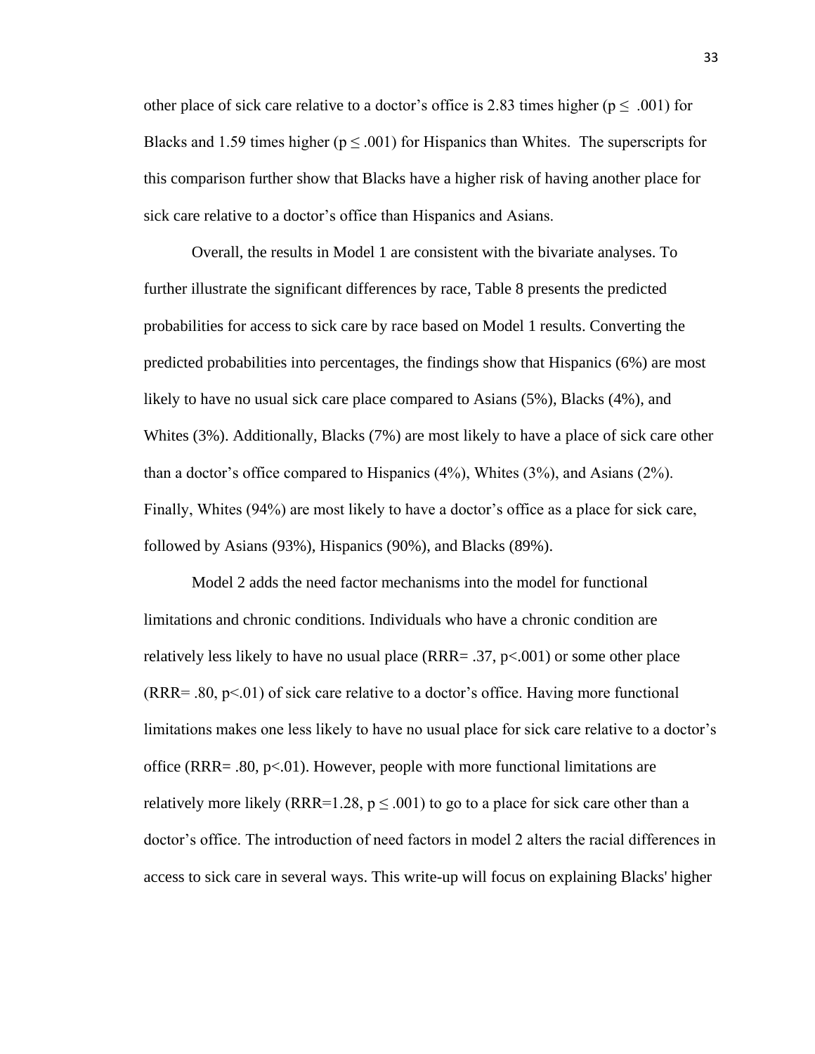other place of sick care relative to a doctor's office is 2.83 times higher ($p \leq .001$) for Blacks and 1.59 times higher ($p \leq .001$) for Hispanics than Whites. The superscripts for this comparison further show that Blacks have a higher risk of having another place for sick care relative to a doctor's office than Hispanics and Asians.

Overall, the results in Model 1 are consistent with the bivariate analyses. To further illustrate the significant differences by race, Table 8 presents the predicted probabilities for access to sick care by race based on Model 1 results. Converting the predicted probabilities into percentages, the findings show that Hispanics (6%) are most likely to have no usual sick care place compared to Asians (5%), Blacks (4%), and Whites (3%). Additionally, Blacks (7%) are most likely to have a place of sick care other than a doctor's office compared to Hispanics (4%), Whites (3%), and Asians (2%). Finally, Whites (94%) are most likely to have a doctor's office as a place for sick care, followed by Asians (93%), Hispanics (90%), and Blacks (89%).

Model 2 adds the need factor mechanisms into the model for functional limitations and chronic conditions. Individuals who have a chronic condition are relatively less likely to have no usual place (RRR= .37, $p<.001$) or some other place (RRR= .80, $p<.01$) of sick care relative to a doctor's office. Having more functional limitations makes one less likely to have no usual place for sick care relative to a doctor's office (RRR= .80, $p<.01$). However, people with more functional limitations are relatively more likely (RRR=1.28, $p \leq .001$) to go to a place for sick care other than a doctor's office. The introduction of need factors in model 2 alters the racial differences in access to sick care in several ways. This write-up will focus on explaining Blacks' higher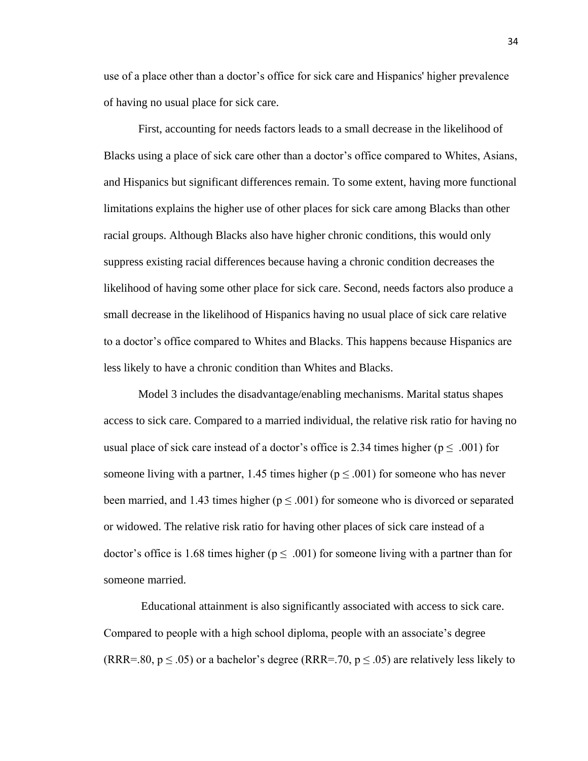use of a place other than a doctor's office for sick care and Hispanics' higher prevalence of having no usual place for sick care.

First, accounting for needs factors leads to a small decrease in the likelihood of Blacks using a place of sick care other than a doctor's office compared to Whites, Asians, and Hispanics but significant differences remain. To some extent, having more functional limitations explains the higher use of other places for sick care among Blacks than other racial groups. Although Blacks also have higher chronic conditions, this would only suppress existing racial differences because having a chronic condition decreases the likelihood of having some other place for sick care. Second, needs factors also produce a small decrease in the likelihood of Hispanics having no usual place of sick care relative to a doctor's office compared to Whites and Blacks. This happens because Hispanics are less likely to have a chronic condition than Whites and Blacks.

Model 3 includes the disadvantage/enabling mechanisms. Marital status shapes access to sick care. Compared to a married individual, the relative risk ratio for having no usual place of sick care instead of a doctor's office is 2.34 times higher ($p \leq .001$) for someone living with a partner, 1.45 times higher ($p \leq .001$) for someone who has never been married, and 1.43 times higher ($p \leq .001$) for someone who is divorced or separated or widowed. The relative risk ratio for having other places of sick care instead of a doctor's office is 1.68 times higher ($p \leq .001$) for someone living with a partner than for someone married.

Educational attainment is also significantly associated with access to sick care. Compared to people with a high school diploma, people with an associate's degree (RRR=.80, $p \leq .05$) or a bachelor's degree (RRR=.70, $p \leq .05$) are relatively less likely to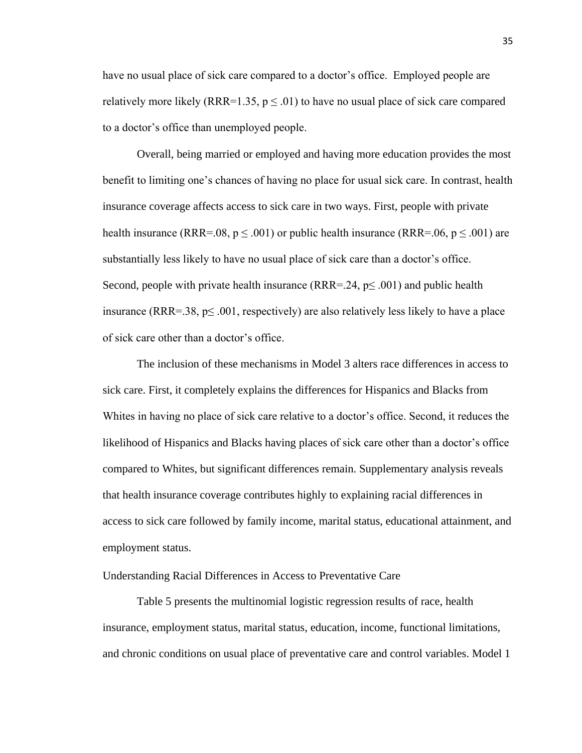have no usual place of sick care compared to a doctor's office. Employed people are relatively more likely (RRR=1.35, $p \leq .01$) to have no usual place of sick care compared to a doctor's office than unemployed people.

Overall, being married or employed and having more education provides the most benefit to limiting one's chances of having no place for usual sick care. In contrast, health insurance coverage affects access to sick care in two ways. First, people with private health insurance (RRR=.08, $p \leq .001$) or public health insurance (RRR=.06, $p \leq .001$) are substantially less likely to have no usual place of sick care than a doctor's office. Second, people with private health insurance (RRR=.24, $p \leq .001$) and public health insurance (RRR=.38, $p \leq .001$, respectively) are also relatively less likely to have a place of sick care other than a doctor's office.

The inclusion of these mechanisms in Model 3 alters race differences in access to sick care. First, it completely explains the differences for Hispanics and Blacks from Whites in having no place of sick care relative to a doctor's office. Second, it reduces the likelihood of Hispanics and Blacks having places of sick care other than a doctor's office compared to Whites, but significant differences remain. Supplementary analysis reveals that health insurance coverage contributes highly to explaining racial differences in access to sick care followed by family income, marital status, educational attainment, and employment status.

## Understanding Racial Differences in Access to Preventative Care

Table 5 presents the multinomial logistic regression results of race, health insurance, employment status, marital status, education, income, functional limitations, and chronic conditions on usual place of preventative care and control variables. Model 1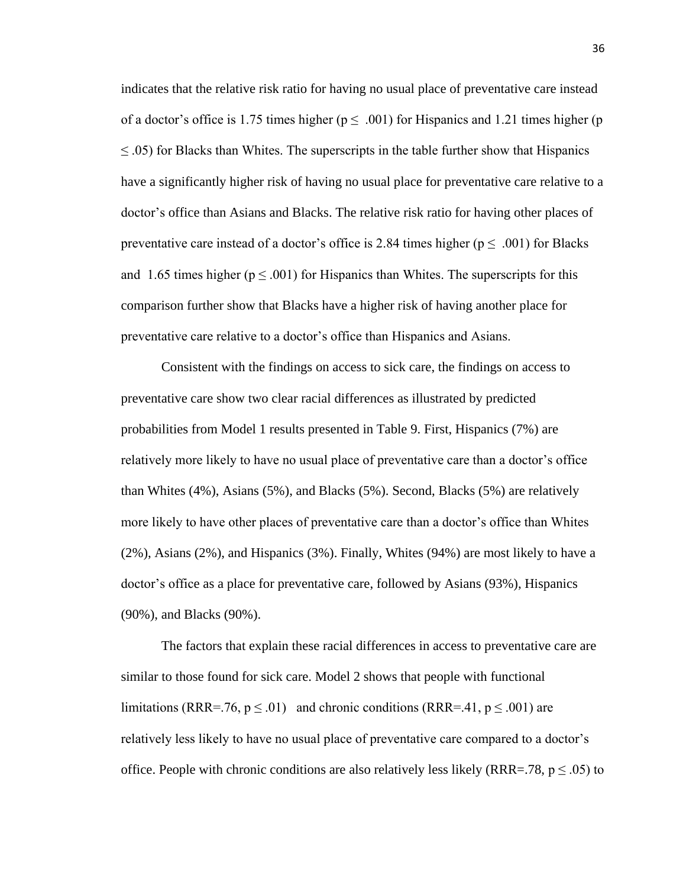indicates that the relative risk ratio for having no usual place of preventative care instead of a doctor's office is 1.75 times higher ($p \leq .001$) for Hispanics and 1.21 times higher ($p \leq .05$) for Blacks than Whites. The superscripts in the table further show that Hispanics have a significantly higher risk of having no usual place for preventative care relative to a doctor's office than Asians and Blacks. The relative risk ratio for having other places of preventative care instead of a doctor's office is 2.84 times higher ($p \leq .001$) for Blacks and 1.65 times higher ($p \leq .001$) for Hispanics than Whites. The superscripts for this comparison further show that Blacks have a higher risk of having another place for preventative care relative to a doctor's office than Hispanics and Asians.

Consistent with the findings on access to sick care, the findings on access to preventative care show two clear racial differences as illustrated by predicted probabilities from Model 1 results presented in Table 9. First, Hispanics (7%) are relatively more likely to have no usual place of preventative care than a doctor's office than Whites (4%), Asians (5%), and Blacks (5%). Second, Blacks (5%) are relatively more likely to have other places of preventative care than a doctor's office than Whites (2%), Asians (2%), and Hispanics (3%). Finally, Whites (94%) are most likely to have a doctor's office as a place for preventative care, followed by Asians (93%), Hispanics (90%), and Blacks (90%).

The factors that explain these racial differences in access to preventative care are similar to those found for sick care. Model 2 shows that people with functional limitations ($RRR=.76$, $p \leq .01$) and chronic conditions ($RRR=.41$, $p \leq .001$) are relatively less likely to have no usual place of preventative care compared to a doctor's office. People with chronic conditions are also relatively less likely ($RRR=.78$, $p \leq .05$) to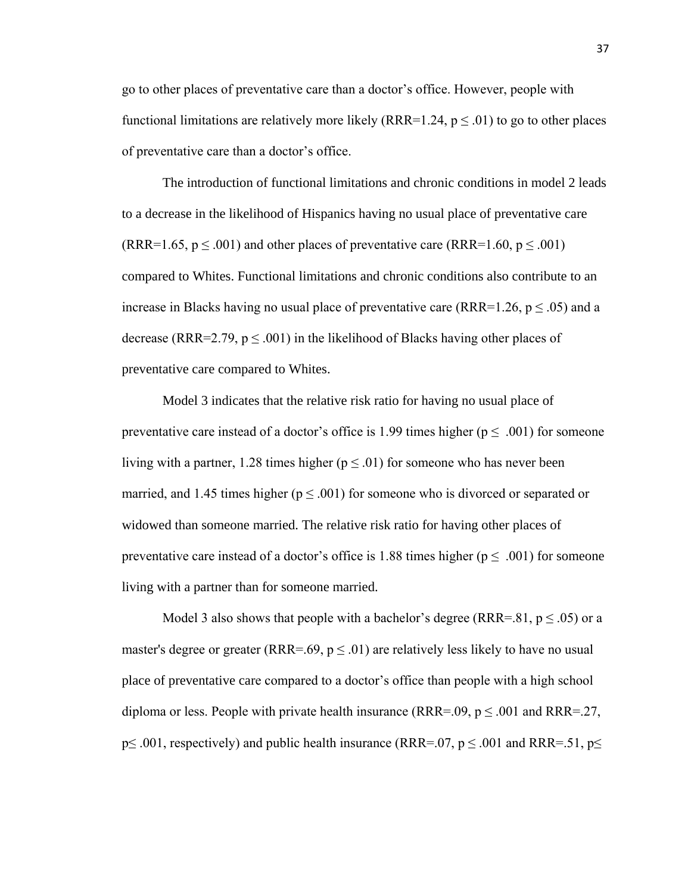go to other places of preventative care than a doctor's office. However, people with functional limitations are relatively more likely (RRR=1.24, $p \leq .01$) to go to other places of preventative care than a doctor's office.

The introduction of functional limitations and chronic conditions in model 2 leads to a decrease in the likelihood of Hispanics having no usual place of preventative care (RRR=1.65, $p \leq .001$) and other places of preventative care (RRR=1.60, $p \leq .001$) compared to Whites. Functional limitations and chronic conditions also contribute to an increase in Blacks having no usual place of preventative care (RRR=1.26, $p \leq .05$) and a decrease (RRR=2.79, $p \leq .001$) in the likelihood of Blacks having other places of preventative care compared to Whites.

Model 3 indicates that the relative risk ratio for having no usual place of preventative care instead of a doctor's office is 1.99 times higher ($p \leq .001$) for someone living with a partner, 1.28 times higher ($p \leq .01$) for someone who has never been married, and 1.45 times higher ($p \leq .001$) for someone who is divorced or separated or widowed than someone married. The relative risk ratio for having other places of preventative care instead of a doctor's office is 1.88 times higher ($p \leq .001$) for someone living with a partner than for someone married.

Model 3 also shows that people with a bachelor's degree (RRR=.81, $p \leq .05$) or a master's degree or greater (RRR=.69, $p \leq .01$) are relatively less likely to have no usual place of preventative care compared to a doctor's office than people with a high school diploma or less. People with private health insurance (RRR=.09, $p \leq .001$ and RRR=.27, $p \leq .001$, respectively) and public health insurance (RRR=.07, $p \leq .001$ and RRR=.51, $p \leq$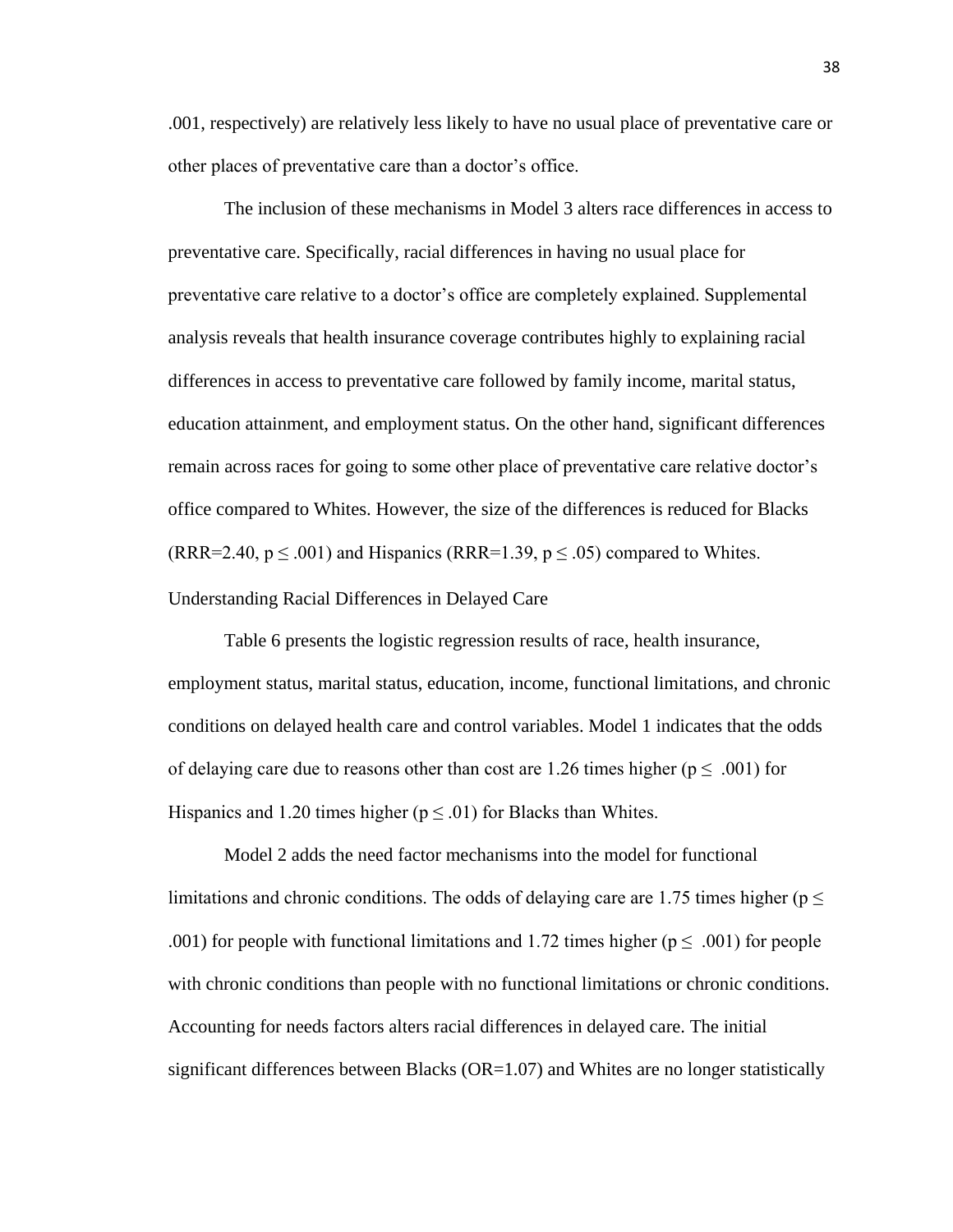.001, respectively) are relatively less likely to have no usual place of preventative care or other places of preventative care than a doctor's office.

The inclusion of these mechanisms in Model 3 alters race differences in access to preventative care. Specifically, racial differences in having no usual place for preventative care relative to a doctor's office are completely explained. Supplemental analysis reveals that health insurance coverage contributes highly to explaining racial differences in access to preventative care followed by family income, marital status, education attainment, and employment status. On the other hand, significant differences remain across races for going to some other place of preventative care relative doctor's office compared to Whites. However, the size of the differences is reduced for Blacks (RRR=2.40, $p \leq .001$) and Hispanics (RRR=1.39, $p \leq .05$) compared to Whites.

Understanding Racial Differences in Delayed Care

Table 6 presents the logistic regression results of race, health insurance, employment status, marital status, education, income, functional limitations, and chronic conditions on delayed health care and control variables. Model 1 indicates that the odds of delaying care due to reasons other than cost are 1.26 times higher ($p \leq .001$) for Hispanics and 1.20 times higher ($p \leq .01$) for Blacks than Whites.

Model 2 adds the need factor mechanisms into the model for functional limitations and chronic conditions. The odds of delaying care are 1.75 times higher ($p \leq .001$) for people with functional limitations and 1.72 times higher ($p \leq .001$) for people with chronic conditions than people with no functional limitations or chronic conditions. Accounting for needs factors alters racial differences in delayed care. The initial significant differences between Blacks (OR=1.07) and Whites are no longer statistically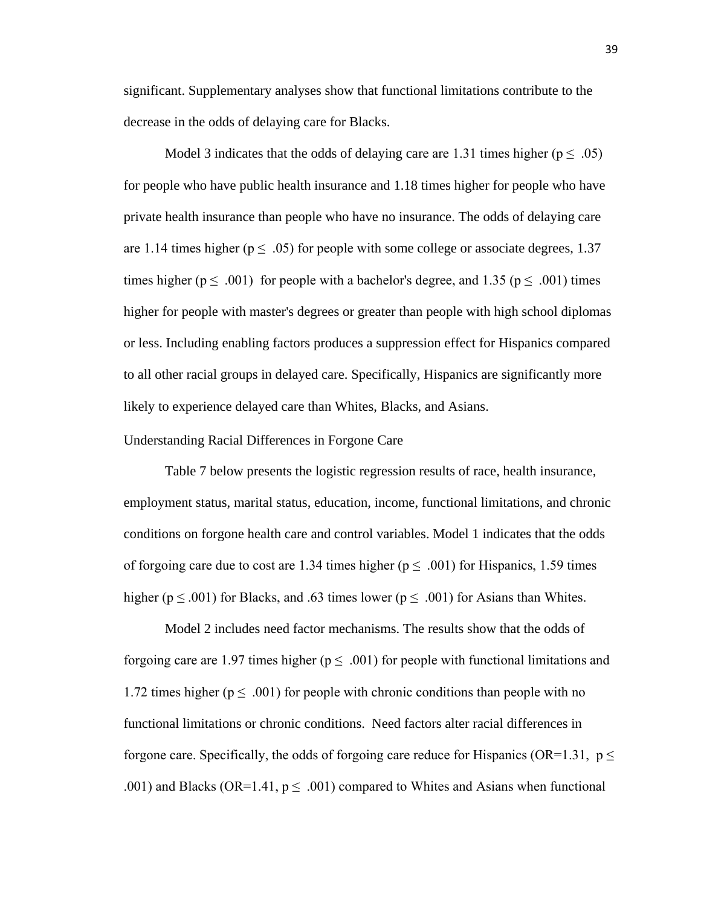significant. Supplementary analyses show that functional limitations contribute to the decrease in the odds of delaying care for Blacks.

Model 3 indicates that the odds of delaying care are 1.31 times higher ($p \leq .05$) for people who have public health insurance and 1.18 times higher for people who have private health insurance than people who have no insurance. The odds of delaying care are 1.14 times higher ($p \leq .05$) for people with some college or associate degrees, 1.37 times higher ($p \leq .001$) for people with a bachelor's degree, and 1.35 ($p \leq .001$) times higher for people with master's degrees or greater than people with high school diplomas or less. Including enabling factors produces a suppression effect for Hispanics compared to all other racial groups in delayed care. Specifically, Hispanics are significantly more likely to experience delayed care than Whites, Blacks, and Asians.

## Understanding Racial Differences in Forgone Care

Table 7 below presents the logistic regression results of race, health insurance, employment status, marital status, education, income, functional limitations, and chronic conditions on forgone health care and control variables. Model 1 indicates that the odds of forgoing care due to cost are 1.34 times higher ($p \leq .001$) for Hispanics, 1.59 times higher ($p \leq .001$) for Blacks, and .63 times lower ($p \leq .001$) for Asians than Whites.

Model 2 includes need factor mechanisms. The results show that the odds of forgoing care are 1.97 times higher ($p \leq .001$) for people with functional limitations and 1.72 times higher ($p \leq .001$) for people with chronic conditions than people with no functional limitations or chronic conditions. Need factors alter racial differences in forgone care. Specifically, the odds of forgoing care reduce for Hispanics (OR=1.31, $p \leq .001$) and Blacks (OR=1.41, $p \leq .001$) compared to Whites and Asians when functional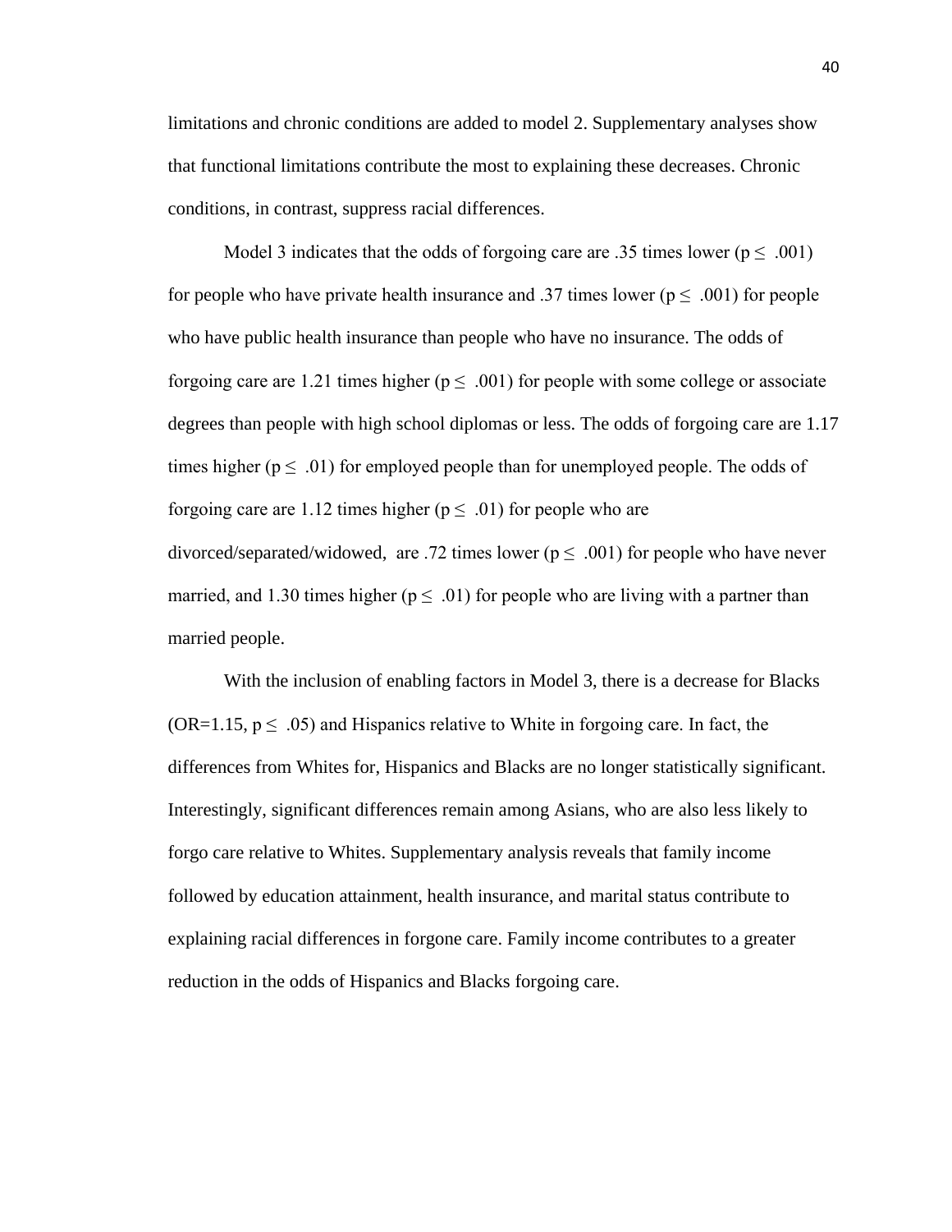limitations and chronic conditions are added to model 2. Supplementary analyses show that functional limitations contribute the most to explaining these decreases. Chronic conditions, in contrast, suppress racial differences.

Model 3 indicates that the odds of forgoing care are .35 times lower ($p \leq .001$) for people who have private health insurance and .37 times lower ($p \leq .001$) for people who have public health insurance than people who have no insurance. The odds of forgoing care are 1.21 times higher ($p \leq .001$) for people with some college or associate degrees than people with high school diplomas or less. The odds of forgoing care are 1.17 times higher ($p \leq .01$) for employed people than for unemployed people. The odds of forgoing care are 1.12 times higher ($p \leq .01$) for people who are divorced/separated/widowed, are .72 times lower ($p \leq .001$) for people who have never married, and 1.30 times higher ($p \leq .01$) for people who are living with a partner than married people.

With the inclusion of enabling factors in Model 3, there is a decrease for Blacks (OR=1.15, $p \leq .05$) and Hispanics relative to White in forgoing care. In fact, the differences from Whites for, Hispanics and Blacks are no longer statistically significant. Interestingly, significant differences remain among Asians, who are also less likely to forgo care relative to Whites. Supplementary analysis reveals that family income followed by education attainment, health insurance, and marital status contribute to explaining racial differences in forgone care. Family income contributes to a greater reduction in the odds of Hispanics and Blacks forgoing care.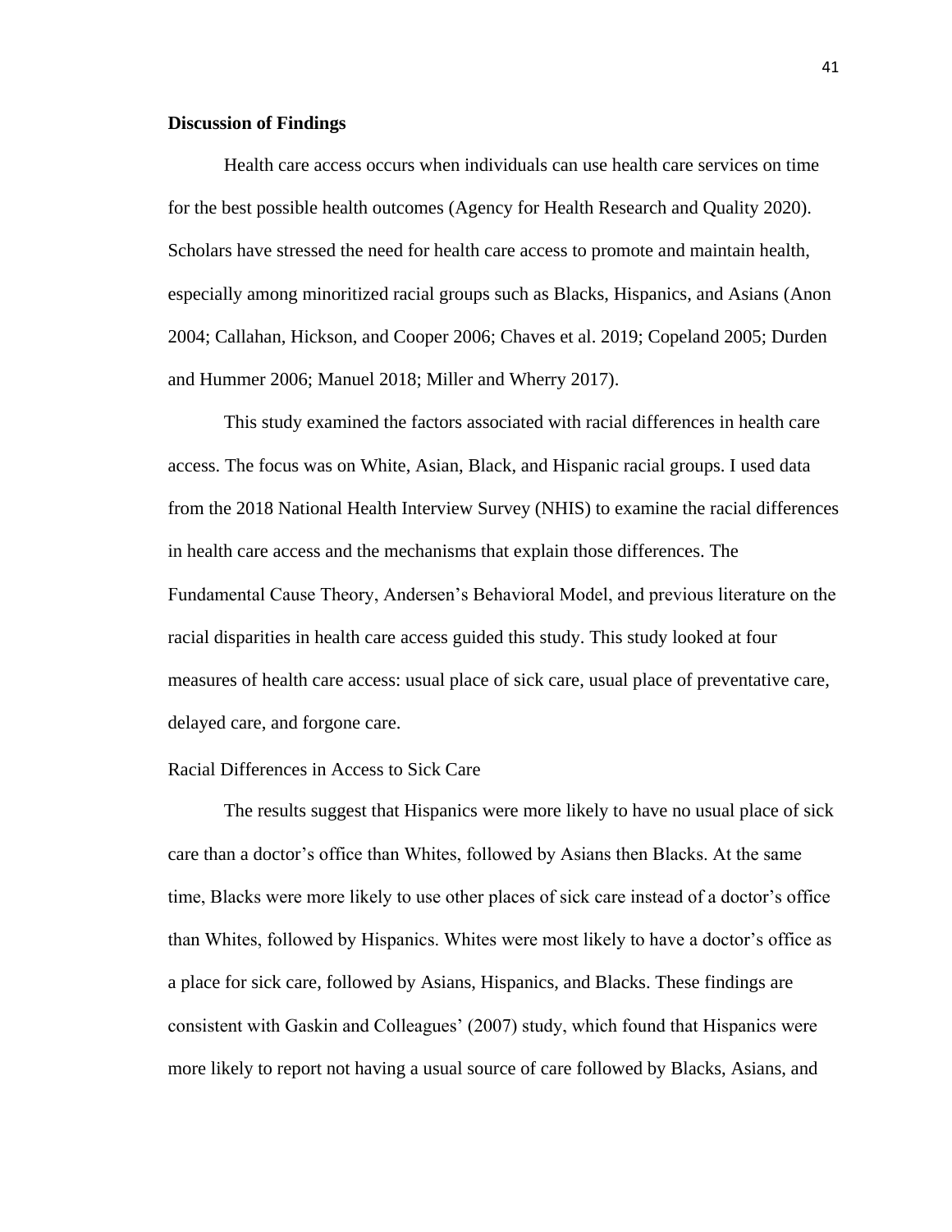## Discussion of Findings

Health care access occurs when individuals can use health care services on time for the best possible health outcomes (Agency for Health Research and Quality 2020). Scholars have stressed the need for health care access to promote and maintain health, especially among minoritized racial groups such as Blacks, Hispanics, and Asians (Anon 2004; Callahan, Hickson, and Cooper 2006; Chaves et al. 2019; Copeland 2005; Durden and Hummer 2006; Manuel 2018; Miller and Wherry 2017).

This study examined the factors associated with racial differences in health care access. The focus was on White, Asian, Black, and Hispanic racial groups. I used data from the 2018 National Health Interview Survey (NHIS) to examine the racial differences in health care access and the mechanisms that explain those differences. The Fundamental Cause Theory, Andersen's Behavioral Model, and previous literature on the racial disparities in health care access guided this study. This study looked at four measures of health care access: usual place of sick care, usual place of preventative care, delayed care, and forgone care.

### Racial Differences in Access to Sick Care

The results suggest that Hispanics were more likely to have no usual place of sick care than a doctor's office than Whites, followed by Asians then Blacks. At the same time, Blacks were more likely to use other places of sick care instead of a doctor's office than Whites, followed by Hispanics. Whites were most likely to have a doctor's office as a place for sick care, followed by Asians, Hispanics, and Blacks. These findings are consistent with Gaskin and Colleagues' (2007) study, which found that Hispanics were more likely to report not having a usual source of care followed by Blacks, Asians, and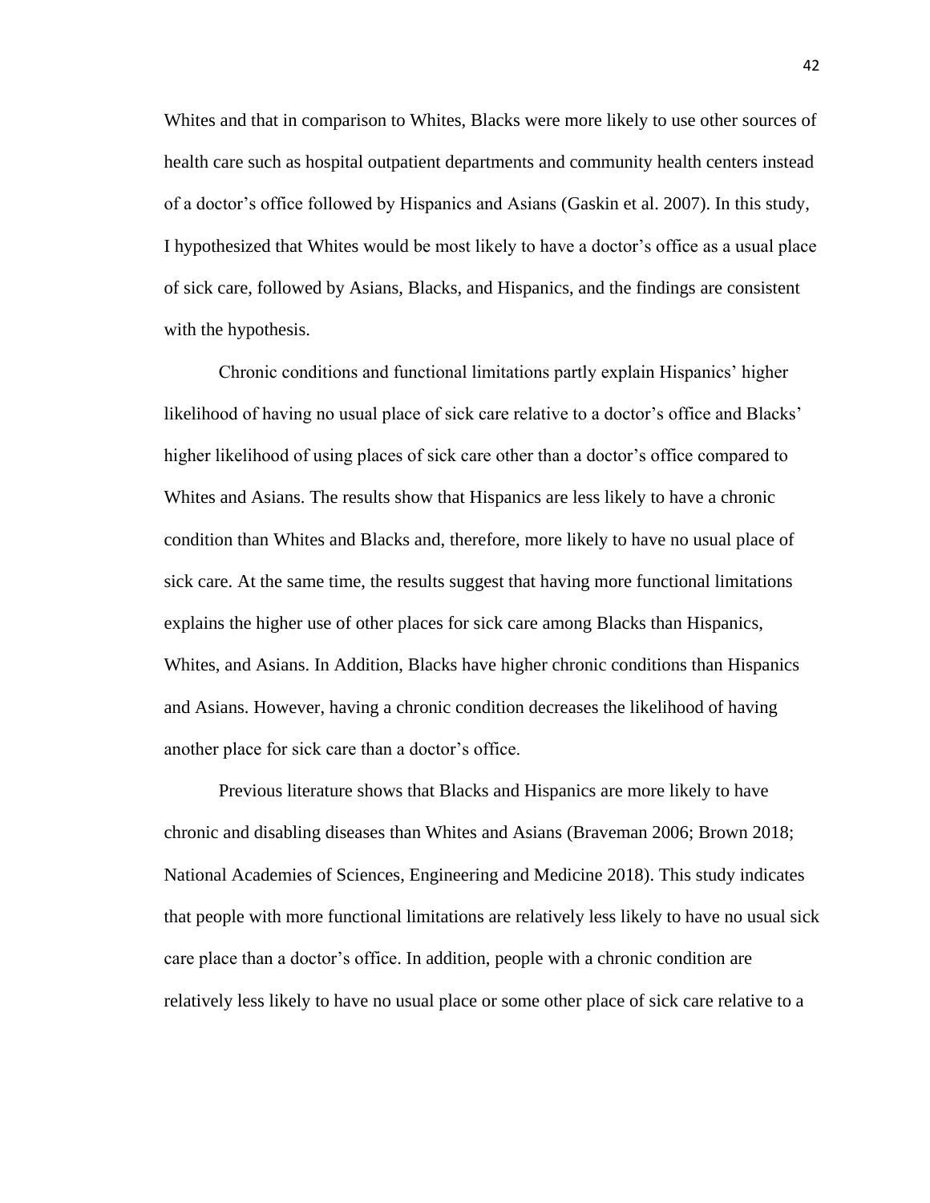Whites and that in comparison to Whites, Blacks were more likely to use other sources of health care such as hospital outpatient departments and community health centers instead of a doctor's office followed by Hispanics and Asians (Gaskin et al. 2007). In this study, I hypothesized that Whites would be most likely to have a doctor's office as a usual place of sick care, followed by Asians, Blacks, and Hispanics, and the findings are consistent with the hypothesis.

Chronic conditions and functional limitations partly explain Hispanics' higher likelihood of having no usual place of sick care relative to a doctor's office and Blacks' higher likelihood of using places of sick care other than a doctor's office compared to Whites and Asians. The results show that Hispanics are less likely to have a chronic condition than Whites and Blacks and, therefore, more likely to have no usual place of sick care. At the same time, the results suggest that having more functional limitations explains the higher use of other places for sick care among Blacks than Hispanics, Whites, and Asians. In Addition, Blacks have higher chronic conditions than Hispanics and Asians. However, having a chronic condition decreases the likelihood of having another place for sick care than a doctor's office.

Previous literature shows that Blacks and Hispanics are more likely to have chronic and disabling diseases than Whites and Asians (Braveman 2006; Brown 2018; National Academies of Sciences, Engineering and Medicine 2018). This study indicates that people with more functional limitations are relatively less likely to have no usual sick care place than a doctor's office. In addition, people with a chronic condition are relatively less likely to have no usual place or some other place of sick care relative to a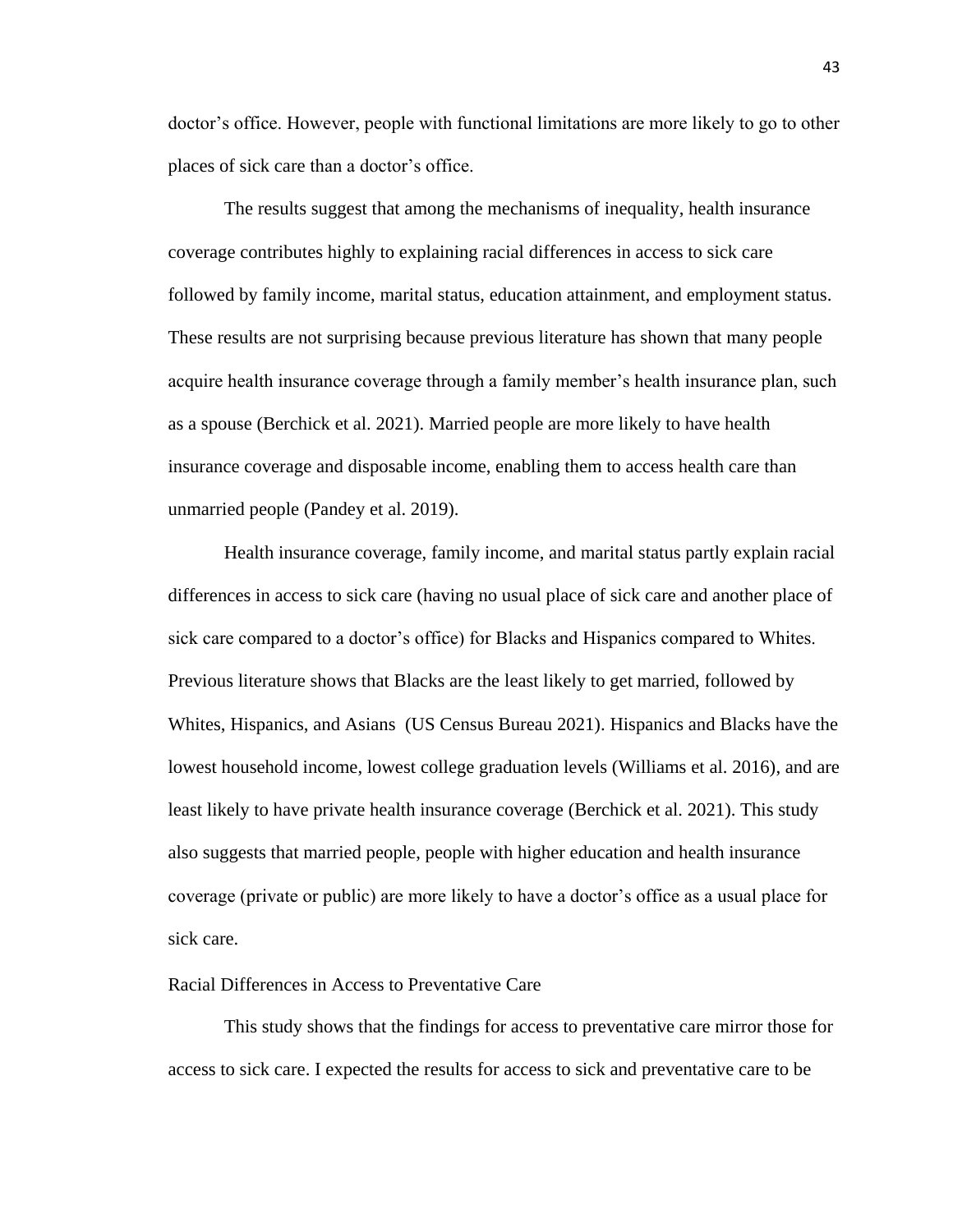doctor's office. However, people with functional limitations are more likely to go to other places of sick care than a doctor's office.

The results suggest that among the mechanisms of inequality, health insurance coverage contributes highly to explaining racial differences in access to sick care followed by family income, marital status, education attainment, and employment status. These results are not surprising because previous literature has shown that many people acquire health insurance coverage through a family member's health insurance plan, such as a spouse (Berchick et al. 2021). Married people are more likely to have health insurance coverage and disposable income, enabling them to access health care than unmarried people (Pandey et al. 2019).

Health insurance coverage, family income, and marital status partly explain racial differences in access to sick care (having no usual place of sick care and another place of sick care compared to a doctor's office) for Blacks and Hispanics compared to Whites. Previous literature shows that Blacks are the least likely to get married, followed by Whites, Hispanics, and Asians (US Census Bureau 2021). Hispanics and Blacks have the lowest household income, lowest college graduation levels (Williams et al. 2016), and are least likely to have private health insurance coverage (Berchick et al. 2021). This study also suggests that married people, people with higher education and health insurance coverage (private or public) are more likely to have a doctor's office as a usual place for sick care.

### Racial Differences in Access to Preventative Care

This study shows that the findings for access to preventative care mirror those for access to sick care. I expected the results for access to sick and preventative care to be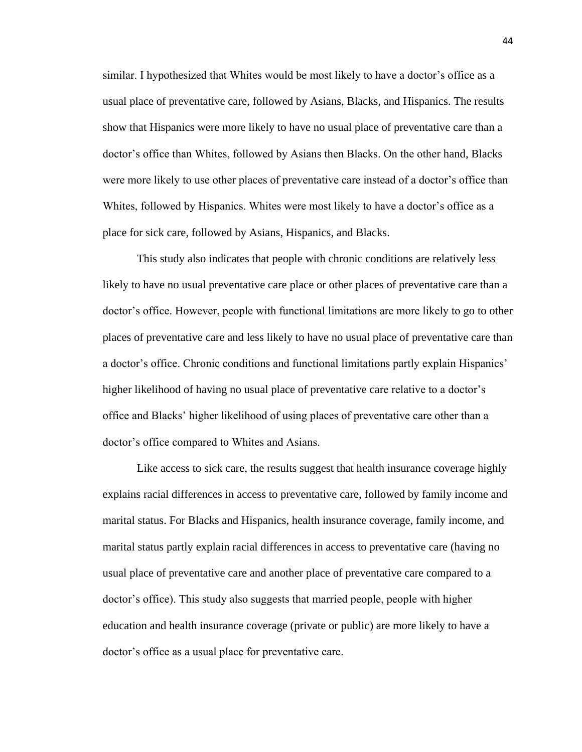similar. I hypothesized that Whites would be most likely to have a doctor's office as a usual place of preventative care, followed by Asians, Blacks, and Hispanics. The results show that Hispanics were more likely to have no usual place of preventative care than a doctor's office than Whites, followed by Asians then Blacks. On the other hand, Blacks were more likely to use other places of preventative care instead of a doctor's office than Whites, followed by Hispanics. Whites were most likely to have a doctor's office as a place for sick care, followed by Asians, Hispanics, and Blacks.

This study also indicates that people with chronic conditions are relatively less likely to have no usual preventative care place or other places of preventative care than a doctor's office. However, people with functional limitations are more likely to go to other places of preventative care and less likely to have no usual place of preventative care than a doctor's office. Chronic conditions and functional limitations partly explain Hispanics' higher likelihood of having no usual place of preventative care relative to a doctor's office and Blacks' higher likelihood of using places of preventative care other than a doctor's office compared to Whites and Asians.

Like access to sick care, the results suggest that health insurance coverage highly explains racial differences in access to preventative care, followed by family income and marital status. For Blacks and Hispanics, health insurance coverage, family income, and marital status partly explain racial differences in access to preventative care (having no usual place of preventative care and another place of preventative care compared to a doctor's office). This study also suggests that married people, people with higher education and health insurance coverage (private or public) are more likely to have a doctor's office as a usual place for preventative care.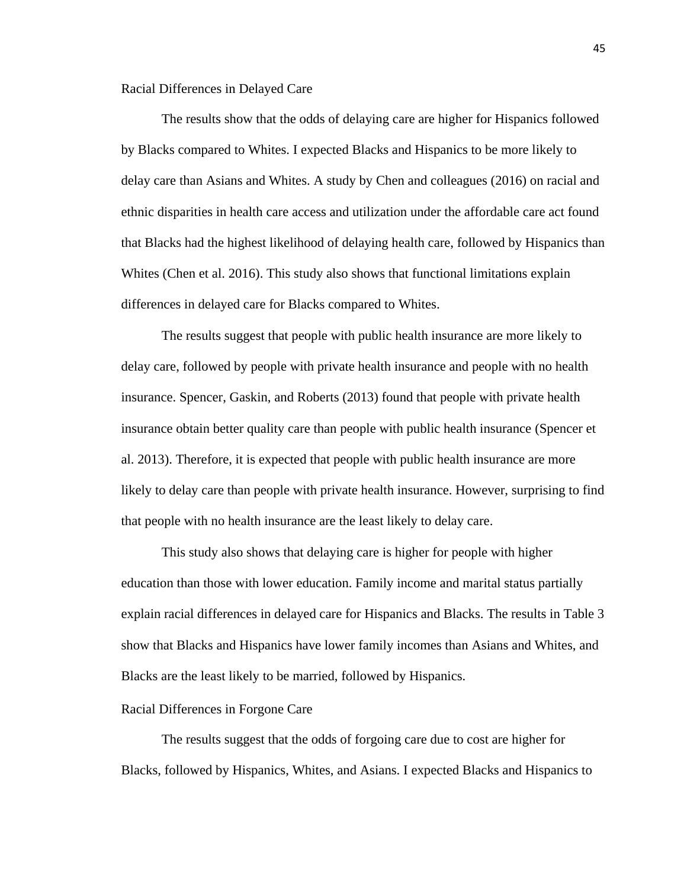## Racial Differences in Delayed Care

The results show that the odds of delaying care are higher for Hispanics followed by Blacks compared to Whites. I expected Blacks and Hispanics to be more likely to delay care than Asians and Whites. A study by Chen and colleagues (2016) on racial and ethnic disparities in health care access and utilization under the affordable care act found that Blacks had the highest likelihood of delaying health care, followed by Hispanics than Whites (Chen et al. 2016). This study also shows that functional limitations explain differences in delayed care for Blacks compared to Whites.

The results suggest that people with public health insurance are more likely to delay care, followed by people with private health insurance and people with no health insurance. Spencer, Gaskin, and Roberts (2013) found that people with private health insurance obtain better quality care than people with public health insurance (Spencer et al. 2013). Therefore, it is expected that people with public health insurance are more likely to delay care than people with private health insurance. However, surprising to find that people with no health insurance are the least likely to delay care.

This study also shows that delaying care is higher for people with higher education than those with lower education. Family income and marital status partially explain racial differences in delayed care for Hispanics and Blacks. The results in Table 3 show that Blacks and Hispanics have lower family incomes than Asians and Whites, and Blacks are the least likely to be married, followed by Hispanics.

## Racial Differences in Forgone Care

The results suggest that the odds of forgoing care due to cost are higher for Blacks, followed by Hispanics, Whites, and Asians. I expected Blacks and Hispanics to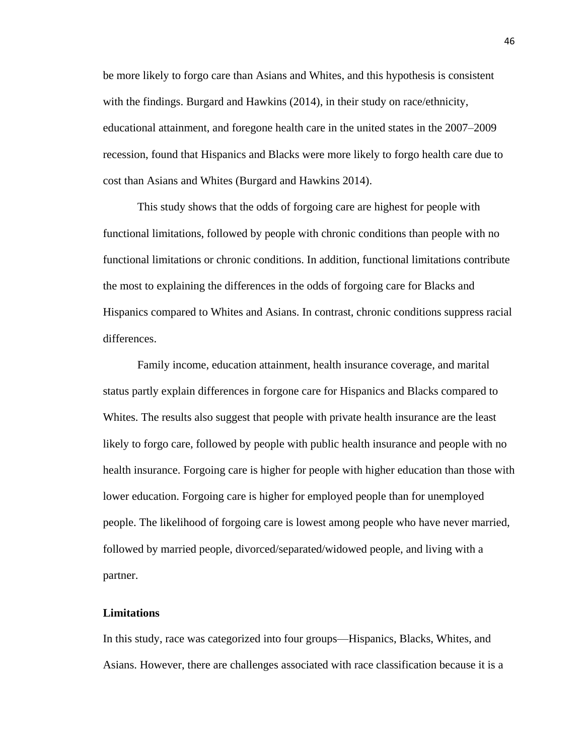be more likely to forgo care than Asians and Whites, and this hypothesis is consistent with the findings. Burgard and Hawkins (2014), in their study on race/ethnicity, educational attainment, and foregone health care in the united states in the 2007–2009 recession, found that Hispanics and Blacks were more likely to forgo health care due to cost than Asians and Whites (Burgard and Hawkins 2014).

This study shows that the odds of forgoing care are highest for people with functional limitations, followed by people with chronic conditions than people with no functional limitations or chronic conditions. In addition, functional limitations contribute the most to explaining the differences in the odds of forgoing care for Blacks and Hispanics compared to Whites and Asians. In contrast, chronic conditions suppress racial differences.

Family income, education attainment, health insurance coverage, and marital status partly explain differences in forgone care for Hispanics and Blacks compared to Whites. The results also suggest that people with private health insurance are the least likely to forgo care, followed by people with public health insurance and people with no health insurance. Forgoing care is higher for people with higher education than those with lower education. Forgoing care is higher for employed people than for unemployed people. The likelihood of forgoing care is lowest among people who have never married, followed by married people, divorced/separated/widowed people, and living with a partner.

**Limitations**

In this study, race was categorized into four groups—Hispanics, Blacks, Whites, and Asians. However, there are challenges associated with race classification because it is a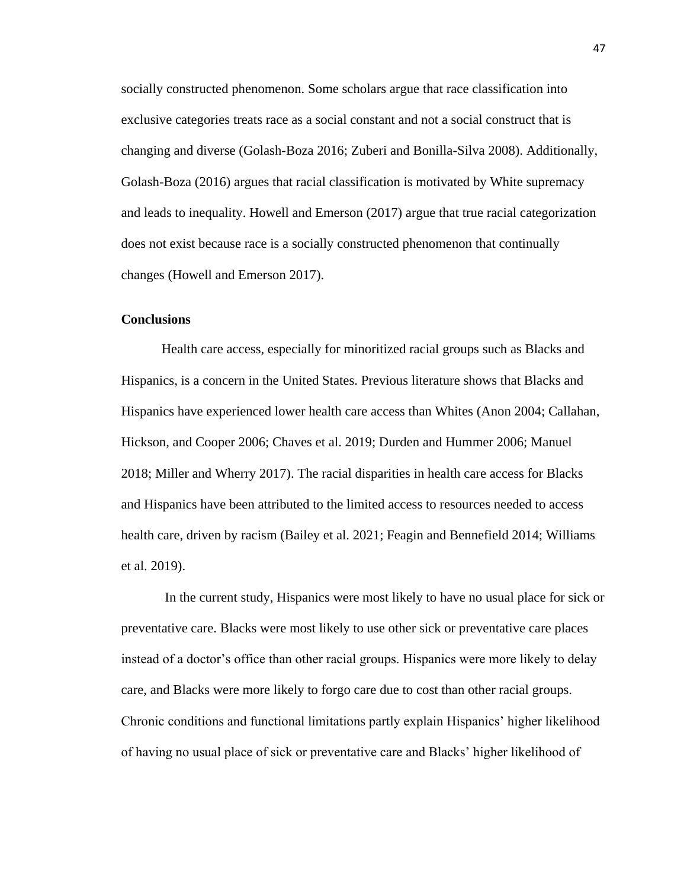socially constructed phenomenon. Some scholars argue that race classification into exclusive categories treats race as a social constant and not a social construct that is changing and diverse (Golash-Boza 2016; Zuberi and Bonilla-Silva 2008). Additionally, Golash-Boza (2016) argues that racial classification is motivated by White supremacy and leads to inequality. Howell and Emerson (2017) argue that true racial categorization does not exist because race is a socially constructed phenomenon that continually changes (Howell and Emerson 2017).

**Conclusions**

Health care access, especially for minoritized racial groups such as Blacks and Hispanics, is a concern in the United States. Previous literature shows that Blacks and Hispanics have experienced lower health care access than Whites (Anon 2004; Callahan, Hickson, and Cooper 2006; Chaves et al. 2019; Durden and Hummer 2006; Manuel 2018; Miller and Wherry 2017). The racial disparities in health care access for Blacks and Hispanics have been attributed to the limited access to resources needed to access health care, driven by racism (Bailey et al. 2021; Feagin and Bennefield 2014; Williams et al. 2019).

In the current study, Hispanics were most likely to have no usual place for sick or preventative care. Blacks were most likely to use other sick or preventative care places instead of a doctor's office than other racial groups. Hispanics were more likely to delay care, and Blacks were more likely to forgo care due to cost than other racial groups. Chronic conditions and functional limitations partly explain Hispanics' higher likelihood of having no usual place of sick or preventative care and Blacks' higher likelihood of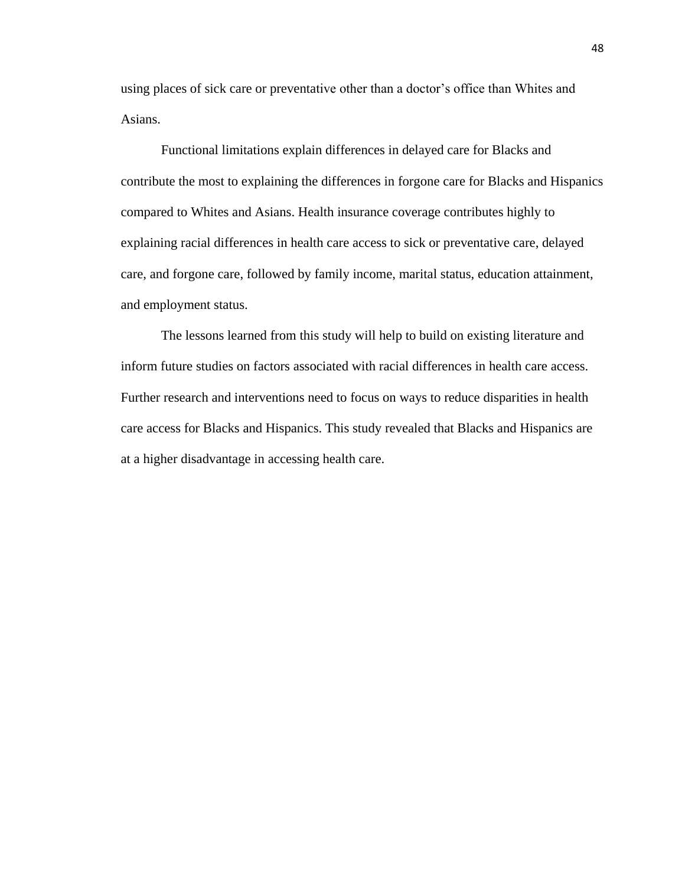using places of sick care or preventative other than a doctor's office than Whites and Asians.

Functional limitations explain differences in delayed care for Blacks and contribute the most to explaining the differences in forgone care for Blacks and Hispanics compared to Whites and Asians. Health insurance coverage contributes highly to explaining racial differences in health care access to sick or preventative care, delayed care, and forgone care, followed by family income, marital status, education attainment, and employment status.

The lessons learned from this study will help to build on existing literature and inform future studies on factors associated with racial differences in health care access. Further research and interventions need to focus on ways to reduce disparities in health care access for Blacks and Hispanics. This study revealed that Blacks and Hispanics are at a higher disadvantage in accessing health care.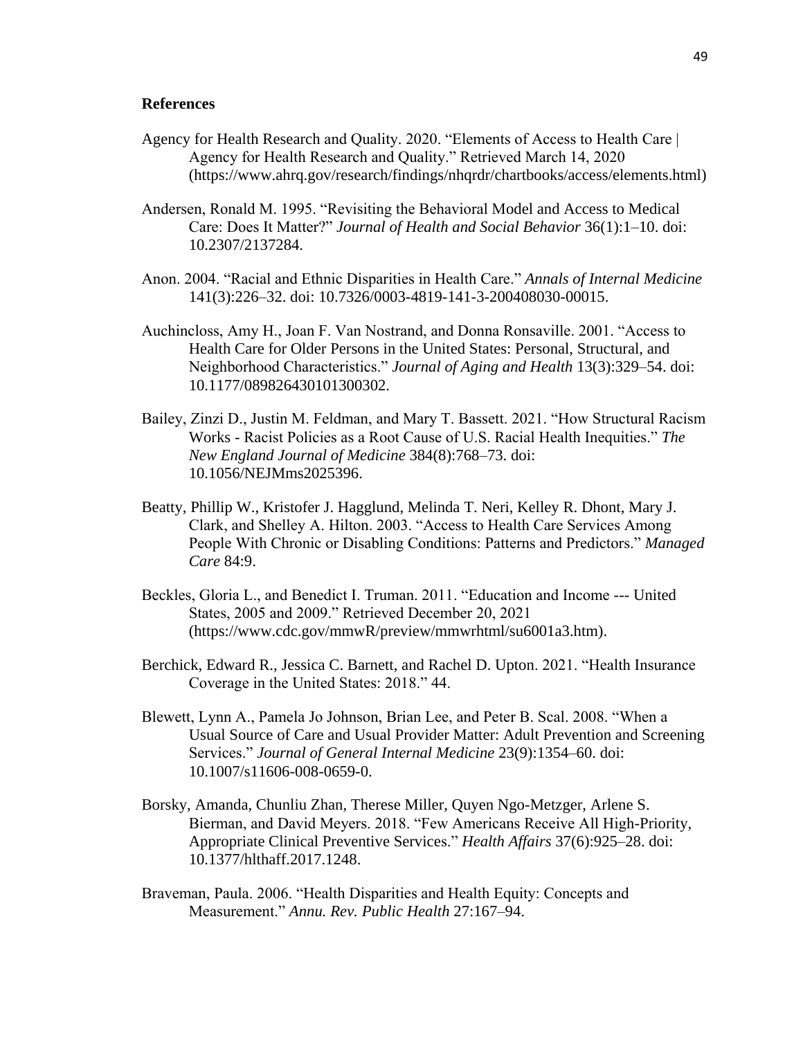## References

Agency for Health Research and Quality. 2020. "Elements of Access to Health Care | Agency for Health Research and Quality." Retrieved March 14, 2020 (https://www.ahrq.gov/research/findings/nhqrdr/chartbooks/access/elements.html)

Andersen, Ronald M. 1995. "Revisiting the Behavioral Model and Access to Medical Care: Does It Matter?" *Journal of Health and Social Behavior* 36(1):1–10. doi: 10.2307/2137284.

Anon. 2004. "Racial and Ethnic Disparities in Health Care." *Annals of Internal Medicine* 141(3):226–32. doi: 10.7326/0003-4819-141-3-200408030-00015.

Auchincloss, Amy H., Joan F. Van Nostrand, and Donna Ronsaville. 2001. "Access to Health Care for Older Persons in the United States: Personal, Structural, and Neighborhood Characteristics." *Journal of Aging and Health* 13(3):329–54. doi: 10.1177/089826430101300302.

Bailey, Zinzi D., Justin M. Feldman, and Mary T. Bassett. 2021. "How Structural Racism Works - Racist Policies as a Root Cause of U.S. Racial Health Inequities." *The New England Journal of Medicine* 384(8):768–73. doi: 10.1056/NEJMms2025396.

Beatty, Phillip W., Kristofer J. Hagglund, Melinda T. Neri, Kelley R. Dhont, Mary J. Clark, and Shelley A. Hilton. 2003. "Access to Health Care Services Among People With Chronic or Disabling Conditions: Patterns and Predictors." *Managed Care* 84:9.

Beckles, Gloria L., and Benedict I. Truman. 2011. "Education and Income --- United States, 2005 and 2009." Retrieved December 20, 2021 (https://www.cdc.gov/mmwR/preview/mmwrhtml/su6001a3.htm).

Berchick, Edward R., Jessica C. Barnett, and Rachel D. Upton. 2021. "Health Insurance Coverage in the United States: 2018." 44.

Blewett, Lynn A., Pamela Jo Johnson, Brian Lee, and Peter B. Scal. 2008. "When a Usual Source of Care and Usual Provider Matter: Adult Prevention and Screening Services." *Journal of General Internal Medicine* 23(9):1354–60. doi: 10.1007/s11606-008-0659-0.

Borsky, Amanda, Chunliu Zhan, Therese Miller, Quyen Ngo-Metzger, Arlene S. Bierman, and David Meyers. 2018. "Few Americans Receive All High-Priority, Appropriate Clinical Preventive Services." *Health Affairs* 37(6):925–28. doi: 10.1377/hlthaff.2017.1248.

Braveman, Paula. 2006. "Health Disparities and Health Equity: Concepts and Measurement." *Annu. Rev. Public Health* 27:167–94.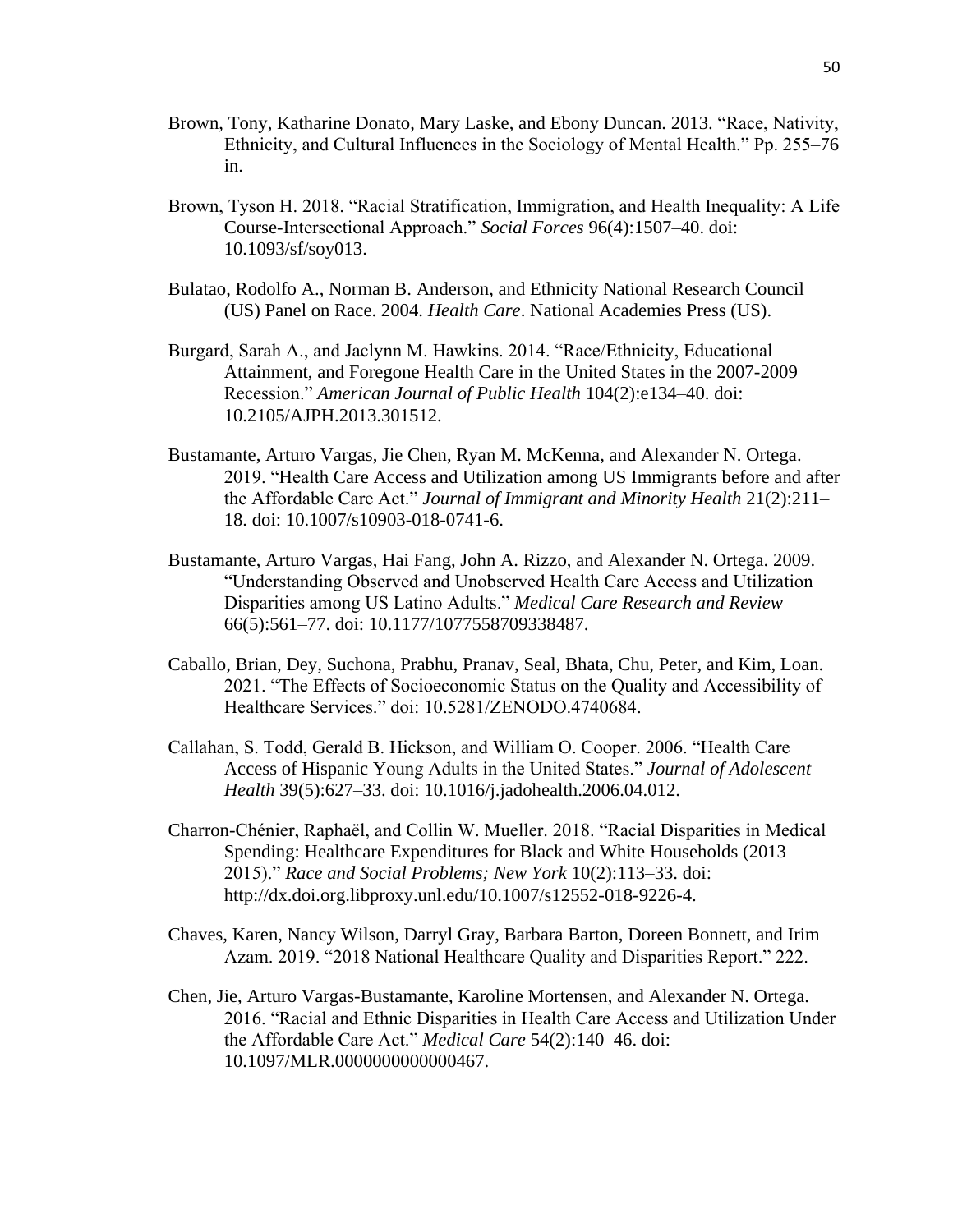Brown, Tony, Katharine Donato, Mary Laske, and Ebony Duncan. 2013. "Race, Nativity, Ethnicity, and Cultural Influences in the Sociology of Mental Health." Pp. 255–76 in.

Brown, Tyson H. 2018. "Racial Stratification, Immigration, and Health Inequality: A Life Course-Intersectional Approach." *Social Forces* 96(4):1507–40. doi: 10.1093/sf/soy013.

Bulatao, Rodolfo A., Norman B. Anderson, and Ethnicity National Research Council (US) Panel on Race. 2004. *Health Care*. National Academies Press (US).

Burgard, Sarah A., and Jaclynn M. Hawkins. 2014. "Race/Ethnicity, Educational Attainment, and Foregone Health Care in the United States in the 2007-2009 Recession." *American Journal of Public Health* 104(2):e134–40. doi: 10.2105/AJPH.2013.301512.

Bustamante, Arturo Vargas, Jie Chen, Ryan M. McKenna, and Alexander N. Ortega. 2019. "Health Care Access and Utilization among US Immigrants before and after the Affordable Care Act." *Journal of Immigrant and Minority Health* 21(2):211–18. doi: 10.1007/s10903-018-0741-6.

Bustamante, Arturo Vargas, Hai Fang, John A. Rizzo, and Alexander N. Ortega. 2009. "Understanding Observed and Unobserved Health Care Access and Utilization Disparities among US Latino Adults." *Medical Care Research and Review* 66(5):561–77. doi: 10.1177/1077558709338487.

Caballo, Brian, Dey, Suchona, Prabhu, Pranav, Seal, Bhata, Chu, Peter, and Kim, Loan. 2021. "The Effects of Socioeconomic Status on the Quality and Accessibility of Healthcare Services." doi: 10.5281/ZENODO.4740684.

Callahan, S. Todd, Gerald B. Hickson, and William O. Cooper. 2006. "Health Care Access of Hispanic Young Adults in the United States." *Journal of Adolescent Health* 39(5):627–33. doi: 10.1016/j.jadohealth.2006.04.012.

Charron-Chénier, Raphaël, and Collin W. Mueller. 2018. "Racial Disparities in Medical Spending: Healthcare Expenditures for Black and White Households (2013–2015)." *Race and Social Problems; New York* 10(2):113–33. doi: http://dx.doi.org.libproxy.unl.edu/10.1007/s12552-018-9226-4.

Chaves, Karen, Nancy Wilson, Darryl Gray, Barbara Barton, Doreen Bonnett, and Irim Azam. 2019. "2018 National Healthcare Quality and Disparities Report." 222.

Chen, Jie, Arturo Vargas-Bustamante, Karoline Mortensen, and Alexander N. Ortega. 2016. "Racial and Ethnic Disparities in Health Care Access and Utilization Under the Affordable Care Act." *Medical Care* 54(2):140–46. doi: 10.1097/MLR.0000000000000467.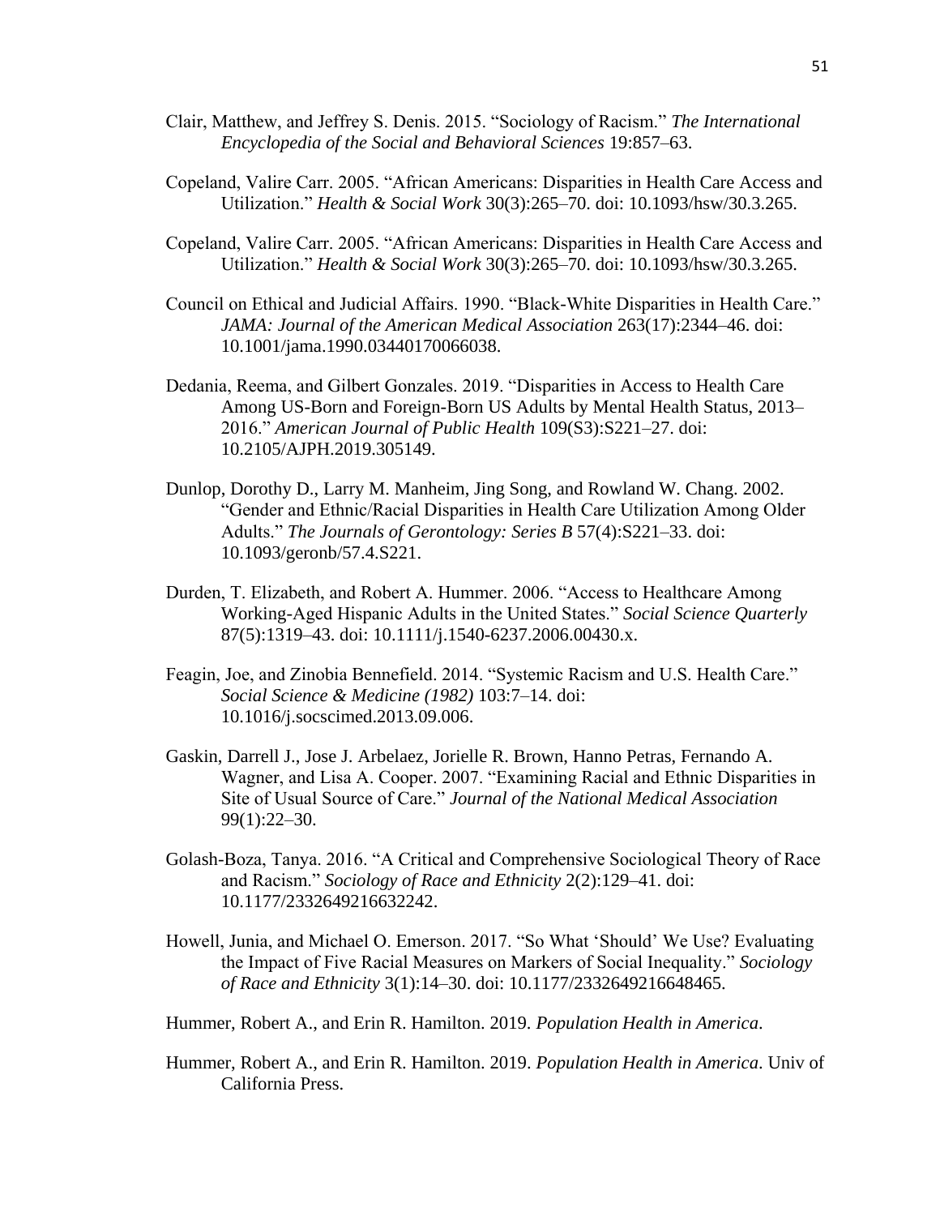Clair, Matthew, and Jeffrey S. Denis. 2015. "Sociology of Racism." *The International Encyclopedia of the Social and Behavioral Sciences* 19:857–63.

Copeland, Valire Carr. 2005. "African Americans: Disparities in Health Care Access and Utilization." *Health & Social Work* 30(3):265–70. doi: 10.1093/hsw/30.3.265.

Copeland, Valire Carr. 2005. "African Americans: Disparities in Health Care Access and Utilization." *Health & Social Work* 30(3):265–70. doi: 10.1093/hsw/30.3.265.

Council on Ethical and Judicial Affairs. 1990. "Black-White Disparities in Health Care." *JAMA: Journal of the American Medical Association* 263(17):2344–46. doi: 10.1001/jama.1990.03440170066038.

Dedania, Reema, and Gilbert Gonzales. 2019. "Disparities in Access to Health Care Among US-Born and Foreign-Born US Adults by Mental Health Status, 2013–2016." *American Journal of Public Health* 109(S3):S221–27. doi: 10.2105/AJPH.2019.305149.

Dunlop, Dorothy D., Larry M. Manheim, Jing Song, and Rowland W. Chang. 2002. "Gender and Ethnic/Racial Disparities in Health Care Utilization Among Older Adults." *The Journals of Gerontology: Series B* 57(4):S221–33. doi: 10.1093/geronb/57.4.S221.

Durden, T. Elizabeth, and Robert A. Hummer. 2006. "Access to Healthcare Among Working-Aged Hispanic Adults in the United States." *Social Science Quarterly* 87(5):1319–43. doi: 10.1111/j.1540-6237.2006.00430.x.

Feagin, Joe, and Zinobia Bennefield. 2014. "Systemic Racism and U.S. Health Care." *Social Science & Medicine (1982)* 103:7–14. doi: 10.1016/j.socscimed.2013.09.006.

Gaskin, Darrell J., Jose J. Arbelaez, Jorielle R. Brown, Hanno Petras, Fernando A. Wagner, and Lisa A. Cooper. 2007. "Examining Racial and Ethnic Disparities in Site of Usual Source of Care." *Journal of the National Medical Association* 99(1):22–30.

Golash-Boza, Tanya. 2016. "A Critical and Comprehensive Sociological Theory of Race and Racism." *Sociology of Race and Ethnicity* 2(2):129–41. doi: 10.1177/2332649216632242.

Howell, Junia, and Michael O. Emerson. 2017. "So What 'Should' We Use? Evaluating the Impact of Five Racial Measures on Markers of Social Inequality." *Sociology of Race and Ethnicity* 3(1):14–30. doi: 10.1177/2332649216648465.

Hummer, Robert A., and Erin R. Hamilton. 2019. *Population Health in America*.

Hummer, Robert A., and Erin R. Hamilton. 2019. *Population Health in America*. Univ of California Press.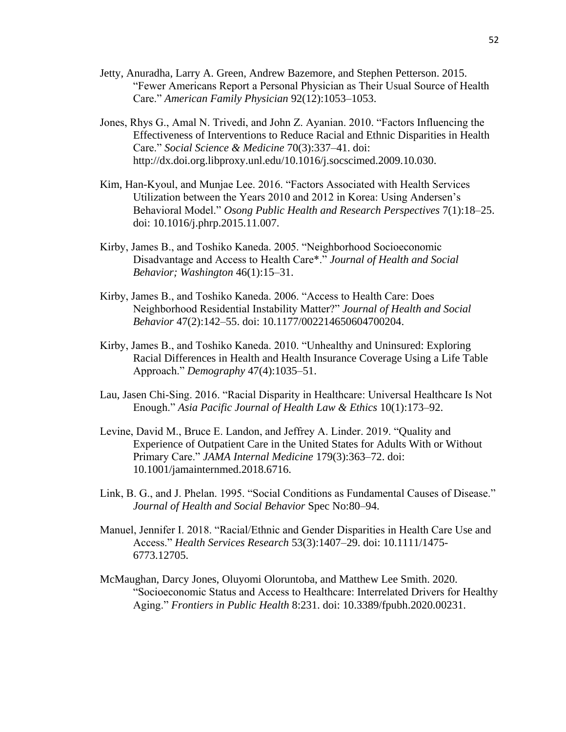Jetty, Anuradha, Larry A. Green, Andrew Bazemore, and Stephen Petterson. 2015. "Fewer Americans Report a Personal Physician as Their Usual Source of Health Care." *American Family Physician* 92(12):1053–1053.

Jones, Rhys G., Amal N. Trivedi, and John Z. Ayanian. 2010. "Factors Influencing the Effectiveness of Interventions to Reduce Racial and Ethnic Disparities in Health Care." *Social Science & Medicine* 70(3):337–41. doi: http://dx.doi.org.libproxy.unl.edu/10.1016/j.socscimed.2009.10.030.

Kim, Han-Kyoul, and Munjae Lee. 2016. "Factors Associated with Health Services Utilization between the Years 2010 and 2012 in Korea: Using Andersen's Behavioral Model." *Osong Public Health and Research Perspectives* 7(1):18–25. doi: 10.1016/j.phrp.2015.11.007.

Kirby, James B., and Toshiko Kaneda. 2005. "Neighborhood Socioeconomic Disadvantage and Access to Health Care*." *Journal of Health and Social Behavior; Washington* 46(1):15–31.

Kirby, James B., and Toshiko Kaneda. 2006. "Access to Health Care: Does Neighborhood Residential Instability Matter?" *Journal of Health and Social Behavior* 47(2):142–55. doi: 10.1177/002214650604700204.

Kirby, James B., and Toshiko Kaneda. 2010. "Unhealthy and Uninsured: Exploring Racial Differences in Health and Health Insurance Coverage Using a Life Table Approach." *Demography* 47(4):1035–51.

Lau, Jasen Chi-Sing. 2016. "Racial Disparity in Healthcare: Universal Healthcare Is Not Enough." *Asia Pacific Journal of Health Law & Ethics* 10(1):173–92.

Levine, David M., Bruce E. Landon, and Jeffrey A. Linder. 2019. "Quality and Experience of Outpatient Care in the United States for Adults With or Without Primary Care." *JAMA Internal Medicine* 179(3):363–72. doi: 10.1001/jamainternmed.2018.6716.

Link, B. G., and J. Phelan. 1995. "Social Conditions as Fundamental Causes of Disease." *Journal of Health and Social Behavior* Spec No:80–94.

Manuel, Jennifer I. 2018. "Racial/Ethnic and Gender Disparities in Health Care Use and Access." *Health Services Research* 53(3):1407–29. doi: 10.1111/1475-6773.12705.

McMaughan, Darcy Jones, Oluyomi Oloruntoba, and Matthew Lee Smith. 2020. "Socioeconomic Status and Access to Healthcare: Interrelated Drivers for Healthy Aging." *Frontiers in Public Health* 8:231. doi: 10.3389/fpubh.2020.00231.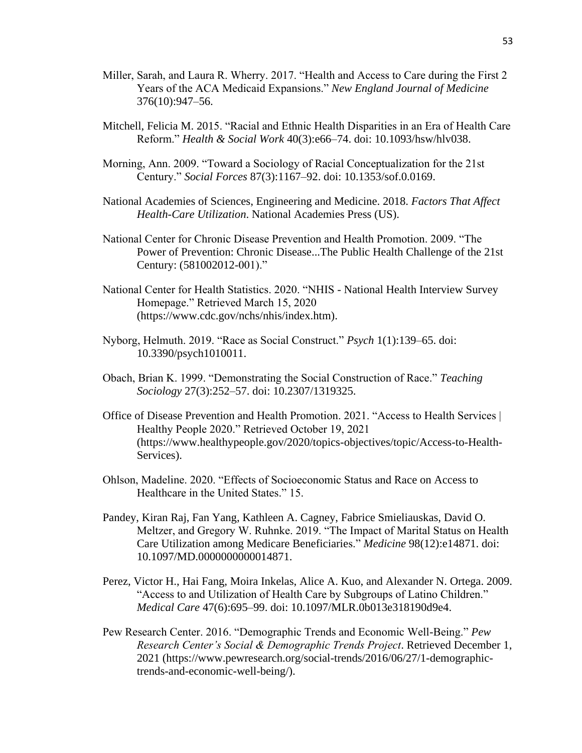Miller, Sarah, and Laura R. Wherry. 2017. "Health and Access to Care during the First 2 Years of the ACA Medicaid Expansions." *New England Journal of Medicine* 376(10):947–56.

Mitchell, Felicia M. 2015. "Racial and Ethnic Health Disparities in an Era of Health Care Reform." *Health & Social Work* 40(3):e66–74. doi: 10.1093/hsw/hlv038.

Morning, Ann. 2009. "Toward a Sociology of Racial Conceptualization for the 21st Century." *Social Forces* 87(3):1167–92. doi: 10.1353/sof.0.0169.

National Academies of Sciences, Engineering and Medicine. 2018. *Factors That Affect Health-Care Utilization*. National Academies Press (US).

National Center for Chronic Disease Prevention and Health Promotion. 2009. "The Power of Prevention: Chronic Disease...The Public Health Challenge of the 21st Century: (581002012-001)."

National Center for Health Statistics. 2020. "NHIS - National Health Interview Survey Homepage." Retrieved March 15, 2020 (https://www.cdc.gov/nchs/nhis/index.htm).

Nyborg, Helmuth. 2019. "Race as Social Construct." *Psych* 1(1):139–65. doi: 10.3390/psych1010011.

Obach, Brian K. 1999. "Demonstrating the Social Construction of Race." *Teaching Sociology* 27(3):252–57. doi: 10.2307/1319325.

Office of Disease Prevention and Health Promotion. 2021. "Access to Health Services | Healthy People 2020." Retrieved October 19, 2021 (https://www.healthypeople.gov/2020/topics-objectives/topic/Access-to-Health-Services).

Ohlson, Madeline. 2020. "Effects of Socioeconomic Status and Race on Access to Healthcare in the United States." 15.

Pandey, Kiran Raj, Fan Yang, Kathleen A. Cagney, Fabrice Smieliauskas, David O. Meltzer, and Gregory W. Ruhnke. 2019. "The Impact of Marital Status on Health Care Utilization among Medicare Beneficiaries." *Medicine* 98(12):e14871. doi: 10.1097/MD.0000000000014871.

Perez, Victor H., Hai Fang, Moira Inkelas, Alice A. Kuo, and Alexander N. Ortega. 2009. "Access to and Utilization of Health Care by Subgroups of Latino Children." *Medical Care* 47(6):695–99. doi: 10.1097/MLR.0b013e318190d9e4.

Pew Research Center. 2016. "Demographic Trends and Economic Well-Being." *Pew Research Center's Social & Demographic Trends Project*. Retrieved December 1, 2021 (https://www.pewresearch.org/social-trends/2016/06/27/1-demographic-trends-and-economic-well-being/).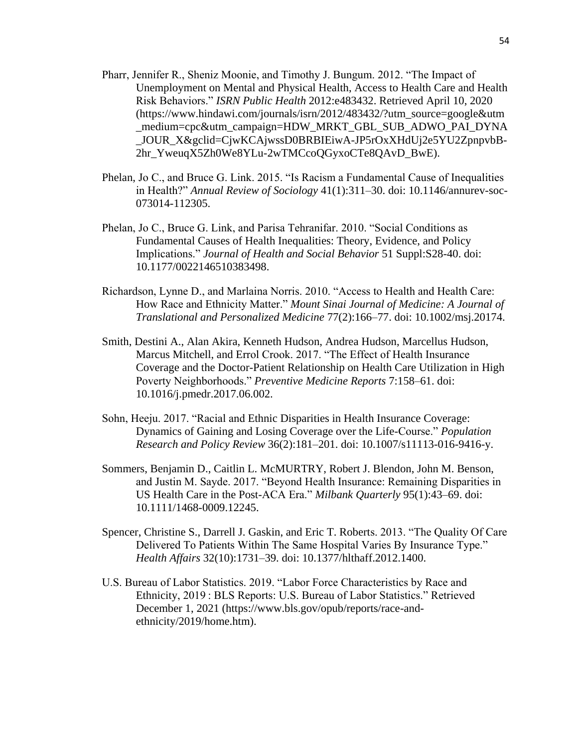Pharr, Jennifer R., Sheniz Moonie, and Timothy J. Bungum. 2012. "The Impact of Unemployment on Mental and Physical Health, Access to Health Care and Health Risk Behaviors." *ISRN Public Health* 2012:e483432. Retrieved April 10, 2020 (https://www.hindawi.com/journals/isrn/2012/483432/?utm_source=google&utm_medium=cpc&utm_campaign=HDW_MRKT_GBL_SUB_ADWO_PAI_DYNA_JOUR_X&gclid=CjwKCAjwssD0BRBIEiwA-JP5rOxXHdUj2e5YU2ZpnpvbB-2hr_YweuqX5Zh0We8YLu-2wTMCcoQGyxoCTe8QAvD_BwE).

Phelan, Jo C., and Bruce G. Link. 2015. "Is Racism a Fundamental Cause of Inequalities in Health?" *Annual Review of Sociology* 41(1):311–30. doi: 10.1146/annurev-soc-073014-112305.

Phelan, Jo C., Bruce G. Link, and Parisa Tehranifar. 2010. "Social Conditions as Fundamental Causes of Health Inequalities: Theory, Evidence, and Policy Implications." *Journal of Health and Social Behavior* 51 Suppl:S28-40. doi: 10.1177/0022146510383498.

Richardson, Lynne D., and Marlaina Norris. 2010. "Access to Health and Health Care: How Race and Ethnicity Matter." *Mount Sinai Journal of Medicine: A Journal of Translational and Personalized Medicine* 77(2):166–77. doi: 10.1002/msj.20174.

Smith, Destini A., Alan Akira, Kenneth Hudson, Andrea Hudson, Marcellus Hudson, Marcus Mitchell, and Errol Crook. 2017. "The Effect of Health Insurance Coverage and the Doctor-Patient Relationship on Health Care Utilization in High Poverty Neighborhoods." *Preventive Medicine Reports* 7:158–61. doi: 10.1016/j.pmedr.2017.06.002.

Sohn, Heeju. 2017. "Racial and Ethnic Disparities in Health Insurance Coverage: Dynamics of Gaining and Losing Coverage over the Life-Course." *Population Research and Policy Review* 36(2):181–201. doi: 10.1007/s11113-016-9416-y.

Sommers, Benjamin D., Caitlin L. McMURTRY, Robert J. Blendon, John M. Benson, and Justin M. Sayde. 2017. "Beyond Health Insurance: Remaining Disparities in US Health Care in the Post-ACA Era." *Milbank Quarterly* 95(1):43–69. doi: 10.1111/1468-0009.12245.

Spencer, Christine S., Darrell J. Gaskin, and Eric T. Roberts. 2013. "The Quality Of Care Delivered To Patients Within The Same Hospital Varies By Insurance Type." *Health Affairs* 32(10):1731–39. doi: 10.1377/hlthaff.2012.1400.

U.S. Bureau of Labor Statistics. 2019. "Labor Force Characteristics by Race and Ethnicity, 2019 : BLS Reports: U.S. Bureau of Labor Statistics." Retrieved December 1, 2021 (https://www.bls.gov/opub/reports/race-and-ethnicity/2019/home.htm).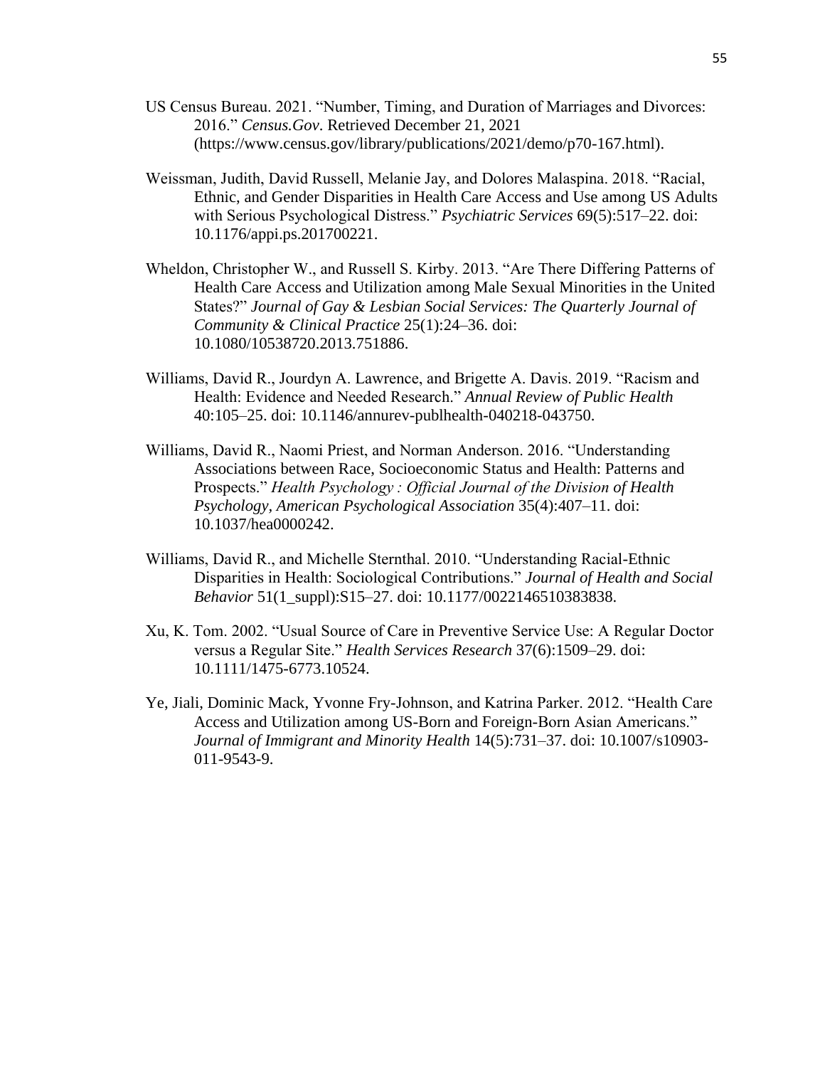US Census Bureau. 2021. "Number, Timing, and Duration of Marriages and Divorces: 2016." *Census.Gov*. Retrieved December 21, 2021 (https://www.census.gov/library/publications/2021/demo/p70-167.html).

Weissman, Judith, David Russell, Melanie Jay, and Dolores Malaspina. 2018. "Racial, Ethnic, and Gender Disparities in Health Care Access and Use among US Adults with Serious Psychological Distress." *Psychiatric Services* 69(5):517–22. doi: 10.1176/appi.ps.201700221.

Wheldon, Christopher W., and Russell S. Kirby. 2013. "Are There Differing Patterns of Health Care Access and Utilization among Male Sexual Minorities in the United States?" *Journal of Gay & Lesbian Social Services: The Quarterly Journal of Community & Clinical Practice* 25(1):24–36. doi: 10.1080/10538720.2013.751886.

Williams, David R., Jourdyn A. Lawrence, and Brigette A. Davis. 2019. "Racism and Health: Evidence and Needed Research." *Annual Review of Public Health* 40:105–25. doi: 10.1146/annurev-publhealth-040218-043750.

Williams, David R., Naomi Priest, and Norman Anderson. 2016. "Understanding Associations between Race, Socioeconomic Status and Health: Patterns and Prospects." *Health Psychology : Official Journal of the Division of Health Psychology, American Psychological Association* 35(4):407–11. doi: 10.1037/hea0000242.

Williams, David R., and Michelle Sternthal. 2010. "Understanding Racial-Ethnic Disparities in Health: Sociological Contributions." *Journal of Health and Social Behavior* 51(1_suppl):S15–27. doi: 10.1177/0022146510383838.

Xu, K. Tom. 2002. "Usual Source of Care in Preventive Service Use: A Regular Doctor versus a Regular Site." *Health Services Research* 37(6):1509–29. doi: 10.1111/1475-6773.10524.

Ye, Jiali, Dominic Mack, Yvonne Fry-Johnson, and Katrina Parker. 2012. "Health Care Access and Utilization among US-Born and Foreign-Born Asian Americans." *Journal of Immigrant and Minority Health* 14(5):731–37. doi: 10.1007/s10903-011-9543-9.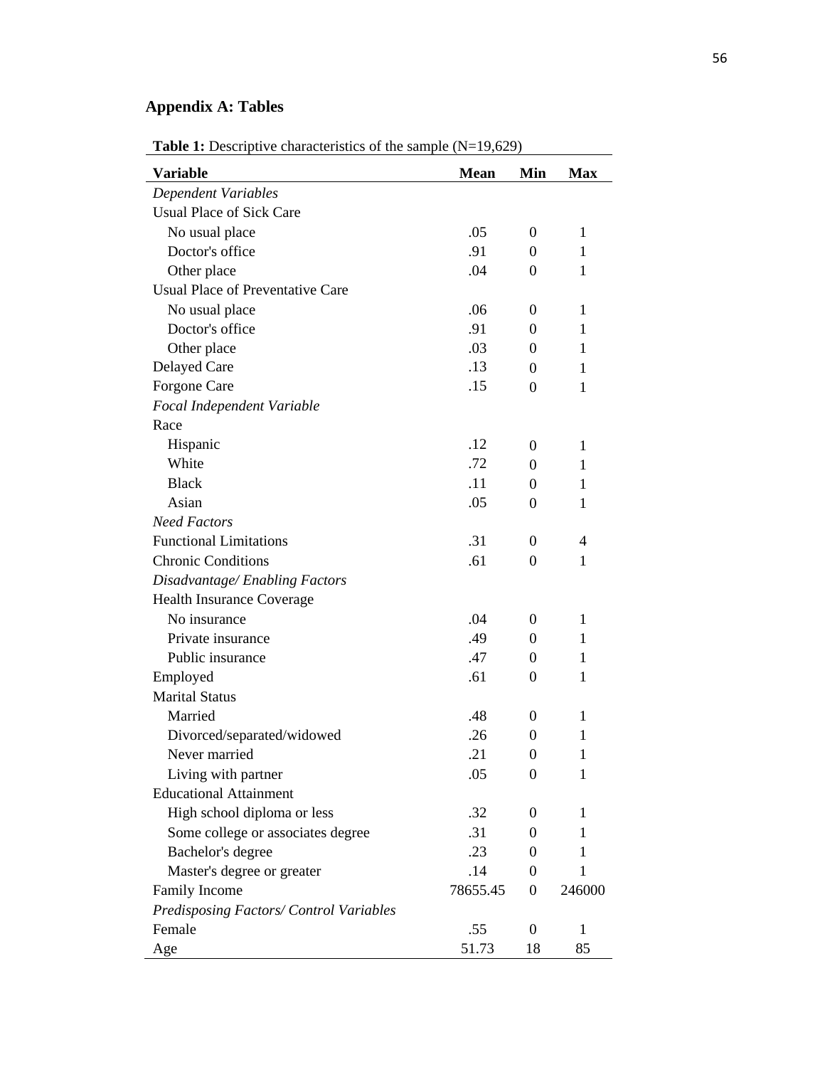## Appendix A: Tables

**Table 1:** Descriptive characteristics of the sample (N=19,629)

| Variable | Mean | Min | Max |
|---|---|---|---|
| *Dependent Variables* | | | |
| Usual Place of Sick Care | | | |
| No usual place | .05 | 0 | 1 |
| Doctor's office | .91 | 0 | 1 |
| Other place | .04 | 0 | 1 |
| Usual Place of Preventative Care | | | |
| No usual place | .06 | 0 | 1 |
| Doctor's office | .91 | 0 | 1 |
| Other place | .03 | 0 | 1 |
| Delayed Care | .13 | 0 | 1 |
| Forgone Care | .15 | 0 | 1 |
| *Focal Independent Variable* | | | |
| Race | | | |
| Hispanic | .12 | 0 | 1 |
| White | .72 | 0 | 1 |
| Black | .11 | 0 | 1 |
| Asian | .05 | 0 | 1 |
| *Need Factors* | | | |
| Functional Limitations | .31 | 0 | 4 |
| Chronic Conditions | .61 | 0 | 1 |
| *Disadvantage/ Enabling Factors* | | | |
| Health Insurance Coverage | | | |
| No insurance | .04 | 0 | 1 |
| Private insurance | .49 | 0 | 1 |
| Public insurance | .47 | 0 | 1 |
| Employed | .61 | 0 | 1 |
| Marital Status | | | |
| Married | .48 | 0 | 1 |
| Divorced/separated/widowed | .26 | 0 | 1 |
| Never married | .21 | 0 | 1 |
| Living with partner | .05 | 0 | 1 |
| Educational Attainment | | | |
| High school diploma or less | .32 | 0 | 1 |
| Some college or associates degree | .31 | 0 | 1 |
| Bachelor's degree | .23 | 0 | 1 |
| Master's degree or greater | .14 | 0 | 1 |
| Family Income | 78655.45 | 0 | 246000 |
| *Predisposing Factors/ Control Variables* | | | |
| Female | .55 | 0 | 1 |
| Age | 51.73 | 18 | 85 |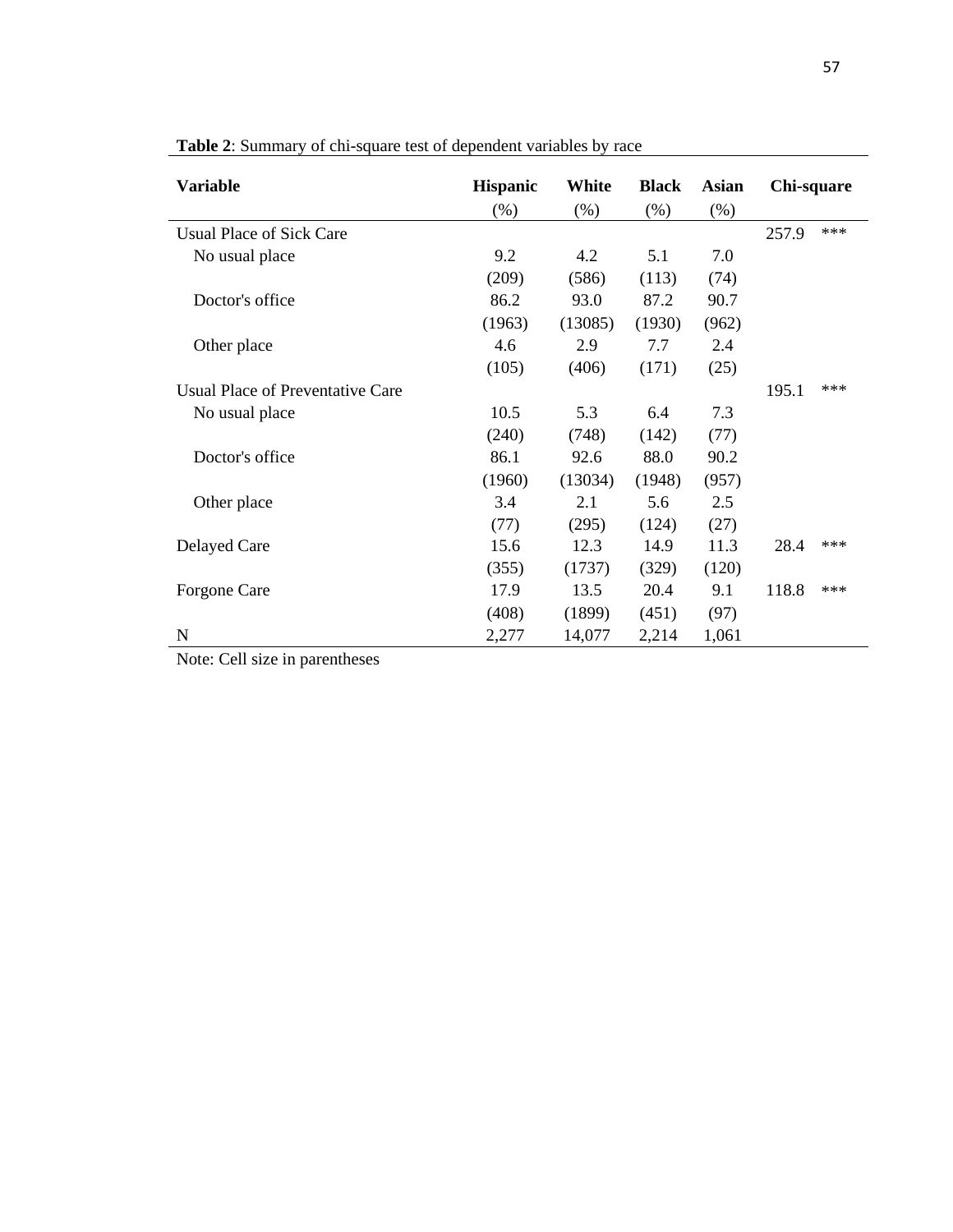**Table 2**: Summary of chi-square test of dependent variables by race

| Variable | Hispanic (%) | White (%) | Black (%) | Asian (%) | Chi-square | |
|---|---|---|---|---|---|---|
| Usual Place of Sick Care | | | | | 257.9 | *** |
| No usual place | 9.2 | 4.2 | 5.1 | 7.0 | | |
| | (209) | (586) | (113) | (74) | | |
| Doctor's office | 86.2 | 93.0 | 87.2 | 90.7 | | |
| | (1963) | (13085) | (1930) | (962) | | |
| Other place | 4.6 | 2.9 | 7.7 | 2.4 | | |
| | (105) | (406) | (171) | (25) | | |
| Usual Place of Preventative Care | | | | | 195.1 | *** |
| No usual place | 10.5 | 5.3 | 6.4 | 7.3 | | |
| | (240) | (748) | (142) | (77) | | |
| Doctor's office | 86.1 | 92.6 | 88.0 | 90.2 | | |
| | (1960) | (13034) | (1948) | (957) | | |
| Other place | 3.4 | 2.1 | 5.6 | 2.5 | | |
| | (77) | (295) | (124) | (27) | | |
| Delayed Care | 15.6 | 12.3 | 14.9 | 11.3 | 28.4 | *** |
| | (355) | (1737) | (329) | (120) | | |
| Forgone Care | 17.9 | 13.5 | 20.4 | 9.1 | 118.8 | *** |
| | (408) | (1899) | (451) | (97) | | |
| N | 2,277 | 14,077 | 2,214 | 1,061 | | |

Note: Cell size in parentheses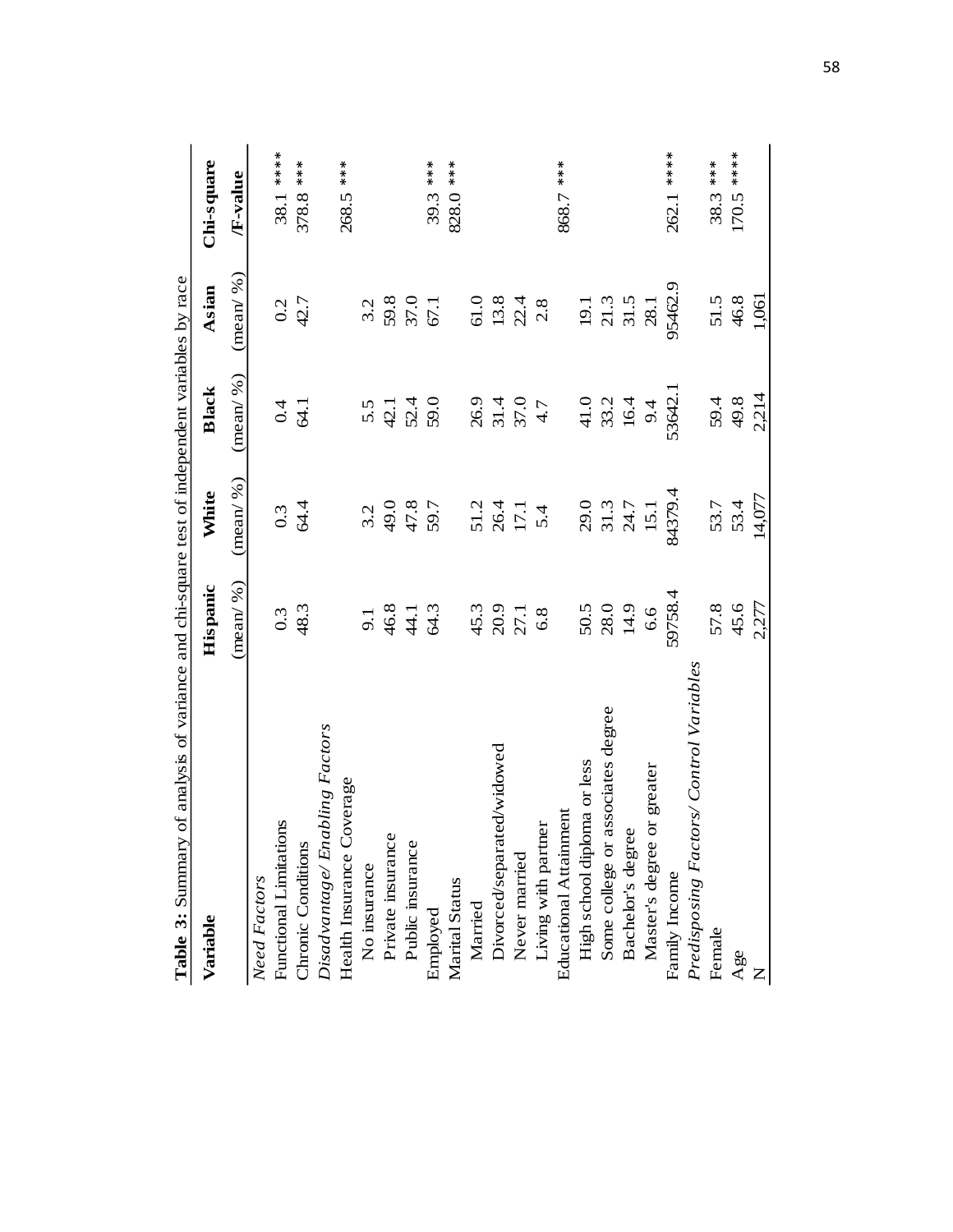**Table 3:** Summary of analysis of variance and chi-square test of independent variables by race

| Variable | Hispanic | White | Black | Asian | Chi-square |
|---|---|---|---|---|---|
| | (mean/ %) | (mean/ %) | (mean/ %) | (mean/ %) | /F-value |
| *Need Factors* | | | | | |
| Functional Limitations | 0.3 | 0.3 | 0.4 | 0.2 | 38.1 **** |
| Chronic Conditions | 48.3 | 64.4 | 64.1 | 42.7 | 378.8 *** |
| *Disadvantage/ Enabling Factors* | | | | | |
| Health Insurance Coverage | | | | | 268.5 *** |
| No insurance | 9.1 | 3.2 | 5.5 | 3.2 | |
| Private insurance | 46.8 | 49.0 | 42.1 | 59.8 | |
| Public insurance | 44.1 | 47.8 | 52.4 | 37.0 | |
| Employed | 64.3 | 59.7 | 59.0 | 67.1 | 39.3 *** |
| Marital Status | | | | | 828.0 *** |
| Married | 45.3 | 51.2 | 26.9 | 61.0 | |
| Divorced/separated/widowed | 20.9 | 26.4 | 31.4 | 13.8 | |
| Never married | 27.1 | 17.1 | 37.0 | 22.4 | |
| Living with partner | 6.8 | 5.4 | 4.7 | 2.8 | |
| Educational Attainment | | | | | 868.7 *** |
| High school diploma or less | 50.5 | 29.0 | 41.0 | 19.1 | |
| Some college or associates degree | 28.0 | 31.3 | 33.2 | 21.3 | |
| Bachelor's degree | 14.9 | 24.7 | 16.4 | 31.5 | |
| Master's degree or greater | 6.6 | 15.1 | 9.4 | 28.1 | |
| Family Income | 59758.4 | 84379.4 | 53642.1 | 95462.9 | 262.1 **** |
| *Predisposing Factors/ Control Variables* | | | | | |
| Female | 57.8 | 53.7 | 59.4 | 51.5 | 38.3 *** |
| Age | 45.6 | 53.4 | 49.8 | 46.8 | 170.5 **** |
| N | 2,277 | 14,077 | 2,214 | 1,061 | |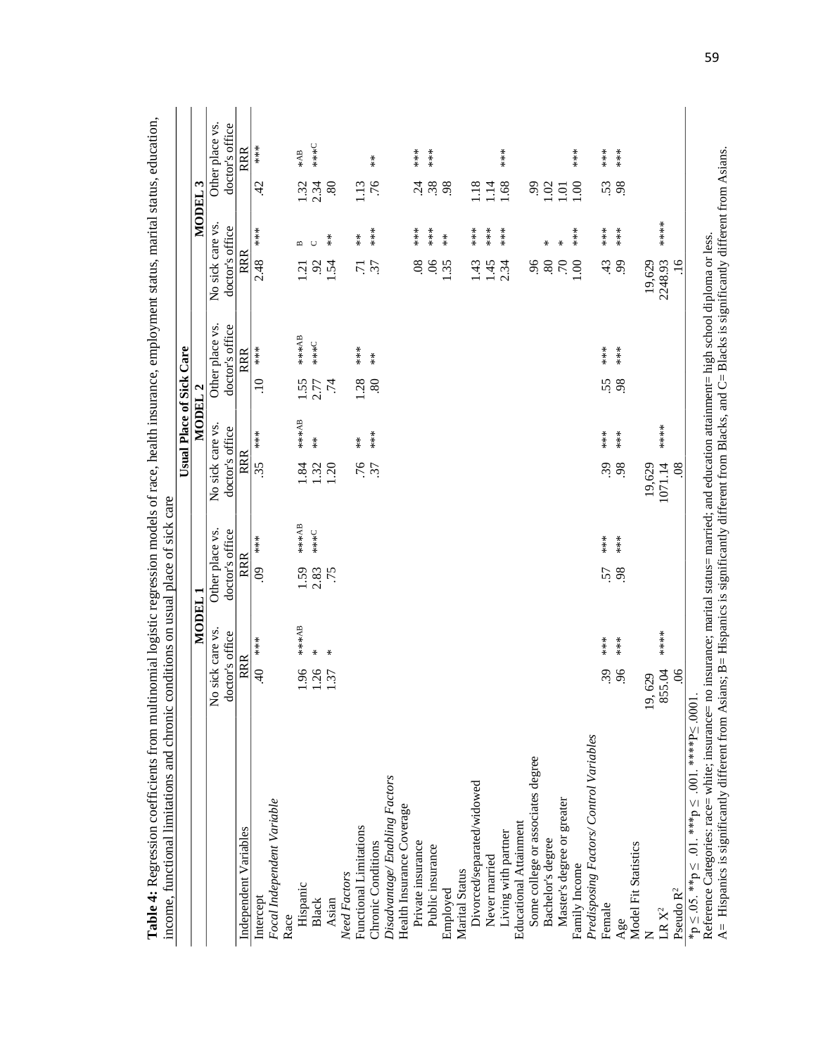**Table 4:** Regression coefficients from multinomial logistic regression models of race, health insurance, employment status, marital status, education, income, functional limitations and chronic conditions on usual place of sick care

| | Usual Place of Sick Care | | | | | | | | | | | |
|---|---|---|---|---|---|---|---|---|---|---|---|---|
| | MODEL 1 | | | | MODEL 2 | | | | MODEL 3 | | | |
| | No sick care vs. doctor's office | | Other place vs. doctor's office | | No sick care vs. doctor's office | | Other place vs. doctor's office | | No sick care vs. doctor's office | | Other place vs. doctor's office | |
| Independent Variables | RRR | | RRR | | RRR | | RRR | | RRR | | RRR | |
| Intercept | .40 | *** | .09 | *** | .35 | *** | .10 | *** | 2.48 | *** | .42 | *** |
| *Focal Independent Variable* | | | | | | | | | | | | |
| Race | | | | | | | | | | | | |
| Hispanic | 1.96 | ***AB | 1.59 | ***AB | 1.84 | ***AB | 1.55 | ***AB | 1.21 | B | 1.32 | *AB |
| Black | 1.26 | * | 2.83 | ***C | 1.32 | ** | 2.77 | ***C | .92 | C | 2.34 | ***C |
| Asian | 1.37 | * | .75 | | 1.20 | | .74 | | 1.54 | ** | .80 | |
| *Need Factors* | | | | | | | | | | | | |
| Functional Limitations | | | | | .76 | ** | 1.28 | *** | .71 | ** | 1.13 | |
| Chronic Conditions | | | | | .37 | *** | .80 | ** | .37 | *** | .76 | ** |
| *Disadvantage/ Enabling Factors* | | | | | | | | | | | | |
| Health Insurance Coverage | | | | | | | | | | | | |
| Private insurance | | | | | | | | | .08 | *** | .24 | *** |
| Public insurance | | | | | | | | | .06 | *** | .38 | *** |
| Employed | | | | | | | | | 1.35 | ** | .98 | |
| Marital Status | | | | | | | | | | | | |
| Divorced/separated/widowed | | | | | | | | | 1.43 | *** | 1.18 | |
| Never married | | | | | | | | | 1.45 | *** | 1.14 | |
| Living with partner | | | | | | | | | 2.34 | *** | 1.68 | *** |
| Educational Attainment | | | | | | | | | | | | |
| Some college or associates degree | | | | | | | | | .96 | | .99 | |
| Bachelor's degree | | | | | | | | | .80 | * | 1.02 | |
| Master's degree or greater | | | | | | | | | .70 | * | 1.01 | |
| Family Income | | | | | | | | | 1.00 | *** | 1.00 | *** |
| *Predisposing Factors/ Control Variables* | | | | | | | | | | | | |
| Female | .39 | *** | .57 | *** | .39 | *** | .55 | *** | .43 | *** | .53 | *** |
| Age | .96 | *** | .98 | *** | .98 | *** | .98 | *** | .99 | *** | .98 | *** |
| Model Fit Statistics | | | | | | | | | | | | |
| N | 19, 629 | | | | 19,629 | | | | 19,629 | | | |
| LR $X^2$ | 855.04 | **** | | | 1071.14 | **** | | | 2248.93 | **** | | |
| Pseudo $R^2$ | .06 | | | | .08 | | | | .16 | | | |

*p ≤ .05. **p ≤ .01. ***p ≤ .001. ****p≤ .0001.
Reference Categories: race= white; insurance= no insurance; marital status= married; and education attainment= high school diploma or less.
A= Hispanics is significantly different from Asians; B= Hispanics is significantly different from Blacks, and C= Blacks is significantly different from Asians.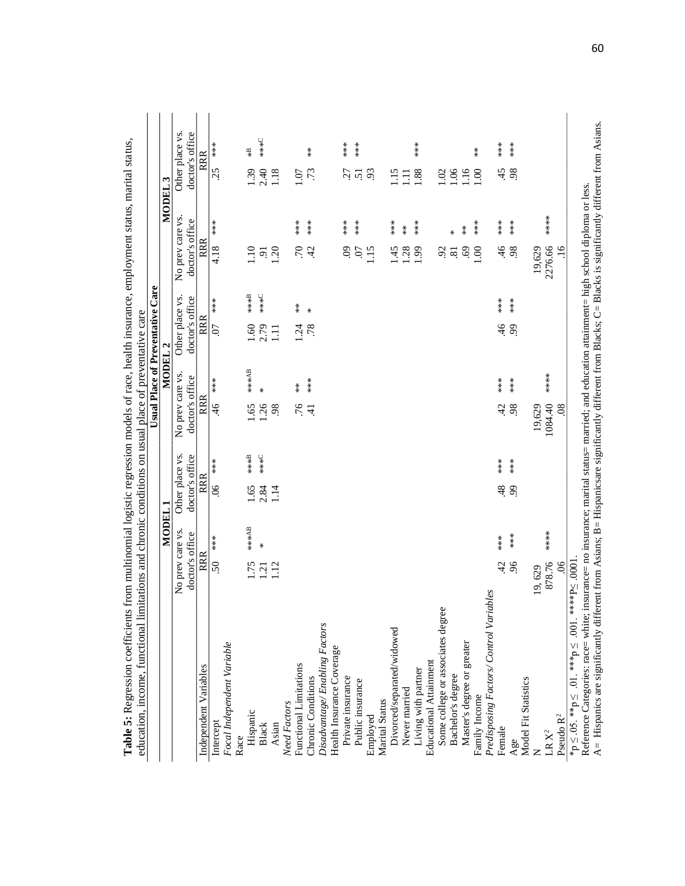**Table 5:** Regression coefficients from multinomial logistic regression models of race, health insurance, employment status, marital status, education, income, functional limitations and chronic conditions on usual place of preventative care

| | Usual Place of Preventative Care | | | | | |
|---|---|---|---|---|---|---|
| | MODEL 1 | | MODEL 2 | | MODEL 3 | |
| | No prev care vs. doctor's office | Other place vs. doctor's office | No prev care vs. doctor's office | Other place vs. doctor's office | No prev care vs. doctor's office | Other place vs. doctor's office |
| Independent Variables | RRR | RRR | RRR | RRR | RRR | RRR |
| Intercept | .50 *** | .06 *** | .46 *** | .07 *** | 4.18 *** | .25 *** |
| *Focal Independent Variable* | | | | | | |
| Race | | | | | | |
| Hispanic | 1.75 ***AB | 1.65 ***B | 1.65 ***AB | 1.60 ***B | 1.10 | 1.39 *B |
| Black | 1.21 * | 2.84 ***C | 1.26 * | 2.79 ***C | .91 | 2.40 ***C |
| Asian | 1.12 | 1.14 | .98 | 1.11 | 1.20 | 1.18 |
| *Need Factors* | | | | | | |
| Functional Limitations | | | .76 ** | 1.24 ** | .70 *** | 1.07 |
| Chronic Conditions | | | .41 *** | .78 * | .42 *** | .73 ** |
| *Disadvantage/ Enabling Factors* | | | | | | |
| Health Insurance Coverage | | | | | | |
| Private insurance | | | | | .09 *** | .27 *** |
| Public insurance | | | | | .07 *** | .51 *** |
| Employed | | | | | 1.15 | .93 |
| Marital Status | | | | | | |
| Divorced/separated/widowed | | | | | 1.45 *** | 1.15 |
| Never married | | | | | 1.28 ** | 1.11 |
| Living with partner | | | | | 1.99 *** | 1.88 *** |
| Educational Attainment | | | | | | |
| Some college or associates degree | | | | | .92 | 1.02 |
| Bachelor's degree | | | | | .81 * | 1.06 |
| Master's degree or greater | | | | | .69 ** | 1.16 |
| Family Income | | | | | 1.00 *** | 1.00 ** |
| *Predisposing Factors/ Control Variables* | | | | | | |
| Female | .42 *** | .48 *** | .42 *** | .46 *** | .46 *** | .45 *** |
| Age | .96 *** | .99 *** | .98 *** | .99 *** | .98 *** | .98 *** |
| Model Fit Statistics | | | | | | |
| N | 19, 629 | | 19,629 | | 19,629 | |
| LR $X^2$ | 878.76 **** | | 1084.40 **** | | 2276.66 **** | |
| Pseudo $R^2$ | .06 | | .08 | | .16 | |

*p ≤ .05. **p ≤ .01. ***p ≤ .001. ****P≤ .0001.

Reference Categories: race= white; insurance= no insurance; marital status= married; and education attainment= high school diploma or less.

A= Hispanics are significantly different from Asians; B= Hispanicsare significantly different from Blacks; C= Blacks is significantly different from Asians.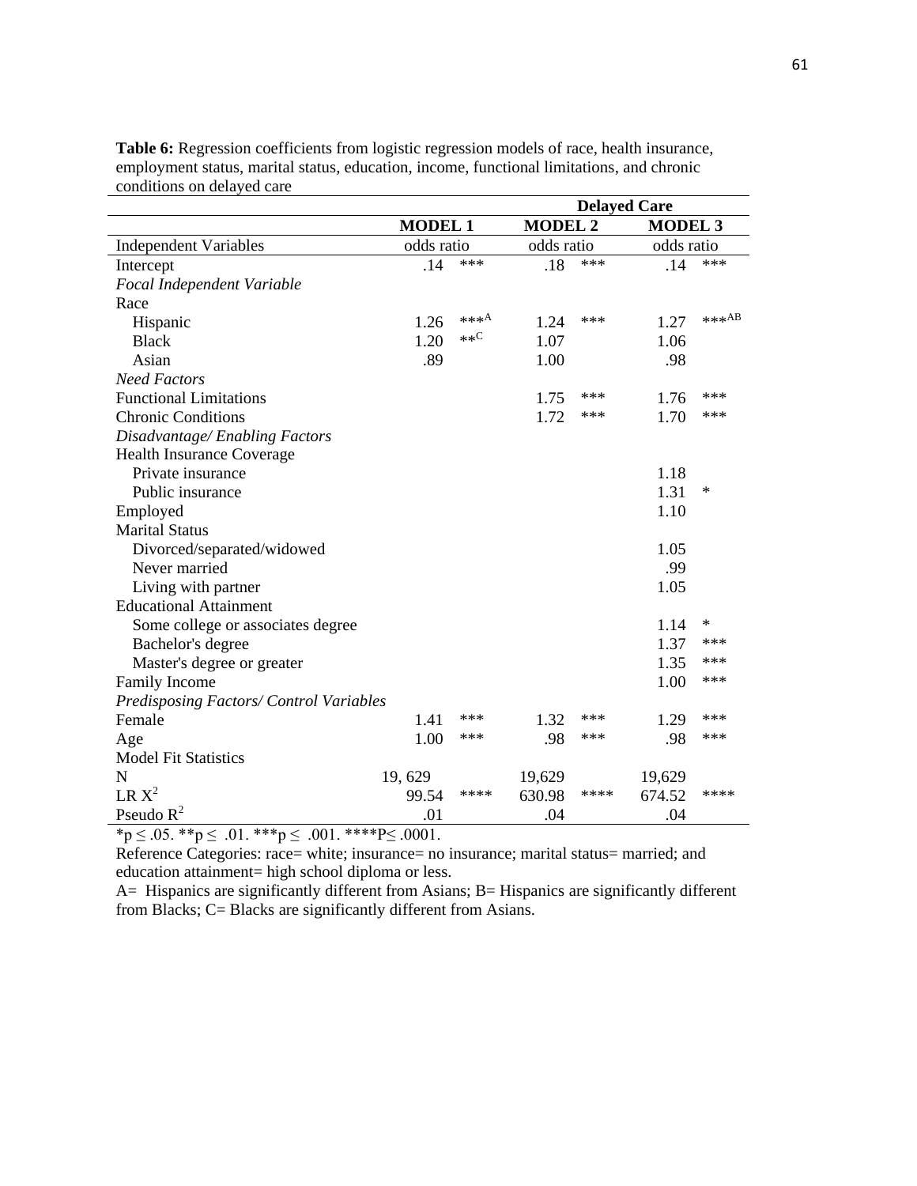**Table 6:** Regression coefficients from logistic regression models of race, health insurance, employment status, marital status, education, income, functional limitations, and chronic conditions on delayed care

| | Delayed Care | | | | | |
|---|---|---|---|---|---|---|
| | **MODEL 1** | | **MODEL 2** | | **MODEL 3** | |
| Independent Variables | odds ratio | | odds ratio | | odds ratio | |
| Intercept | .14 | *** | .18 | *** | .14 | *** |
| *Focal Independent Variable* | | | | | | |
| Race | | | | | | |
| Hispanic | 1.26 | ***[A] | 1.24 | *** | 1.27 | ***[AB] |
| Black | 1.20 | **[C] | 1.07 | | 1.06 | |
| Asian | .89 | | 1.00 | | .98 | |
| *Need Factors* | | | | | | |
| Functional Limitations | | | 1.75 | *** | 1.76 | *** |
| Chronic Conditions | | | 1.72 | *** | 1.70 | *** |
| *Disadvantage/ Enabling Factors* | | | | | | |
| Health Insurance Coverage | | | | | | |
| Private insurance | | | | | 1.18 | |
| Public insurance | | | | | 1.31 | * |
| Employed | | | | | 1.10 | |
| Marital Status | | | | | | |
| Divorced/separated/widowed | | | | | 1.05 | |
| Never married | | | | | .99 | |
| Living with partner | | | | | 1.05 | |
| Educational Attainment | | | | | | |
| Some college or associates degree | | | | | 1.14 | * |
| Bachelor's degree | | | | | 1.37 | *** |
| Master's degree or greater | | | | | 1.35 | *** |
| Family Income | | | | | 1.00 | *** |
| *Predisposing Factors/ Control Variables* | | | | | | |
| Female | 1.41 | *** | 1.32 | *** | 1.29 | *** |
| Age | 1.00 | *** | .98 | *** | .98 | *** |
| Model Fit Statistics | | | | | | |
| N | 19, 629 | | 19,629 | | 19,629 | |
| LR $X^2$ | 99.54 | **** | 630.98 | **** | 674.52 | **** |
| Pseudo $R^2$ | .01 | | .04 | | .04 | |

*$p \leq .05$. **$p \leq .01$. ***$p \leq .001$. ****$P \leq .0001$.

Reference Categories: race= white; insurance= no insurance; marital status= married; and education attainment= high school diploma or less.

A= Hispanics are significantly different from Asians; B= Hispanics are significantly different from Blacks; C= Blacks are significantly different from Asians.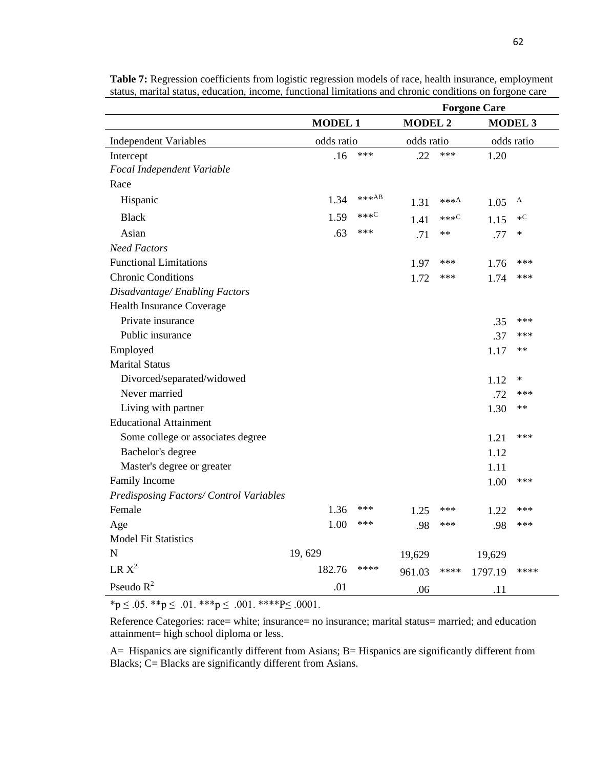**Table 7:** Regression coefficients from logistic regression models of race, health insurance, employment status, marital status, education, income, functional limitations and chronic conditions on forgone care

| | Forgone Care | | | | | |
|---|---|---|---|---|---|---|
| | MODEL 1 | | MODEL 2 | | MODEL 3 | |
| Independent Variables | odds ratio | | odds ratio | | odds ratio | |
| Intercept | .16 | *** | .22 | *** | 1.20 | |
| *Focal Independent Variable* | | | | | | |
| Race | | | | | | |
| Hispanic | 1.34 | ***AB | 1.31 | ***A | 1.05 | A |
| Black | 1.59 | ***C | 1.41 | ***C | 1.15 | *C |
| Asian | .63 | *** | .71 | ** | .77 | * |
| *Need Factors* | | | | | | |
| Functional Limitations | | | 1.97 | *** | 1.76 | *** |
| Chronic Conditions | | | 1.72 | *** | 1.74 | *** |
| *Disadvantage/ Enabling Factors* | | | | | | |
| Health Insurance Coverage | | | | | | |
| Private insurance | | | | | .35 | *** |
| Public insurance | | | | | .37 | *** |
| Employed | | | | | 1.17 | ** |
| Marital Status | | | | | | |
| Divorced/separated/widowed | | | | | 1.12 | * |
| Never married | | | | | .72 | *** |
| Living with partner | | | | | 1.30 | ** |
| Educational Attainment | | | | | | |
| Some college or associates degree | | | | | 1.21 | *** |
| Bachelor's degree | | | | | 1.12 | |
| Master's degree or greater | | | | | 1.11 | |
| Family Income | | | | | 1.00 | *** |
| *Predisposing Factors/ Control Variables* | | | | | | |
| Female | 1.36 | *** | 1.25 | *** | 1.22 | *** |
| Age | 1.00 | *** | .98 | *** | .98 | *** |
| Model Fit Statistics | | | | | | |
| N | 19, 629 | | 19,629 | | 19,629 | |
| LR $X^2$ | 182.76 | **** | 961.03 | **** | 1797.19 | **** |
| Pseudo $R^2$ | .01 | | .06 | | .11 | |

*p ≤ .05. **p ≤ .01. ***p ≤ .001. ****P≤ .0001.

Reference Categories: race= white; insurance= no insurance; marital status= married; and education attainment= high school diploma or less.

A= Hispanics are significantly different from Asians; B= Hispanics are significantly different from Blacks; C= Blacks are significantly different from Asians.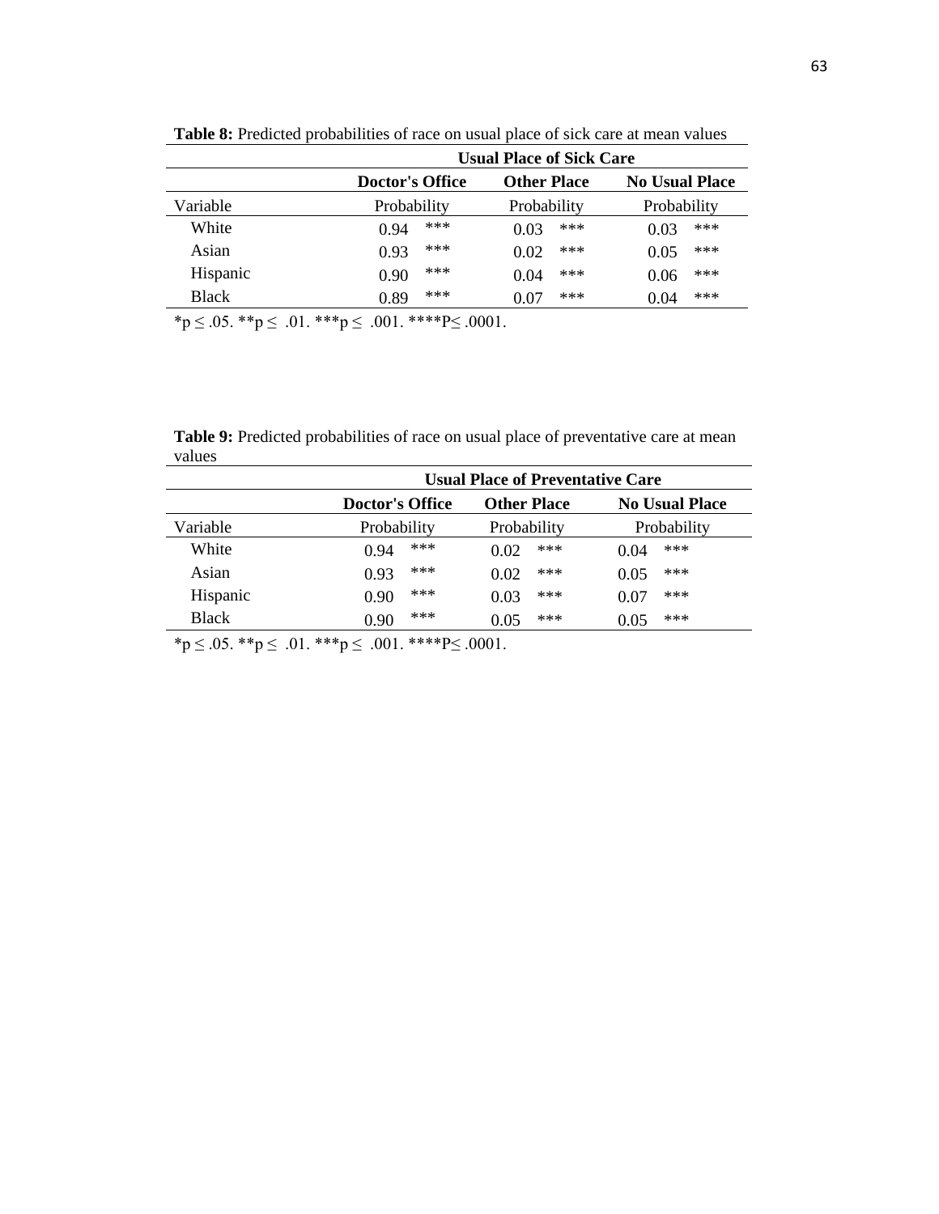**Table 8:** Predicted probabilities of race on usual place of sick care at mean values

| | Usual Place of Sick Care | | |
|---|---|---|---|
| | **Doctor's Office** | **Other Place** | **No Usual Place** |
| Variable | Probability | Probability | Probability |
| White | 0.94 *** | 0.03 *** | 0.03 *** |
| Asian | 0.93 *** | 0.02 *** | 0.05 *** |
| Hispanic | 0.90 *** | 0.04 *** | 0.06 *** |
| Black | 0.89 *** | 0.07 *** | 0.04 *** |

*p ≤ .05. **p ≤ .01. ***p ≤ .001. ****P≤ .0001.

**Table 9:** Predicted probabilities of race on usual place of preventative care at mean values

| | Usual Place of Preventative Care | | |
|---|---|---|---|
| | **Doctor's Office** | **Other Place** | **No Usual Place** |
| Variable | Probability | Probability | Probability |
| White | 0.94 *** | 0.02 *** | 0.04 *** |
| Asian | 0.93 *** | 0.02 *** | 0.05 *** |
| Hispanic | 0.90 *** | 0.03 *** | 0.07 *** |
| Black | 0.90 *** | 0.05 *** | 0.05 *** |

*p ≤ .05. **p ≤ .01. ***p ≤ .001. ****P≤ .0001.